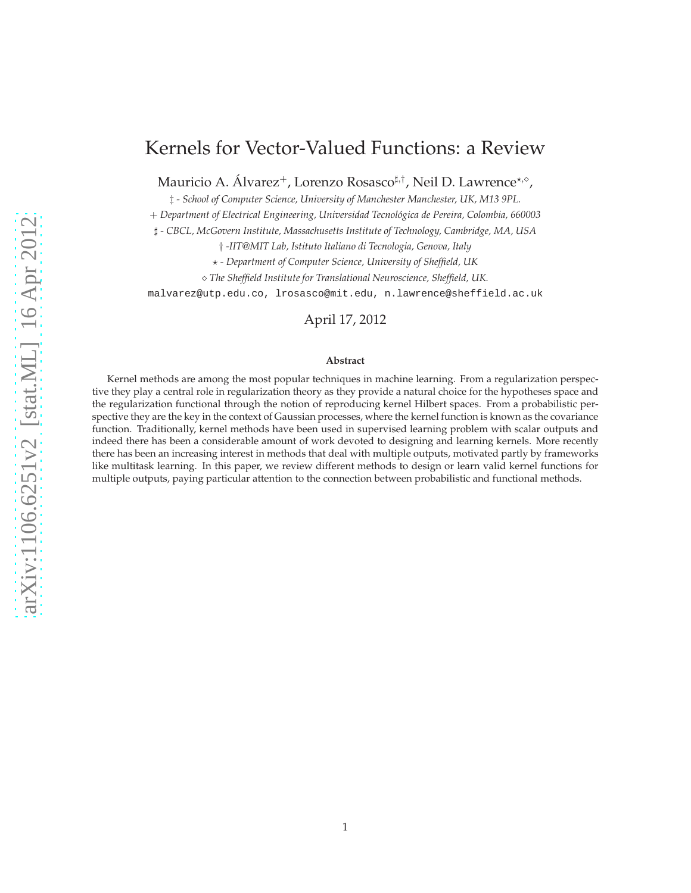# Kernels for Vector-Valued Functions: a Review

Mauricio A. Álvarez[+], Lorenzo Rosasco[♯,†], Neil D. Lawrence[⋆,⋄],

‡ - *School of Computer Science, University of Manchester Manchester, UK, M13 9PL.*

+ *Department of Electrical Engineering, Universidad Tecnológica de Pereira, Colombia, 660003*

♯ - *CBCL, McGovern Institute, Massachusetts Institute of Technology, Cambridge, MA, USA*

† *-IIT@MIT Lab, Istituto Italiano di Tecnologia, Genova, Italy*

⋆ - *Department of Computer Science, University of Sheffield, UK*

⋄ *The Sheffield Institute for Translational Neuroscience, Sheffield, UK.*

malvarez@utp.edu.co, lrosasco@mit.edu, n.lawrence@sheffield.ac.uk

April 17, 2012

**Abstract**

Kernel methods are among the most popular techniques in machine learning. From a regularization perspective they play a central role in regularization theory as they provide a natural choice for the hypotheses space and the regularization functional through the notion of reproducing kernel Hilbert spaces. From a probabilistic perspective they are the key in the context of Gaussian processes, where the kernel function is known as the covariance function. Traditionally, kernel methods have been used in supervised learning problem with scalar outputs and indeed there has been a considerable amount of work devoted to designing and learning kernels. More recently there has been an increasing interest in methods that deal with multiple outputs, motivated partly by frameworks like multitask learning. In this paper, we review different methods to design or learn valid kernel functions for multiple outputs, paying particular attention to the connection between probabilistic and functional methods.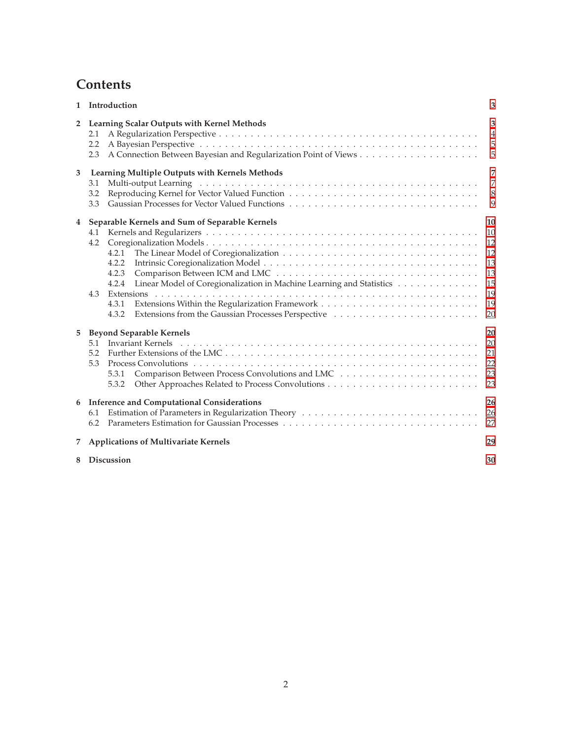# Contents

**1 Introduction** 3

**2 Learning Scalar Outputs with Kernel Methods** 3
- 2.1 A Regularization Perspective 4
- 2.2 A Bayesian Perspective 5
- 2.3 A Connection Between Bayesian and Regularization Point of Views 5

**3 Learning Multiple Outputs with Kernels Methods** 7
- 3.1 Multi-output Learning 7
- 3.2 Reproducing Kernel for Vector Valued Function 8
- 3.3 Gaussian Processes for Vector Valued Functions 9

**4 Separable Kernels and Sum of Separable Kernels** 10
- 4.1 Kernels and Regularizers 10
- 4.2 Coregionalization Models 12
  - 4.2.1 The Linear Model of Coregionalization 12
  - 4.2.2 Intrinsic Coregionalization Model 13
  - 4.2.3 Comparison Between ICM and LMC 13
  - 4.2.4 Linear Model of Coregionalization in Machine Learning and Statistics 15
- 4.3 Extensions 19
  - 4.3.1 Extensions Within the Regularization Framework 19
  - 4.3.2 Extensions from the Gaussian Processes Perspective 20

**5 Beyond Separable Kernels** 20
- 5.1 Invariant Kernels 20
- 5.2 Further Extensions of the LMC 21
- 5.3 Process Convolutions 22
  - 5.3.1 Comparison Between Process Convolutions and LMC 23
  - 5.3.2 Other Approaches Related to Process Convolutions 23

**6 Inference and Computational Considerations** 26
- 6.1 Estimation of Parameters in Regularization Theory 26
- 6.2 Parameters Estimation for Gaussian Processes 27

**7 Applications of Multivariate Kernels** 29

**8 Discussion** 30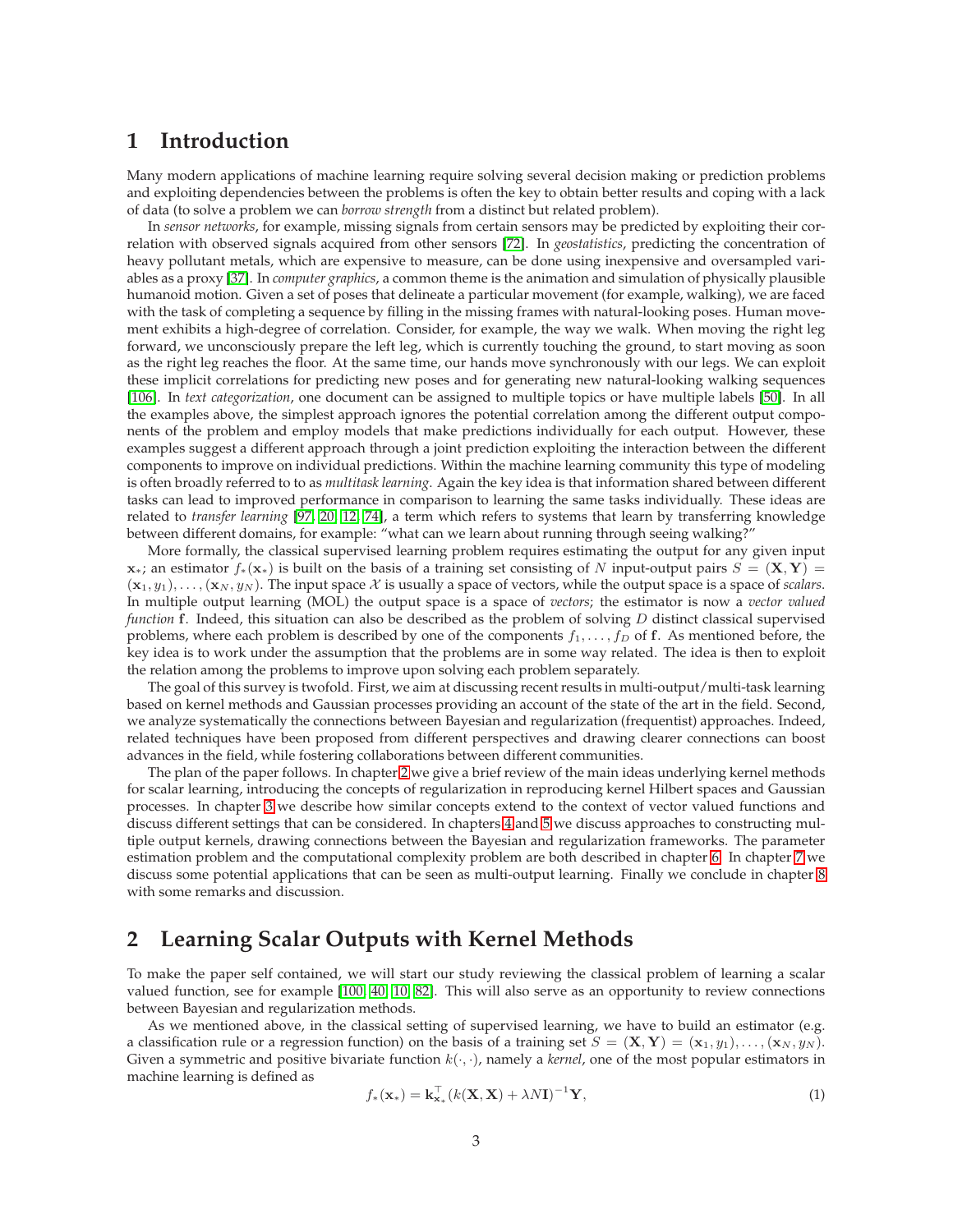# 1 Introduction

Many modern applications of machine learning require solving several decision making or prediction problems and exploiting dependencies between the problems is often the key to obtain better results and coping with a lack of data (to solve a problem we can *borrow strength* from a distinct but related problem).

In *sensor networks*, for example, missing signals from certain sensors may be predicted by exploiting their correlation with observed signals acquired from other sensors [72]. In *geostatistics*, predicting the concentration of heavy pollutant metals, which are expensive to measure, can be done using inexpensive and oversampled variables as a proxy [37]. In *computer graphics*, a common theme is the animation and simulation of physically plausible humanoid motion. Given a set of poses that delineate a particular movement (for example, walking), we are faced with the task of completing a sequence by filling in the missing frames with natural-looking poses. Human movement exhibits a high-degree of correlation. Consider, for example, the way we walk. When moving the right leg forward, we unconsciously prepare the left leg, which is currently touching the ground, to start moving as soon as the right leg reaches the floor. At the same time, our hands move synchronously with our legs. We can exploit these implicit correlations for predicting new poses and for generating new natural-looking walking sequences [106]. In *text categorization*, one document can be assigned to multiple topics or have multiple labels [50]. In all the examples above, the simplest approach ignores the potential correlation among the different output components of the problem and employ models that make predictions individually for each output. However, these examples suggest a different approach through a joint prediction exploiting the interaction between the different components to improve on individual predictions. Within the machine learning community this type of modeling is often broadly referred to to as *multitask learning*. Again the key idea is that information shared between different tasks can lead to improved performance in comparison to learning the same tasks individually. These ideas are related to *transfer learning* [97, 20, 12, 74], a term which refers to systems that learn by transferring knowledge between different domains, for example: "what can we learn about running through seeing walking?"

More formally, the classical supervised learning problem requires estimating the output for any given input $\mathbf{x}_*$; an estimator $f_*(\mathbf{x}_*)$ is built on the basis of a training set consisting of $N$ input-output pairs $S = (\mathbf{X}, \mathbf{Y}) = (\mathbf{x}_1, y_1), \ldots, (\mathbf{x}_N, y_N)$. The input space $\mathcal{X}$ is usually a space of vectors, while the output space is a space of *scalars*. In multiple output learning (MOL) the output space is a space of *vectors*; the estimator is now a *vector valued function* $\mathbf{f}$. Indeed, this situation can also be described as the problem of solving $D$ distinct classical supervised problems, where each problem is described by one of the components $f_1, \ldots, f_D$ of $\mathbf{f}$. As mentioned before, the key idea is to work under the assumption that the problems are in some way related. The idea is then to exploit the relation among the problems to improve upon solving each problem separately.

The goal of this survey is twofold. First, we aim at discussing recent results in multi-output/multi-task learning based on kernel methods and Gaussian processes providing an account of the state of the art in the field. Second, we analyze systematically the connections between Bayesian and regularization (frequentist) approaches. Indeed, related techniques have been proposed from different perspectives and drawing clearer connections can boost advances in the field, while fostering collaborations between different communities.

The plan of the paper follows. In chapter 2 we give a brief review of the main ideas underlying kernel methods for scalar learning, introducing the concepts of regularization in reproducing kernel Hilbert spaces and Gaussian processes. In chapter 3 we describe how similar concepts extend to the context of vector valued functions and discuss different settings that can be considered. In chapters 4 and 5 we discuss approaches to constructing multiple output kernels, drawing connections between the Bayesian and regularization frameworks. The parameter estimation problem and the computational complexity problem are both described in chapter 6. In chapter 7 we discuss some potential applications that can be seen as multi-output learning. Finally we conclude in chapter 8 with some remarks and discussion.

# 2 Learning Scalar Outputs with Kernel Methods

To make the paper self contained, we will start our study reviewing the classical problem of learning a scalar valued function, see for example [100, 40, 10, 82]. This will also serve as an opportunity to review connections between Bayesian and regularization methods.

As we mentioned above, in the classical setting of supervised learning, we have to build an estimator (e.g. a classification rule or a regression function) on the basis of a training set $S = (\mathbf{X}, \mathbf{Y}) = (\mathbf{x}_1, y_1), \ldots, (\mathbf{x}_N, y_N)$. Given a symmetric and positive bivariate function $k(\cdot, \cdot)$, namely a *kernel*, one of the most popular estimators in machine learning is defined as

$$f_*(\mathbf{x}_*) = \mathbf{k}_{\mathbf{x}_*}^{\top}(k(\mathbf{X}, \mathbf{X}) + \lambda N \mathbf{I})^{-1}\mathbf{Y}, \tag{1}$$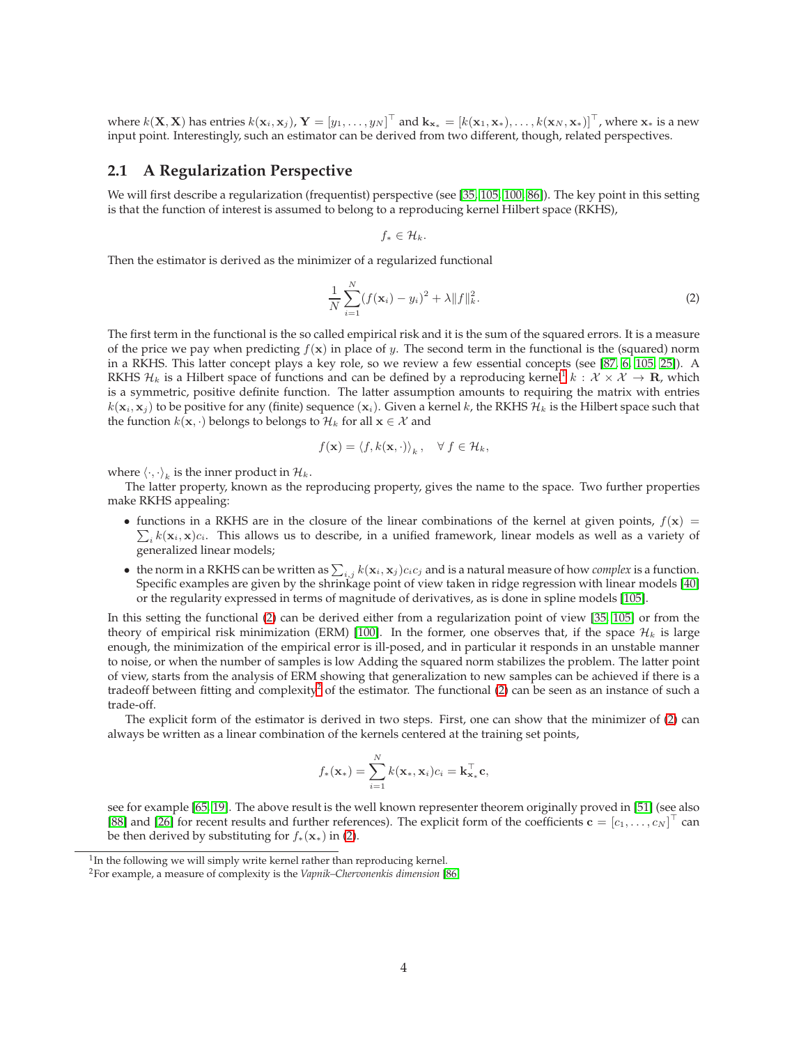where $k(\mathbf{X}, \mathbf{X})$ has entries $k(\mathbf{x}_i, \mathbf{x}_j)$, $\mathbf{Y} = [y_1, \ldots, y_N]^\top$ and $\mathbf{k}_{\mathbf{x}_*} = [k(\mathbf{x}_1, \mathbf{x}_*), \ldots, k(\mathbf{x}_N, \mathbf{x}_*)]^\top$, where $\mathbf{x}_*$ is a new input point. Interestingly, such an estimator can be derived from two different, though, related perspectives.

## 2.1 A Regularization Perspective

We will first describe a regularization (frequentist) perspective (see [35, 105, 100, 86]). The key point in this setting is that the function of interest is assumed to belong to a reproducing kernel Hilbert space (RKHS),

$$f_* \in \mathcal{H}_k.$$

Then the estimator is derived as the minimizer of a regularized functional

$$\frac{1}{N}\sum_{i=1}^{N}(f(\mathbf{x}_i) - y_i)^2 + \lambda \|f\|_k^2. \tag{2}$$

The first term in the functional is the so called empirical risk and it is the sum of the squared errors. It is a measure of the price we pay when predicting $f(\mathbf{x})$ in place of $y$. The second term in the functional is the (squared) norm in a RKHS. This latter concept plays a key role, so we review a few essential concepts (see [87, 6, 105, 25]). A RKHS $\mathcal{H}_k$ is a Hilbert space of functions and can be defined by a reproducing kernel[1] $k : \mathcal{X} \times \mathcal{X} \to \mathbf{R}$, which is a symmetric, positive definite function. The latter assumption amounts to requiring the matrix with entries $k(\mathbf{x}_i, \mathbf{x}_j)$ to be positive for any (finite) sequence $(\mathbf{x}_i)$. Given a kernel $k$, the RKHS $\mathcal{H}_k$ is the Hilbert space such that the function $k(\mathbf{x}, \cdot)$ belongs to belongs to $\mathcal{H}_k$ for all $\mathbf{x} \in \mathcal{X}$ and

$$f(\mathbf{x}) = \langle f, k(\mathbf{x}, \cdot)\rangle_k, \quad \forall\, f \in \mathcal{H}_k,$$

where $\langle \cdot, \cdot \rangle_k$ is the inner product in $\mathcal{H}_k$.

The latter property, known as the reproducing property, gives the name to the space. Two further properties make RKHS appealing:

- functions in a RKHS are in the closure of the linear combinations of the kernel at given points, $f(\mathbf{x}) = \sum_i k(\mathbf{x}_i, \mathbf{x})c_i$. This allows us to describe, in a unified framework, linear models as well as a variety of generalized linear models;
- the norm in a RKHS can be written as $\sum_{i,j} k(\mathbf{x}_i, \mathbf{x}_j)c_i c_j$ and is a natural measure of how *complex* is a function. Specific examples are given by the shrinkage point of view taken in ridge regression with linear models [40] or the regularity expressed in terms of magnitude of derivatives, as is done in spline models [105].

In this setting the functional (2) can be derived either from a regularization point of view [35, 105] or from the theory of empirical risk minimization (ERM) [100]. In the former, one observes that, if the space $\mathcal{H}_k$ is large enough, the minimization of the empirical error is ill-posed, and in particular it responds in an unstable manner to noise, or when the number of samples is low Adding the squared norm stabilizes the problem. The latter point of view, starts from the analysis of ERM showing that generalization to new samples can be achieved if there is a tradeoff between fitting and complexity[2] of the estimator. The functional (2) can be seen as an instance of such a trade-off.

The explicit form of the estimator is derived in two steps. First, one can show that the minimizer of (2) can always be written as a linear combination of the kernels centered at the training set points,

$$f_*(\mathbf{x}_*) = \sum_{i=1}^{N} k(\mathbf{x}_*, \mathbf{x}_i)c_i = \mathbf{k}_{\mathbf{x}_*}^\top \mathbf{c},$$

see for example [65, 19]. The above result is the well known representer theorem originally proved in [51] (see also [88] and [26] for recent results and further references). The explicit form of the coefficients $\mathbf{c} = [c_1, \ldots, c_N]^\top$ can be then derived by substituting for $f_*(\mathbf{x}_*)$ in (2).

[1] In the following we will simply write kernel rather than reproducing kernel.

[2] For example, a measure of complexity is the *Vapnik–Chervonenkis dimension* [86]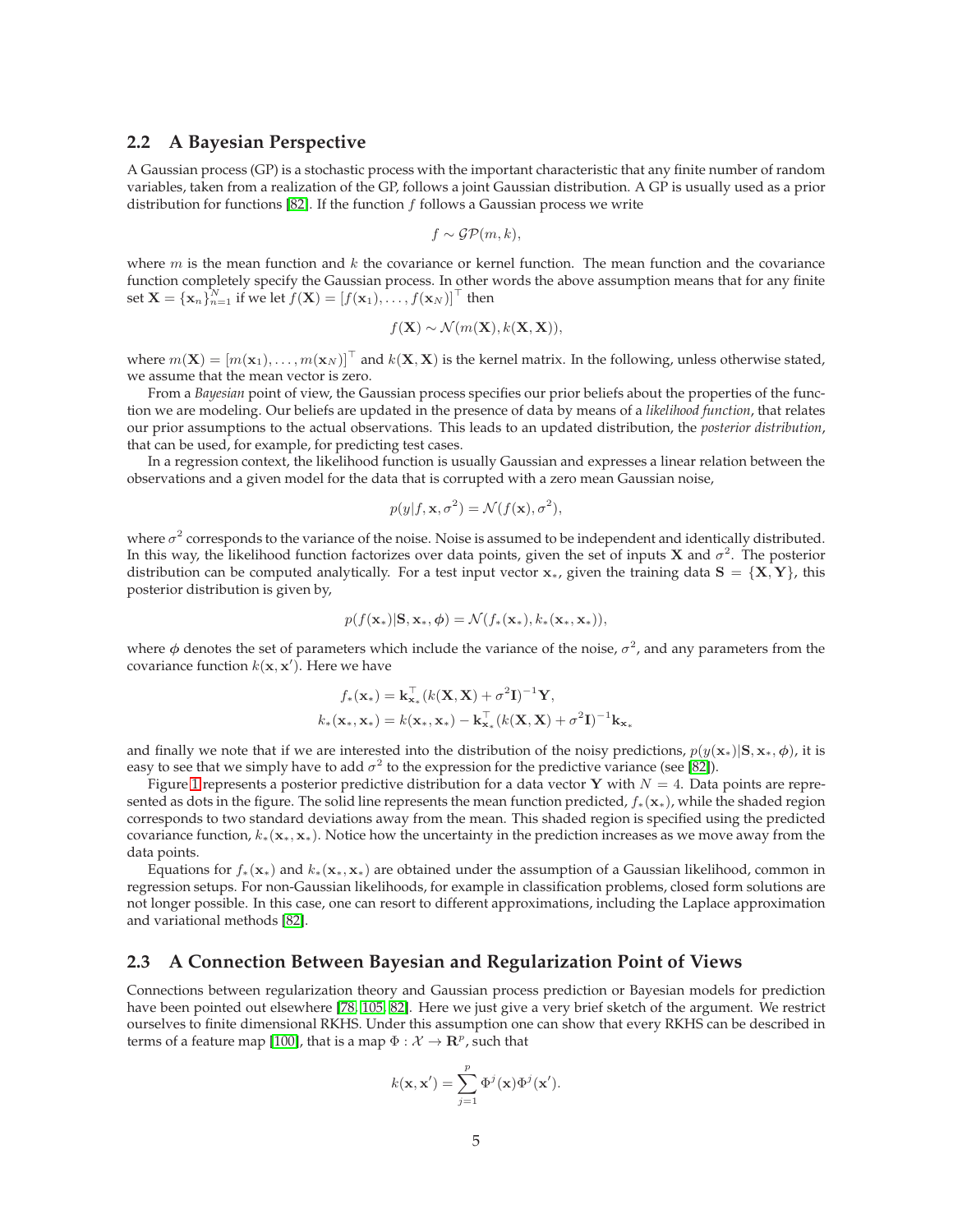## 2.2 A Bayesian Perspective

A Gaussian process (GP) is a stochastic process with the important characteristic that any finite number of random variables, taken from a realization of the GP, follows a joint Gaussian distribution. A GP is usually used as a prior distribution for functions [82]. If the function $f$ follows a Gaussian process we write

$$f \sim \mathcal{GP}(m, k),$$

where $m$ is the mean function and $k$ the covariance or kernel function. The mean function and the covariance function completely specify the Gaussian process. In other words the above assumption means that for any finite set $\mathbf{X} = \{\mathbf{x}_n\}_{n=1}^N$ if we let $f(\mathbf{X}) = [f(\mathbf{x}_1), \ldots, f(\mathbf{x}_N)]^\top$ then

$$f(\mathbf{X}) \sim \mathcal{N}(m(\mathbf{X}), k(\mathbf{X}, \mathbf{X})),$$

where $m(\mathbf{X}) = [m(\mathbf{x}_1), \ldots, m(\mathbf{x}_N)]^\top$ and $k(\mathbf{X}, \mathbf{X})$ is the kernel matrix. In the following, unless otherwise stated, we assume that the mean vector is zero.

From a *Bayesian* point of view, the Gaussian process specifies our prior beliefs about the properties of the function we are modeling. Our beliefs are updated in the presence of data by means of a *likelihood function*, that relates our prior assumptions to the actual observations. This leads to an updated distribution, the *posterior distribution*, that can be used, for example, for predicting test cases.

In a regression context, the likelihood function is usually Gaussian and expresses a linear relation between the observations and a given model for the data that is corrupted with a zero mean Gaussian noise,

$$p(y|f, \mathbf{x}, \sigma^2) = \mathcal{N}(f(\mathbf{x}), \sigma^2),$$

where $\sigma^2$ corresponds to the variance of the noise. Noise is assumed to be independent and identically distributed. In this way, the likelihood function factorizes over data points, given the set of inputs $\mathbf{X}$ and $\sigma^2$. The posterior distribution can be computed analytically. For a test input vector $\mathbf{x}_*$, given the training data $\mathbf{S} = \{\mathbf{X}, \mathbf{Y}\}$, this posterior distribution is given by,

$$p(f(\mathbf{x}_*)|\mathbf{S}, \mathbf{x}_*, \boldsymbol{\phi}) = \mathcal{N}(f_*(\mathbf{x}_*), k_*(\mathbf{x}_*, \mathbf{x}_*)),$$

where $\boldsymbol{\phi}$ denotes the set of parameters which include the variance of the noise, $\sigma^2$, and any parameters from the covariance function $k(\mathbf{x}, \mathbf{x}')$. Here we have

$$f_*(\mathbf{x}_*) = \mathbf{k}_{\mathbf{x}_*}^\top (k(\mathbf{X}, \mathbf{X}) + \sigma^2 \mathbf{I})^{-1} \mathbf{Y},$$
$$k_*(\mathbf{x}_*, \mathbf{x}_*) = k(\mathbf{x}_*, \mathbf{x}_*) - \mathbf{k}_{\mathbf{x}_*}^\top (k(\mathbf{X}, \mathbf{X}) + \sigma^2 \mathbf{I})^{-1} \mathbf{k}_{\mathbf{x}_*}$$

and finally we note that if we are interested into the distribution of the noisy predictions, $p(y(\mathbf{x}_*)|\mathbf{S}, \mathbf{x}_*, \boldsymbol{\phi})$, it is easy to see that we simply have to add $\sigma^2$ to the expression for the predictive variance (see [82]).

Figure 1 represents a posterior predictive distribution for a data vector $\mathbf{Y}$ with $N = 4$. Data points are represented as dots in the figure. The solid line represents the mean function predicted, $f_*(\mathbf{x}_*)$, while the shaded region corresponds to two standard deviations away from the mean. This shaded region is specified using the predicted covariance function, $k_*(\mathbf{x}_*, \mathbf{x}_*)$. Notice how the uncertainty in the prediction increases as we move away from the data points.

Equations for $f_*(\mathbf{x}_*)$ and $k_*(\mathbf{x}_*, \mathbf{x}_*)$ are obtained under the assumption of a Gaussian likelihood, common in regression setups. For non-Gaussian likelihoods, for example in classification problems, closed form solutions are not longer possible. In this case, one can resort to different approximations, including the Laplace approximation and variational methods [82].

## 2.3 A Connection Between Bayesian and Regularization Point of Views

Connections between regularization theory and Gaussian process prediction or Bayesian models for prediction have been pointed out elsewhere [78, 105, 82]. Here we just give a very brief sketch of the argument. We restrict ourselves to finite dimensional RKHS. Under this assumption one can show that every RKHS can be described in terms of a feature map [100], that is a map $\Phi : \mathcal{X} \to \mathbf{R}^p$, such that

$$k(\mathbf{x}, \mathbf{x}') = \sum_{j=1}^{p} \Phi^j(\mathbf{x}) \Phi^j(\mathbf{x}').$$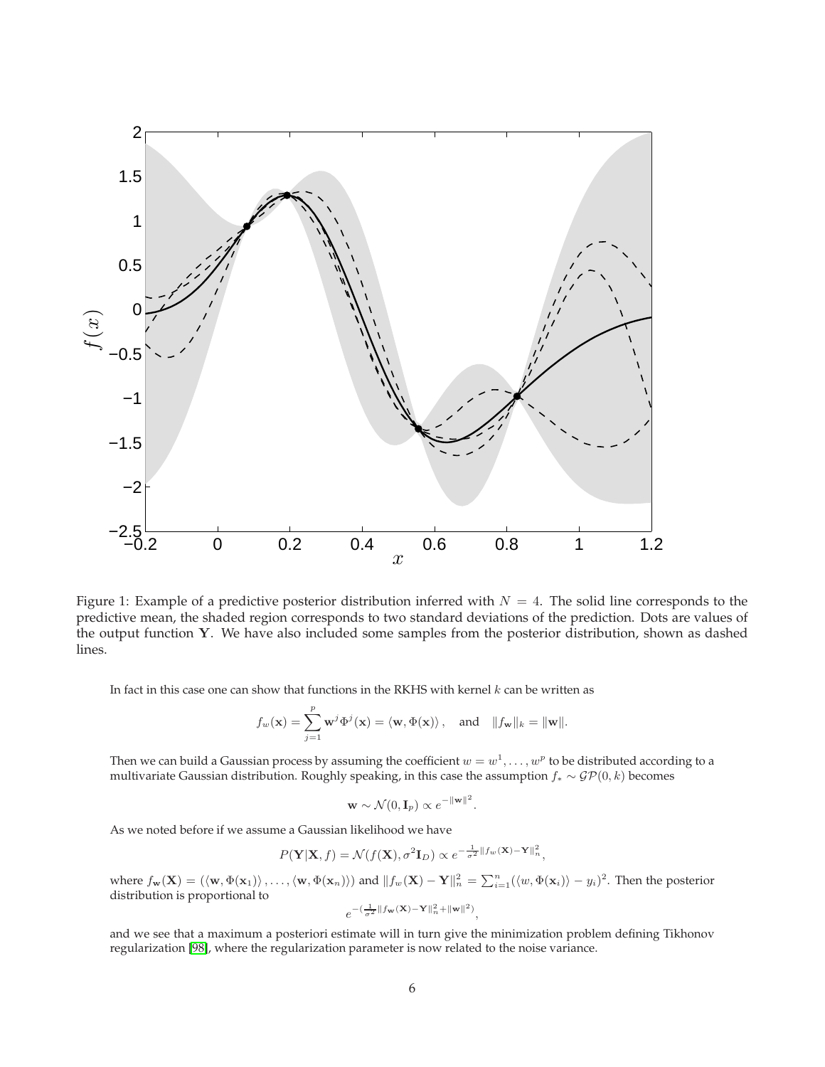2
1.5
1
0.5
0
−0.5
−1
−1.5
−2
−2.5

$f(x)$

−0.2 0 0.2 0.4 0.6 0.8 1 1.2

$x$

Figure 1: Example of a predictive posterior distribution inferred with $N = 4$. The solid line corresponds to the predictive mean, the shaded region corresponds to two standard deviations of the prediction. Dots are values of the output function $\mathbf{Y}$. We have also included some samples from the posterior distribution, shown as dashed lines.

In fact in this case one can show that functions in the RKHS with kernel $k$ can be written as

$$f_w(\mathbf{x}) = \sum_{j=1}^{p} \mathbf{w}^j \Phi^j(\mathbf{x}) = \langle \mathbf{w}, \Phi(\mathbf{x}) \rangle, \quad \text{and} \quad \|f_\mathbf{w}\|_k = \|\mathbf{w}\|.$$

Then we can build a Gaussian process by assuming the coefficient $w = w^1, \ldots, w^p$ to be distributed according to a multivariate Gaussian distribution. Roughly speaking, in this case the assumption $f_* \sim \mathcal{GP}(0, k)$ becomes

$$\mathbf{w} \sim \mathcal{N}(0, \mathbf{I}_p) \propto e^{-\|\mathbf{w}\|^2}.$$

As we noted before if we assume a Gaussian likelihood we have

$$P(\mathbf{Y}|\mathbf{X}, f) = \mathcal{N}(f(\mathbf{X}), \sigma^2 \mathbf{I}_D) \propto e^{-\frac{1}{\sigma^2}\|f_w(\mathbf{X}) - \mathbf{Y}\|_n^2},$$

where $f_\mathbf{w}(\mathbf{X}) = (\langle \mathbf{w}, \Phi(\mathbf{x}_1) \rangle, \ldots, \langle \mathbf{w}, \Phi(\mathbf{x}_n) \rangle)$ and $\|f_w(\mathbf{X}) - \mathbf{Y}\|_n^2 = \sum_{i=1}^n (\langle w, \Phi(\mathbf{x}_i) \rangle - y_i)^2$. Then the posterior distribution is proportional to

$$e^{-(\frac{1}{\sigma^2}\|f_\mathbf{w}(\mathbf{X}) - \mathbf{Y}\|_n^2 + \|\mathbf{w}\|^2)},$$

and we see that a maximum a posteriori estimate will in turn give the minimization problem defining Tikhonov regularization [98], where the regularization parameter is now related to the noise variance.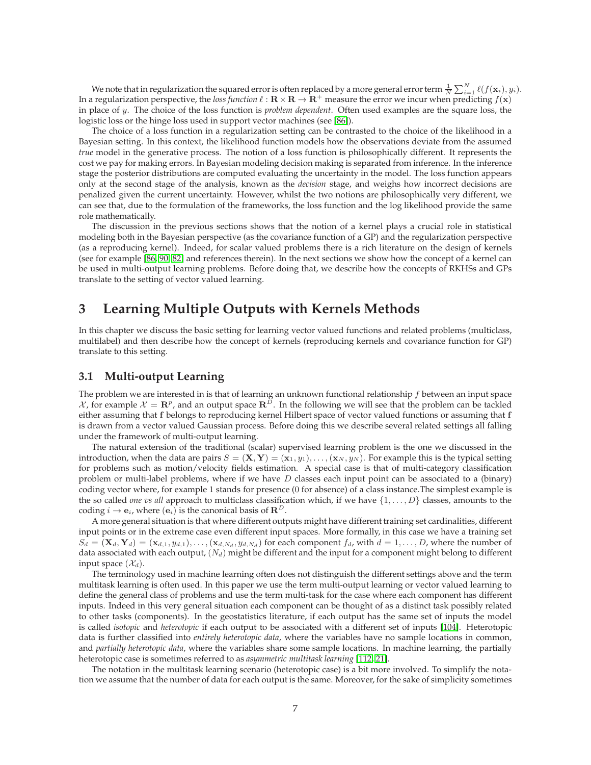We note that in regularization the squared error is often replaced by a more general error term $\frac{1}{N}\sum_{i=1}^{N}\ell(f(\mathbf{x}_i), y_i)$. In a regularization perspective, the *loss function* $\ell : \mathbf{R}\times\mathbf{R} \to \mathbf{R}^+$ measure the error we incur when predicting $f(\mathbf{x})$ in place of $y$. The choice of the loss function is *problem dependent*. Often used examples are the square loss, the logistic loss or the hinge loss used in support vector machines (see [86]).

The choice of a loss function in a regularization setting can be contrasted to the choice of the likelihood in a Bayesian setting. In this context, the likelihood function models how the observations deviate from the assumed *true* model in the generative process. The notion of a loss function is philosophically different. It represents the cost we pay for making errors. In Bayesian modeling decision making is separated from inference. In the inference stage the posterior distributions are computed evaluating the uncertainty in the model. The loss function appears only at the second stage of the analysis, known as the *decision* stage, and weighs how incorrect decisions are penalized given the current uncertainty. However, whilst the two notions are philosophically very different, we can see that, due to the formulation of the frameworks, the loss function and the log likelihood provide the same role mathematically.

The discussion in the previous sections shows that the notion of a kernel plays a crucial role in statistical modeling both in the Bayesian perspective (as the covariance function of a GP) and the regularization perspective (as a reproducing kernel). Indeed, for scalar valued problems there is a rich literature on the design of kernels (see for example [86, 90, 82] and references therein). In the next sections we show how the concept of a kernel can be used in multi-output learning problems. Before doing that, we describe how the concepts of RKHSs and GPs translate to the setting of vector valued learning.

# 3 Learning Multiple Outputs with Kernels Methods

In this chapter we discuss the basic setting for learning vector valued functions and related problems (multiclass, multilabel) and then describe how the concept of kernels (reproducing kernels and covariance function for GP) translate to this setting.

## 3.1 Multi-output Learning

The problem we are interested in is that of learning an unknown functional relationship $f$ between an input space $\mathcal{X}$, for example $\mathcal{X} = \mathbf{R}^p$, and an output space $\mathbf{R}^D$. In the following we will see that the problem can be tackled either assuming that $\mathbf{f}$ belongs to reproducing kernel Hilbert space of vector valued functions or assuming that $\mathbf{f}$ is drawn from a vector valued Gaussian process. Before doing this we describe several related settings all falling under the framework of multi-output learning.

The natural extension of the traditional (scalar) supervised learning problem is the one we discussed in the introduction, when the data are pairs $S = (\mathbf{X}, \mathbf{Y}) = (\mathbf{x}_1, y_1), \ldots, (\mathbf{x}_N, y_N)$. For example this is the typical setting for problems such as motion/velocity fields estimation. A special case is that of multi-category classification problem or multi-label problems, where if we have $D$ classes each input point can be associated to a (binary) coding vector where, for example 1 stands for presence (0 for absence) of a class instance.The simplest example is the so called *one vs all* approach to multiclass classification which, if we have $\{1, \ldots, D\}$ classes, amounts to the coding $i \to \mathbf{e}_i$, where $(\mathbf{e}_i)$ is the canonical basis of $\mathbf{R}^D$.

A more general situation is that where different outputs might have different training set cardinalities, different input points or in the extreme case even different input spaces. More formally, in this case we have a training set $S_d = (\mathbf{X}_d, \mathbf{Y}_d) = (\mathbf{x}_{d,1}, y_{d,1}), \ldots, (\mathbf{x}_{d,N_d}, y_{d,N_d})$ for each component $f_d$, with $d = 1, \ldots, D$, where the number of data associated with each output, $(N_d)$ might be different and the input for a component might belong to different input space $(\mathcal{X}_d)$.

The terminology used in machine learning often does not distinguish the different settings above and the term multitask learning is often used. In this paper we use the term multi-output learning or vector valued learning to define the general class of problems and use the term multi-task for the case where each component has different inputs. Indeed in this very general situation each component can be thought of as a distinct task possibly related to other tasks (components). In the geostatistics literature, if each output has the same set of inputs the model is called *isotopic* and *heterotopic* if each output to be associated with a different set of inputs [104]. Heterotopic data is further classified into *entirely heterotopic data*, where the variables have no sample locations in common, and *partially heterotopic data*, where the variables share some sample locations. In machine learning, the partially heterotopic case is sometimes referred to as *asymmetric multitask learning* [112, 21].

The notation in the multitask learning scenario (heterotopic case) is a bit more involved. To simplify the notation we assume that the number of data for each output is the same. Moreover, for the sake of simplicity sometimes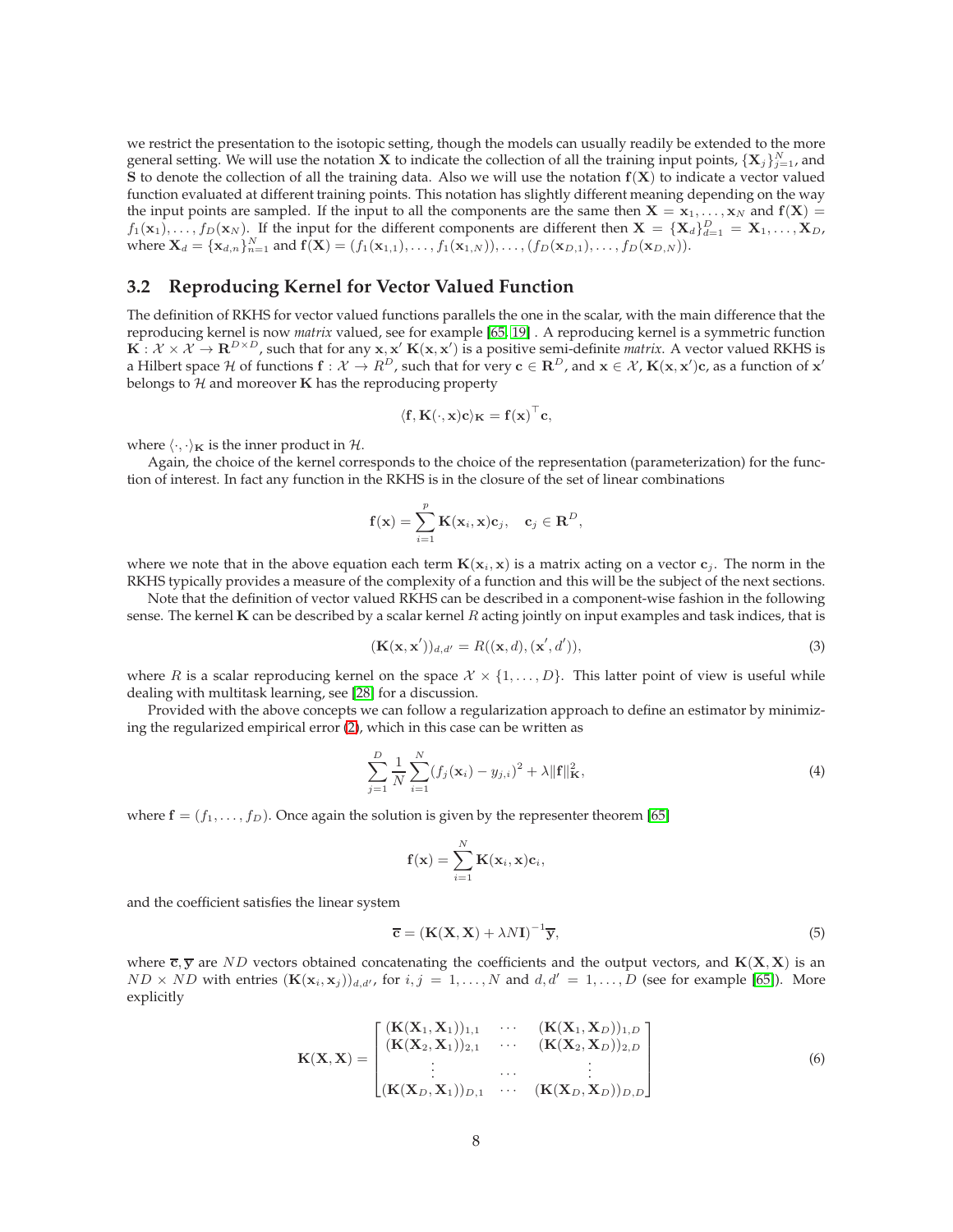we restrict the presentation to the isotopic setting, though the models can usually readily be extended to the more general setting. We will use the notation $\mathbf{X}$ to indicate the collection of all the training input points, $\{\mathbf{X}_j\}_{j=1}^N$, and $\mathbf{S}$ to denote the collection of all the training data. Also we will use the notation $\mathbf{f}(\mathbf{X})$ to indicate a vector valued function evaluated at different training points. This notation has slightly different meaning depending on the way the input points are sampled. If the input to all the components are the same then $\mathbf{X} = \mathbf{x}_1, \ldots, \mathbf{x}_N$ and $\mathbf{f}(\mathbf{X}) = f_1(\mathbf{x}_1), \ldots, f_D(\mathbf{x}_N)$. If the input for the different components are different then $\mathbf{X} = \{\mathbf{X}_d\}_{d=1}^D = \mathbf{X}_1, \ldots, \mathbf{X}_D$, where $\mathbf{X}_d = \{\mathbf{x}_{d,n}\}_{n=1}^N$ and $\mathbf{f}(\mathbf{X}) = (f_1(\mathbf{x}_{1,1}), \ldots, f_1(\mathbf{x}_{1,N})), \ldots, (f_D(\mathbf{x}_{D,1}), \ldots, f_D(\mathbf{x}_{D,N}))$.

## 3.2 Reproducing Kernel for Vector Valued Function

The definition of RKHS for vector valued functions parallels the one in the scalar, with the main difference that the reproducing kernel is now *matrix* valued, see for example [65, 19] . A reproducing kernel is a symmetric function $\mathbf{K} : \mathcal{X} \times \mathcal{X} \to \mathbf{R}^{D \times D}$, such that for any $\mathbf{x}, \mathbf{x}'$ $\mathbf{K}(\mathbf{x}, \mathbf{x}')$ is a positive semi-definite *matrix*. A vector valued RKHS is a Hilbert space $\mathcal{H}$ of functions $\mathbf{f} : \mathcal{X} \to R^D$, such that for very $\mathbf{c} \in \mathbf{R}^D$, and $\mathbf{x} \in \mathcal{X}$, $\mathbf{K}(\mathbf{x}, \mathbf{x}')\mathbf{c}$, as a function of $\mathbf{x}'$ belongs to $\mathcal{H}$ and moreover $\mathbf{K}$ has the reproducing property

$$\langle \mathbf{f}, \mathbf{K}(\cdot, \mathbf{x})\mathbf{c} \rangle_{\mathbf{K}} = \mathbf{f}(\mathbf{x})^\top \mathbf{c},$$

where $\langle \cdot, \cdot \rangle_{\mathbf{K}}$ is the inner product in $\mathcal{H}$.

Again, the choice of the kernel corresponds to the choice of the representation (parameterization) for the function of interest. In fact any function in the RKHS is in the closure of the set of linear combinations

$$\mathbf{f}(\mathbf{x}) = \sum_{i=1}^{p} \mathbf{K}(\mathbf{x}_i, \mathbf{x})\mathbf{c}_j, \quad \mathbf{c}_j \in \mathbf{R}^D,$$

where we note that in the above equation each term $\mathbf{K}(\mathbf{x}_i, \mathbf{x})$ is a matrix acting on a vector $\mathbf{c}_j$. The norm in the RKHS typically provides a measure of the complexity of a function and this will be the subject of the next sections.

Note that the definition of vector valued RKHS can be described in a component-wise fashion in the following sense. The kernel $\mathbf{K}$ can be described by a scalar kernel $R$ acting jointly on input examples and task indices, that is

$$(\mathbf{K}(\mathbf{x}, \mathbf{x}'))_{d,d'} = R((\mathbf{x}, d), (\mathbf{x}', d')), \tag{3}$$

where $R$ is a scalar reproducing kernel on the space $\mathcal{X} \times \{1, \ldots, D\}$. This latter point of view is useful while dealing with multitask learning, see [28] for a discussion.

Provided with the above concepts we can follow a regularization approach to define an estimator by minimizing the regularized empirical error (2), which in this case can be written as

$$\sum_{j=1}^{D} \frac{1}{N} \sum_{i=1}^{N} (f_j(\mathbf{x}_i) - y_{j,i})^2 + \lambda \|\mathbf{f}\|_{\mathbf{K}}^2, \tag{4}$$

where $\mathbf{f} = (f_1, \ldots, f_D)$. Once again the solution is given by the representer theorem [65]

$$\mathbf{f}(\mathbf{x}) = \sum_{i=1}^{N} \mathbf{K}(\mathbf{x}_i, \mathbf{x})\mathbf{c}_i,$$

and the coefficient satisfies the linear system

$$\overline{\mathbf{c}} = (\mathbf{K}(\mathbf{X}, \mathbf{X}) + \lambda N \mathbf{I})^{-1} \overline{\mathbf{y}}, \tag{5}$$

where $\overline{\mathbf{c}}, \overline{\mathbf{y}}$ are $ND$ vectors obtained concatenating the coefficients and the output vectors, and $\mathbf{K}(\mathbf{X}, \mathbf{X})$ is an $ND \times ND$ with entries $(\mathbf{K}(\mathbf{x}_i, \mathbf{x}_j))_{d,d'}$, for $i, j = 1, \ldots, N$ and $d, d' = 1, \ldots, D$ (see for example [65]). More explicitly

$$\mathbf{K}(\mathbf{X}, \mathbf{X}) = \begin{bmatrix} (\mathbf{K}(\mathbf{X}_1, \mathbf{X}_1))_{1,1} & \cdots & (\mathbf{K}(\mathbf{X}_1, \mathbf{X}_D))_{1,D} \\ (\mathbf{K}(\mathbf{X}_2, \mathbf{X}_1))_{2,1} & \cdots & (\mathbf{K}(\mathbf{X}_2, \mathbf{X}_D))_{2,D} \\ \vdots & \cdots & \vdots \\ (\mathbf{K}(\mathbf{X}_D, \mathbf{X}_1))_{D,1} & \cdots & (\mathbf{K}(\mathbf{X}_D, \mathbf{X}_D))_{D,D} \end{bmatrix} \tag{6}$$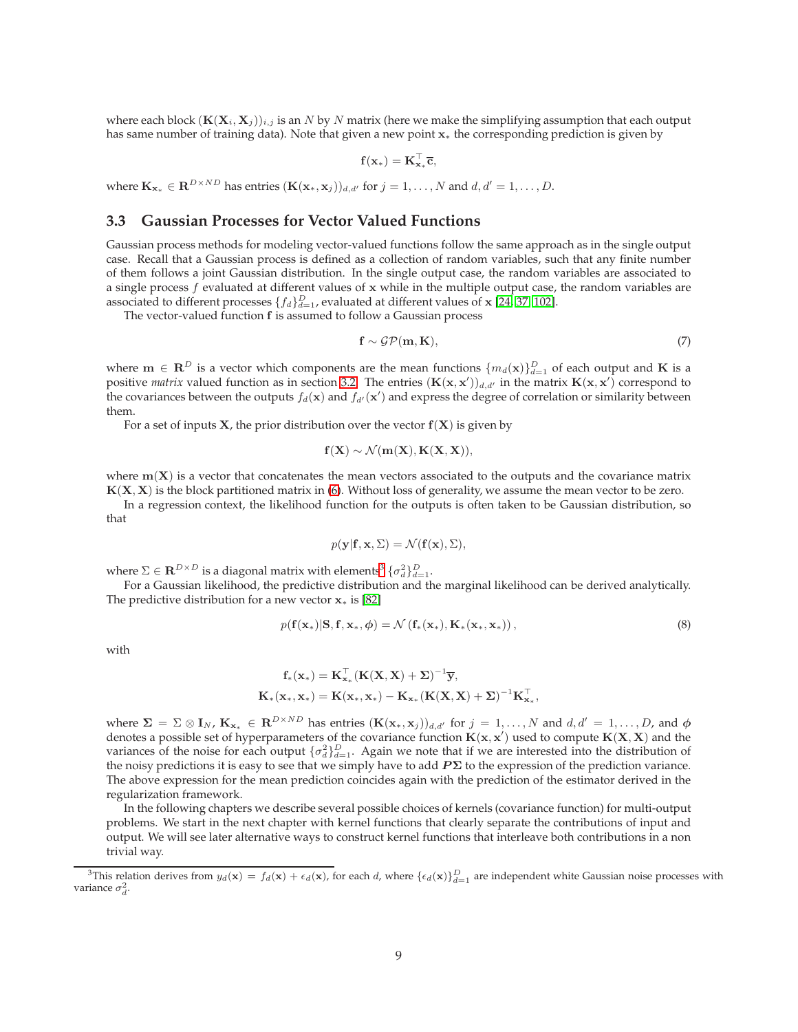where each block $(\mathbf{K}(\mathbf{X}_i, \mathbf{X}_j))_{i,j}$ is an $N$ by $N$ matrix (here we make the simplifying assumption that each output has same number of training data). Note that given a new point $\mathbf{x}_*$ the corresponding prediction is given by

$$\mathbf{f}(\mathbf{x}_*) = \mathbf{K}_{\mathbf{x}_*}^\top \overline{\mathbf{c}},$$

where $\mathbf{K}_{\mathbf{x}_*} \in \mathbf{R}^{D \times ND}$ has entries $(\mathbf{K}(\mathbf{x}_*, \mathbf{x}_j))_{d,d'}$ for $j = 1, \ldots, N$ and $d, d' = 1, \ldots, D$.

## 3.3 Gaussian Processes for Vector Valued Functions

Gaussian process methods for modeling vector-valued functions follow the same approach as in the single output case. Recall that a Gaussian process is defined as a collection of random variables, such that any finite number of them follows a joint Gaussian distribution. In the single output case, the random variables are associated to a single process $f$ evaluated at different values of $\mathbf{x}$ while in the multiple output case, the random variables are associated to different processes $\{f_d\}_{d=1}^D$, evaluated at different values of $\mathbf{x}$ [24, 37, 102].

The vector-valued function $\mathbf{f}$ is assumed to follow a Gaussian process

$$\mathbf{f} \sim \mathcal{GP}(\mathbf{m}, \mathbf{K}), \tag{7}$$

where $\mathbf{m} \in \mathbf{R}^D$ is a vector which components are the mean functions $\{m_d(\mathbf{x})\}_{d=1}^D$ of each output and $\mathbf{K}$ is a positive *matrix* valued function as in section 3.2. The entries $(\mathbf{K}(\mathbf{x}, \mathbf{x}'))_{d,d'}$ in the matrix $\mathbf{K}(\mathbf{x}, \mathbf{x}')$ correspond to the covariances between the outputs $f_d(\mathbf{x})$ and $f_{d'}(\mathbf{x}')$ and express the degree of correlation or similarity between them.

For a set of inputs $\mathbf{X}$, the prior distribution over the vector $\mathbf{f}(\mathbf{X})$ is given by

$$\mathbf{f}(\mathbf{X}) \sim \mathcal{N}(\mathbf{m}(\mathbf{X}), \mathbf{K}(\mathbf{X}, \mathbf{X})),$$

where $\mathbf{m}(\mathbf{X})$ is a vector that concatenates the mean vectors associated to the outputs and the covariance matrix $\mathbf{K}(\mathbf{X}, \mathbf{X})$ is the block partitioned matrix in (6). Without loss of generality, we assume the mean vector to be zero.

In a regression context, the likelihood function for the outputs is often taken to be Gaussian distribution, so that

$$p(\mathbf{y}|\mathbf{f}, \mathbf{x}, \Sigma) = \mathcal{N}(\mathbf{f}(\mathbf{x}), \Sigma),$$

where $\Sigma \in \mathbf{R}^{D \times D}$ is a diagonal matrix with elements[3] $\{\sigma_d^2\}_{d=1}^D$.

For a Gaussian likelihood, the predictive distribution and the marginal likelihood can be derived analytically. The predictive distribution for a new vector $\mathbf{x}_*$ is [82]

$$p(\mathbf{f}(\mathbf{x}_*)|\mathbf{S}, \mathbf{f}, \mathbf{x}_*, \boldsymbol{\phi}) = \mathcal{N}\left(\mathbf{f}_*(\mathbf{x}_*), \mathbf{K}_*(\mathbf{x}_*, \mathbf{x}_*)\right), \tag{8}$$

with

$$\mathbf{f}_*(\mathbf{x}_*) = \mathbf{K}_{\mathbf{x}_*}^\top (\mathbf{K}(\mathbf{X}, \mathbf{X}) + \mathbf{\Sigma})^{-1} \overline{\mathbf{y}},$$
$$\mathbf{K}_*(\mathbf{x}_*, \mathbf{x}_*) = \mathbf{K}(\mathbf{x}_*, \mathbf{x}_*) - \mathbf{K}_{\mathbf{x}_*} (\mathbf{K}(\mathbf{X}, \mathbf{X}) + \mathbf{\Sigma})^{-1} \mathbf{K}_{\mathbf{x}_*}^\top,$$

where $\mathbf{\Sigma} = \Sigma \otimes \mathbf{I}_N$, $\mathbf{K}_{\mathbf{x}_*} \in \mathbf{R}^{D \times ND}$ has entries $(\mathbf{K}(\mathbf{x}_*, \mathbf{x}_j))_{d,d'}$ for $j = 1, \ldots, N$ and $d, d' = 1, \ldots, D$, and $\boldsymbol{\phi}$ denotes a possible set of hyperparameters of the covariance function $\mathbf{K}(\mathbf{x}, \mathbf{x}')$ used to compute $\mathbf{K}(\mathbf{X}, \mathbf{X})$ and the variances of the noise for each output $\{\sigma_d^2\}_{d=1}^D$. Again we note that if we are interested into the distribution of the noisy predictions it is easy to see that we simply have to add $\boldsymbol{P\Sigma}$ to the expression of the prediction variance. The above expression for the mean prediction coincides again with the prediction of the estimator derived in the regularization framework.

In the following chapters we describe several possible choices of kernels (covariance function) for multi-output problems. We start in the next chapter with kernel functions that clearly separate the contributions of input and output. We will see later alternative ways to construct kernel functions that interleave both contributions in a non trivial way.

---

[3] This relation derives from $y_d(\mathbf{x}) = f_d(\mathbf{x}) + \epsilon_d(\mathbf{x})$, for each $d$, where $\{\epsilon_d(\mathbf{x})\}_{d=1}^D$ are independent white Gaussian noise processes with variance $\sigma_d^2$.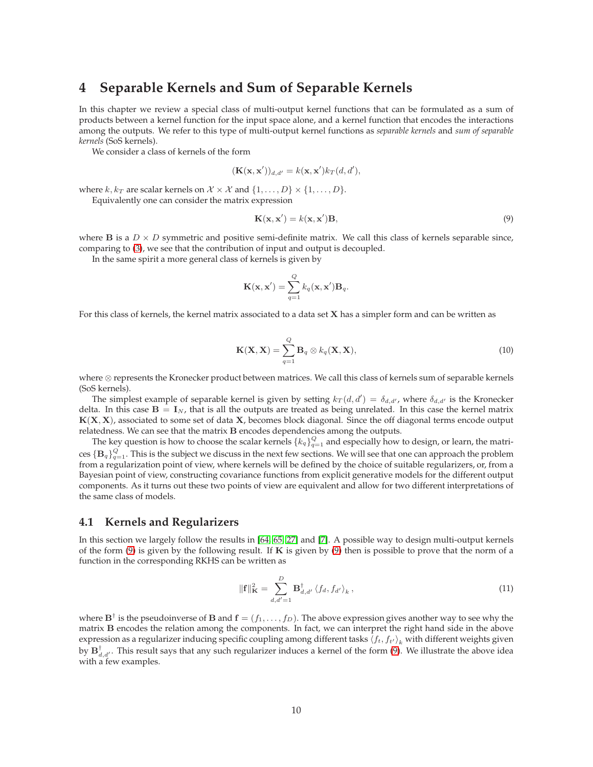# 4 Separable Kernels and Sum of Separable Kernels

In this chapter we review a special class of multi-output kernel functions that can be formulated as a sum of products between a kernel function for the input space alone, and a kernel function that encodes the interactions among the outputs. We refer to this type of multi-output kernel functions as *separable kernels* and *sum of separable kernels* (SoS kernels).

We consider a class of kernels of the form

$$(\mathbf{K}(\mathbf{x}, \mathbf{x}'))_{d,d'} = k(\mathbf{x}, \mathbf{x}')k_T(d, d'),$$

where $k, k_T$ are scalar kernels on $\mathcal{X} \times \mathcal{X}$ and $\{1, \ldots, D\} \times \{1, \ldots, D\}$.

Equivalently one can consider the matrix expression

$$\mathbf{K}(\mathbf{x}, \mathbf{x}') = k(\mathbf{x}, \mathbf{x}')\mathbf{B}, \tag{9}$$

where $\mathbf{B}$ is a $D \times D$ symmetric and positive semi-definite matrix. We call this class of kernels separable since, comparing to (3), we see that the contribution of input and output is decoupled.

In the same spirit a more general class of kernels is given by

$$\mathbf{K}(\mathbf{x}, \mathbf{x}') = \sum_{q=1}^{Q} k_q(\mathbf{x}, \mathbf{x}')\mathbf{B}_q.$$

For this class of kernels, the kernel matrix associated to a data set $\mathbf{X}$ has a simpler form and can be written as

$$\mathbf{K}(\mathbf{X}, \mathbf{X}) = \sum_{q=1}^{Q} \mathbf{B}_q \otimes k_q(\mathbf{X}, \mathbf{X}), \tag{10}$$

where $\otimes$ represents the Kronecker product between matrices. We call this class of kernels sum of separable kernels (SoS kernels).

The simplest example of separable kernel is given by setting $k_T(d, d') = \delta_{d,d'}$, where $\delta_{d,d'}$ is the Kronecker delta. In this case $\mathbf{B} = \mathbf{I}_N$, that is all the outputs are treated as being unrelated. In this case the kernel matrix $\mathbf{K}(\mathbf{X}, \mathbf{X})$, associated to some set of data $\mathbf{X}$, becomes block diagonal. Since the off diagonal terms encode output relatedness. We can see that the matrix $\mathbf{B}$ encodes dependencies among the outputs.

The key question is how to choose the scalar kernels $\{k_q\}_{q=1}^{Q}$ and especially how to design, or learn, the matrices $\{\mathbf{B}_q\}_{q=1}^{Q}$. This is the subject we discuss in the next few sections. We will see that one can approach the problem from a regularization point of view, where kernels will be defined by the choice of suitable regularizers, or, from a Bayesian point of view, constructing covariance functions from explicit generative models for the different output components. As it turns out these two points of view are equivalent and allow for two different interpretations of the same class of models.

## 4.1 Kernels and Regularizers

In this section we largely follow the results in [64, 65, 27] and [7]. A possible way to design multi-output kernels of the form (9) is given by the following result. If $\mathbf{K}$ is given by (9) then is possible to prove that the norm of a function in the corresponding RKHS can be written as

$$\|\mathbf{f}\|^2_{\mathbf{K}} = \sum_{d,d'=1}^{D} \mathbf{B}^{\dagger}_{d,d'} \langle f_d, f_{d'} \rangle_k, \tag{11}$$

where $\mathbf{B}^{\dagger}$ is the pseudoinverse of $\mathbf{B}$ and $\mathbf{f} = (f_1, \ldots, f_D)$. The above expression gives another way to see why the matrix $\mathbf{B}$ encodes the relation among the components. In fact, we can interpret the right hand side in the above expression as a regularizer inducing specific coupling among different tasks $\langle f_t, f_{t'} \rangle_k$ with different weights given by $\mathbf{B}^{\dagger}_{d,d'}$. This result says that any such regularizer induces a kernel of the form (9). We illustrate the above idea with a few examples.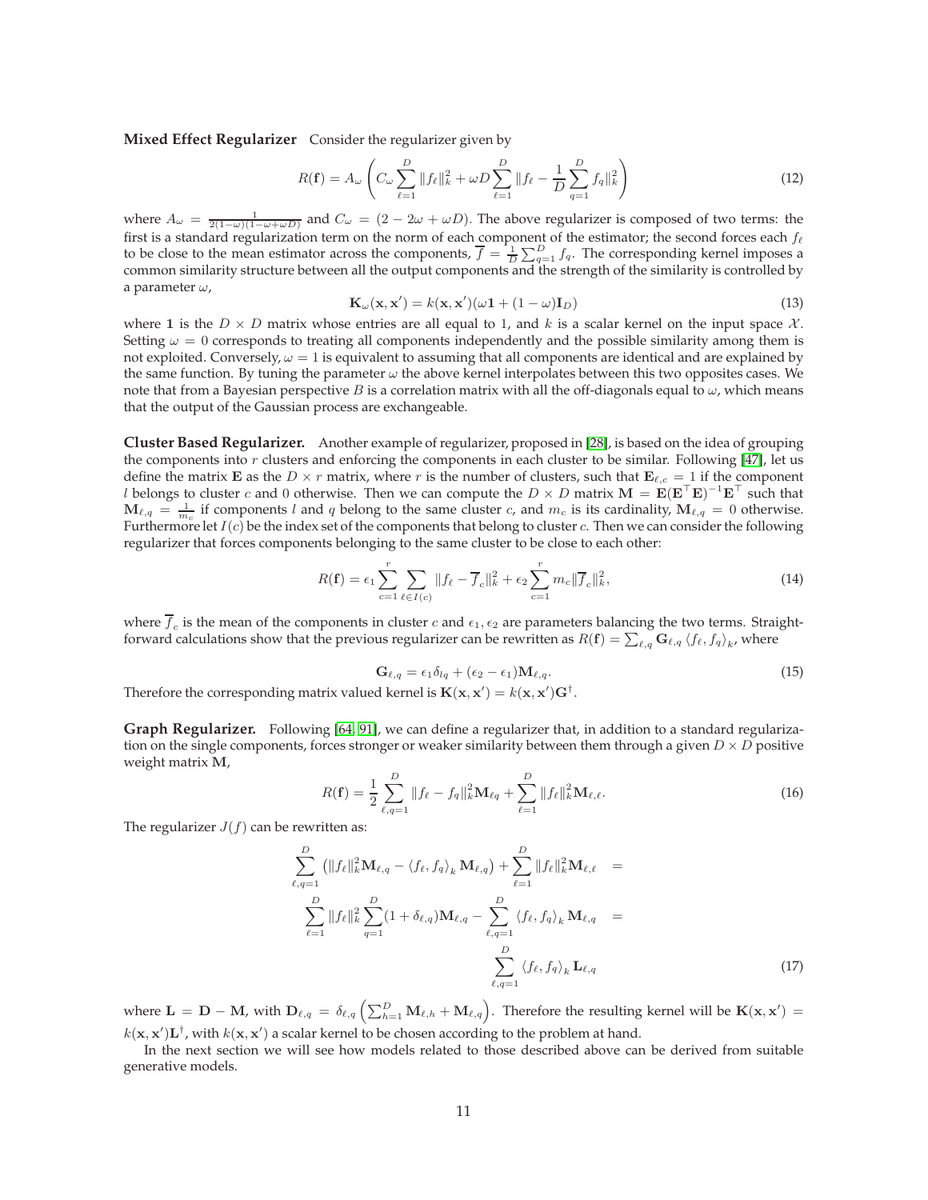**Mixed Effect Regularizer** Consider the regularizer given by

$$R(\mathbf{f}) = A_\omega \left( C_\omega \sum_{\ell=1}^{D} \|f_\ell\|_k^2 + \omega D \sum_{\ell=1}^{D} \|f_\ell - \frac{1}{D} \sum_{q=1}^{D} f_q\|_k^2 \right) \tag{12}$$

where $A_\omega = \frac{1}{2(1-\omega)(1-\omega+\omega D)}$ and $C_\omega = (2 - 2\omega + \omega D)$. The above regularizer is composed of two terms: the first is a standard regularization term on the norm of each component of the estimator; the second forces each $f_\ell$ to be close to the mean estimator across the components, $\overline{f} = \frac{1}{D}\sum_{q=1}^{D} f_q$. The corresponding kernel imposes a common similarity structure between all the output components and the strength of the similarity is controlled by a parameter $\omega$,

$$\mathbf{K}_\omega(\mathbf{x}, \mathbf{x}') = k(\mathbf{x}, \mathbf{x}')(\omega \mathbf{1} + (1-\omega)\mathbf{I}_D) \tag{13}$$

where $\mathbf{1}$ is the $D \times D$ matrix whose entries are all equal to 1, and $k$ is a scalar kernel on the input space $\mathcal{X}$. Setting $\omega = 0$ corresponds to treating all components independently and the possible similarity among them is not exploited. Conversely, $\omega = 1$ is equivalent to assuming that all components are identical and are explained by the same function. By tuning the parameter $\omega$ the above kernel interpolates between this two opposites cases. We note that from a Bayesian perspective $B$ is a correlation matrix with all the off-diagonals equal to $\omega$, which means that the output of the Gaussian process are exchangeable.

**Cluster Based Regularizer.** Another example of regularizer, proposed in [28], is based on the idea of grouping the components into $r$ clusters and enforcing the components in each cluster to be similar. Following [47], let us define the matrix $\mathbf{E}$ as the $D \times r$ matrix, where $r$ is the number of clusters, such that $\mathbf{E}_{\ell,c} = 1$ if the component $l$ belongs to cluster $c$ and 0 otherwise. Then we can compute the $D \times D$ matrix $\mathbf{M} = \mathbf{E}(\mathbf{E}^\top \mathbf{E})^{-1}\mathbf{E}^\top$ such that $\mathbf{M}_{\ell,q} = \frac{1}{m_c}$ if components $l$ and $q$ belong to the same cluster $c$, and $m_c$ is its cardinality, $\mathbf{M}_{\ell,q} = 0$ otherwise. Furthermore let $I(c)$ be the index set of the components that belong to cluster $c$. Then we can consider the following regularizer that forces components belonging to the same cluster to be close to each other:

$$R(\mathbf{f}) = \epsilon_1 \sum_{c=1}^{r} \sum_{\ell \in I(c)} \|f_\ell - \overline{f}_c\|_k^2 + \epsilon_2 \sum_{c=1}^{r} m_c \|\overline{f}_c\|_k^2, \tag{14}$$

where $\overline{f}_c$ is the mean of the components in cluster $c$ and $\epsilon_1, \epsilon_2$ are parameters balancing the two terms. Straightforward calculations show that the previous regularizer can be rewritten as $R(\mathbf{f}) = \sum_{\ell,q} \mathbf{G}_{\ell,q} \left\langle f_\ell, f_q \right\rangle_k$, where

$$\mathbf{G}_{\ell,q} = \epsilon_1 \delta_{lq} + (\epsilon_2 - \epsilon_1)\mathbf{M}_{\ell,q}. \tag{15}$$

Therefore the corresponding matrix valued kernel is $\mathbf{K}(\mathbf{x}, \mathbf{x}') = k(\mathbf{x}, \mathbf{x}')\mathbf{G}^\dagger$.

**Graph Regularizer.** Following [64, 91], we can define a regularizer that, in addition to a standard regularization on the single components, forces stronger or weaker similarity between them through a given $D \times D$ positive weight matrix $\mathbf{M}$,

$$R(\mathbf{f}) = \frac{1}{2} \sum_{\ell,q=1}^{D} \|f_\ell - f_q\|_k^2 \mathbf{M}_{\ell q} + \sum_{\ell=1}^{D} \|f_\ell\|_k^2 \mathbf{M}_{\ell,\ell}. \tag{16}$$

The regularizer $J(f)$ can be rewritten as:

$$\begin{aligned}
\sum_{\ell,q=1}^{D} \left( \|f_\ell\|_k^2 \mathbf{M}_{\ell,q} - \left\langle f_\ell, f_q \right\rangle_k \mathbf{M}_{\ell,q} \right) + \sum_{\ell=1}^{D} \|f_\ell\|_k^2 \mathbf{M}_{\ell,\ell} &= \\
\sum_{\ell=1}^{D} \|f_\ell\|_k^2 \sum_{q=1}^{D} (1 + \delta_{\ell,q}) \mathbf{M}_{\ell,q} - \sum_{\ell,q=1}^{D} \left\langle f_\ell, f_q \right\rangle_k \mathbf{M}_{\ell,q} &= \\
\sum_{\ell,q=1}^{D} \left\langle f_\ell, f_q \right\rangle_k \mathbf{L}_{\ell,q} &
\end{aligned} \tag{17}$$

where $\mathbf{L} = \mathbf{D} - \mathbf{M}$, with $\mathbf{D}_{\ell,q} = \delta_{\ell,q} \left( \sum_{h=1}^{D} \mathbf{M}_{\ell,h} + \mathbf{M}_{\ell,q} \right)$. Therefore the resulting kernel will be $\mathbf{K}(\mathbf{x}, \mathbf{x}') = k(\mathbf{x}, \mathbf{x}')\mathbf{L}^\dagger$, with $k(\mathbf{x}, \mathbf{x}')$ a scalar kernel to be chosen according to the problem at hand.

In the next section we will see how models related to those described above can be derived from suitable generative models.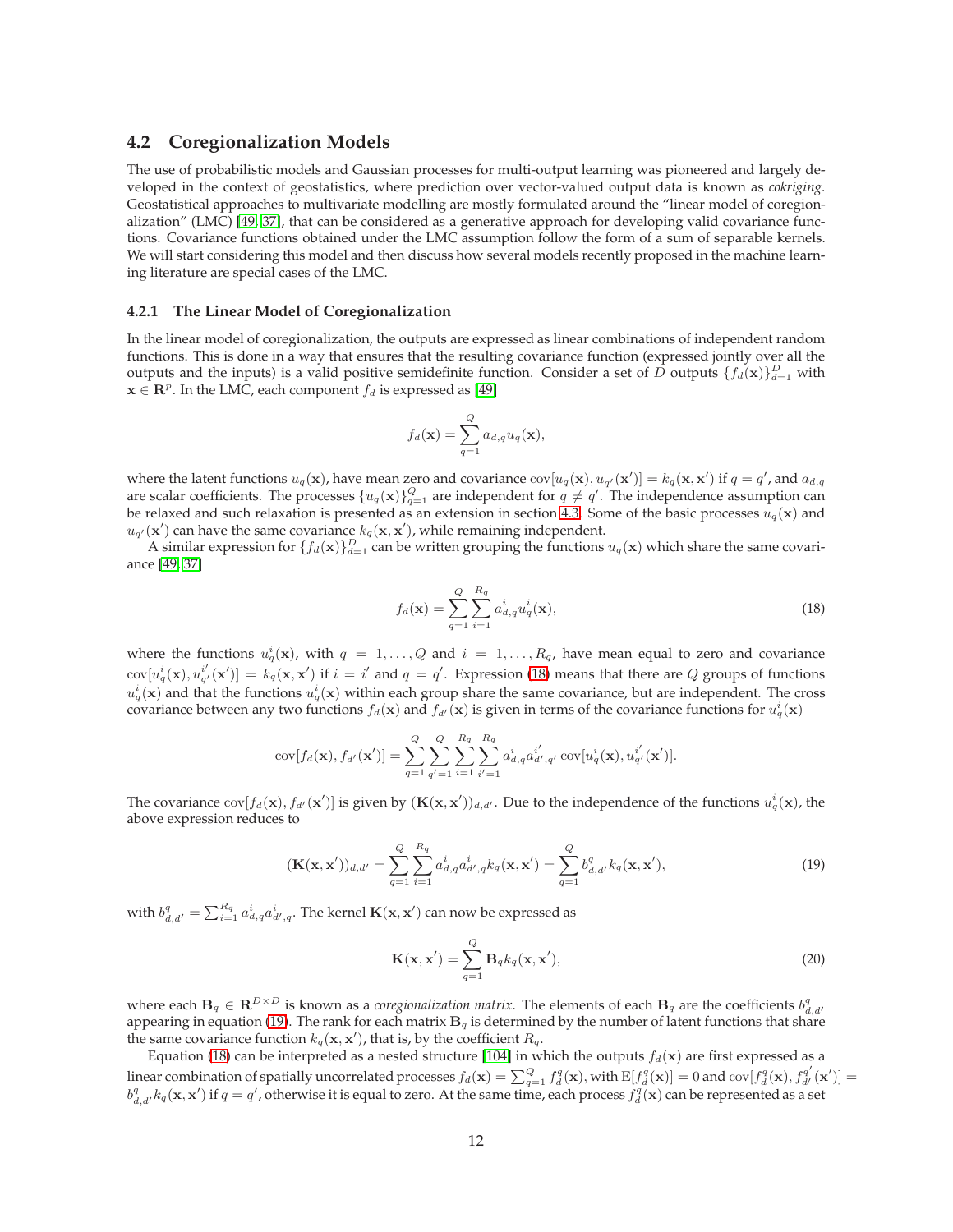### 4.2 Coregionalization Models

The use of probabilistic models and Gaussian processes for multi-output learning was pioneered and largely developed in the context of geostatistics, where prediction over vector-valued output data is known as *cokriging*. Geostatistical approaches to multivariate modelling are mostly formulated around the "linear model of coregionalization" (LMC) [49, 37], that can be considered as a generative approach for developing valid covariance functions. Covariance functions obtained under the LMC assumption follow the form of a sum of separable kernels. We will start considering this model and then discuss how several models recently proposed in the machine learning literature are special cases of the LMC.

#### 4.2.1 The Linear Model of Coregionalization

In the linear model of coregionalization, the outputs are expressed as linear combinations of independent random functions. This is done in a way that ensures that the resulting covariance function (expressed jointly over all the outputs and the inputs) is a valid positive semidefinite function. Consider a set of $D$ outputs $\{f_d(\mathbf{x})\}_{d=1}^{D}$ with $\mathbf{x} \in \mathbf{R}^p$. In the LMC, each component $f_d$ is expressed as [49]

$$
f_d(\mathbf{x}) = \sum_{q=1}^{Q} a_{d,q} u_q(\mathbf{x}),
$$

where the latent functions $u_q(\mathbf{x})$, have mean zero and covariance $\text{cov}[u_q(\mathbf{x}), u_{q'}(\mathbf{x}')] = k_q(\mathbf{x}, \mathbf{x}')$ if $q = q'$, and $a_{d,q}$ are scalar coefficients. The processes $\{u_q(\mathbf{x})\}_{q=1}^{Q}$ are independent for $q \neq q'$. The independence assumption can be relaxed and such relaxation is presented as an extension in section 4.3. Some of the basic processes $u_q(\mathbf{x})$ and $u_{q'}(\mathbf{x}')$ can have the same covariance $k_q(\mathbf{x}, \mathbf{x}')$, while remaining independent.

A similar expression for $\{f_d(\mathbf{x})\}_{d=1}^{D}$ can be written grouping the functions $u_q(\mathbf{x})$ which share the same covariance [49, 37]

$$
f_d(\mathbf{x}) = \sum_{q=1}^{Q} \sum_{i=1}^{R_q} a_{d,q}^{i} u_q^{i}(\mathbf{x}), \tag{18}
$$

where the functions $u_q^i(\mathbf{x})$, with $q = 1, \ldots, Q$ and $i = 1, \ldots, R_q$, have mean equal to zero and covariance $\text{cov}[u_q^i(\mathbf{x}), u_{q'}^{i'}(\mathbf{x}')] = k_q(\mathbf{x}, \mathbf{x}')$ if $i = i'$ and $q = q'$. Expression (18) means that there are $Q$ groups of functions $u_q^i(\mathbf{x})$ and that the functions $u_q^i(\mathbf{x})$ within each group share the same covariance, but are independent. The cross covariance between any two functions $f_d(\mathbf{x})$ and $f_{d'}(\mathbf{x})$ is given in terms of the covariance functions for $u_q^i(\mathbf{x})$

$$
\text{cov}[f_d(\mathbf{x}), f_{d'}(\mathbf{x}')] = \sum_{q=1}^{Q} \sum_{q'=1}^{Q} \sum_{i=1}^{R_q} \sum_{i'=1}^{R_q} a_{d,q}^{i} a_{d',q'}^{i'} \,\text{cov}[u_q^i(\mathbf{x}), u_{q'}^{i'}(\mathbf{x}')].
$$

The covariance $\text{cov}[f_d(\mathbf{x}), f_{d'}(\mathbf{x}')]$ is given by $(\mathbf{K}(\mathbf{x}, \mathbf{x}'))_{d,d'}$. Due to the independence of the functions $u_q^i(\mathbf{x})$, the above expression reduces to

$$
(\mathbf{K}(\mathbf{x}, \mathbf{x}'))_{d,d'} = \sum_{q=1}^{Q} \sum_{i=1}^{R_q} a_{d,q}^{i} a_{d',q}^{i} k_q(\mathbf{x}, \mathbf{x}') = \sum_{q=1}^{Q} b_{d,d'}^{q} k_q(\mathbf{x}, \mathbf{x}'), \tag{19}
$$

with $b_{d,d'}^{q} = \sum_{i=1}^{R_q} a_{d,q}^{i} a_{d',q}^{i}$. The kernel $\mathbf{K}(\mathbf{x}, \mathbf{x}')$ can now be expressed as

$$
\mathbf{K}(\mathbf{x}, \mathbf{x}') = \sum_{q=1}^{Q} \mathbf{B}_q k_q(\mathbf{x}, \mathbf{x}'), \tag{20}
$$

where each $\mathbf{B}_q \in \mathbf{R}^{D \times D}$ is known as a *coregionalization matrix*. The elements of each $\mathbf{B}_q$ are the coefficients $b_{d,d'}^{q}$ appearing in equation (19). The rank for each matrix $\mathbf{B}_q$ is determined by the number of latent functions that share the same covariance function $k_q(\mathbf{x}, \mathbf{x}')$, that is, by the coefficient $R_q$.

Equation (18) can be interpreted as a nested structure [104] in which the outputs $f_d(\mathbf{x})$ are first expressed as a linear combination of spatially uncorrelated processes $f_d(\mathbf{x}) = \sum_{q=1}^{Q} f_d^q(\mathbf{x})$, with $\text{E}[f_d^q(\mathbf{x})] = 0$ and $\text{cov}[f_d^q(\mathbf{x}), f_{d'}^{q'}(\mathbf{x}')] = b_{d,d'}^{q} k_q(\mathbf{x}, \mathbf{x}')$ if $q = q'$, otherwise it is equal to zero. At the same time, each process $f_d^q(\mathbf{x})$ can be represented as a set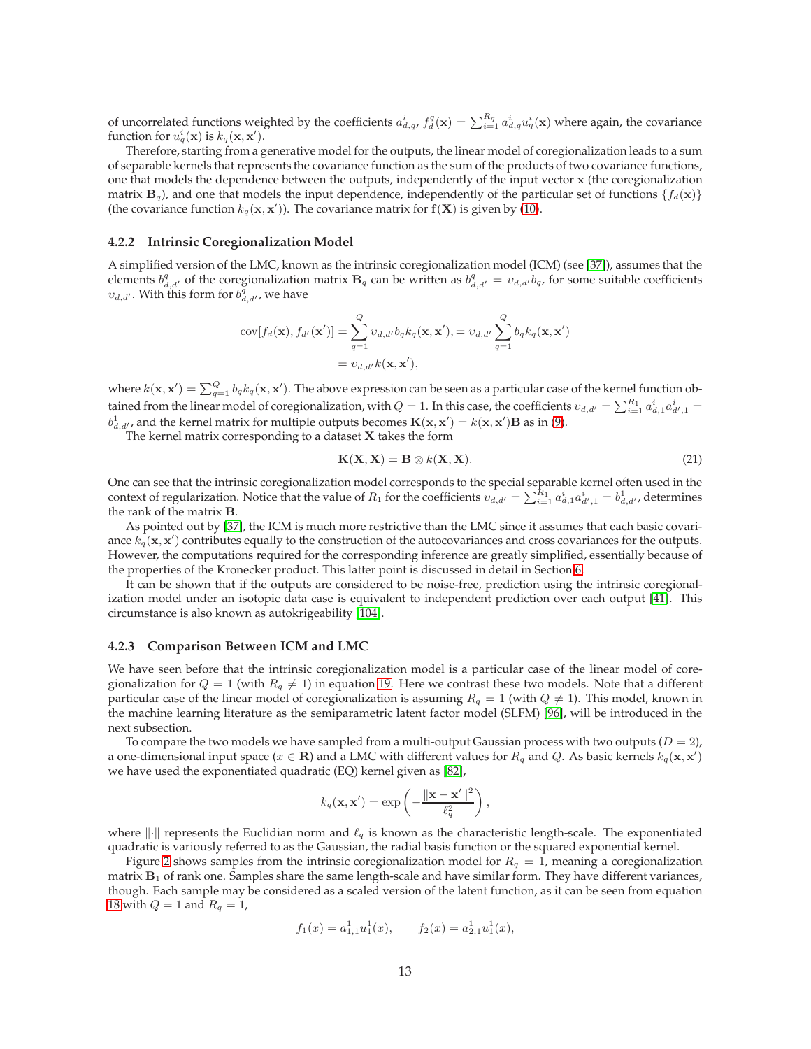of uncorrelated functions weighted by the coefficients $a^i_{d,q}$, $f^q_d(\mathbf{x}) = \sum_{i=1}^{R_q} a^i_{d,q} u^i_q(\mathbf{x})$ where again, the covariance function for $u^i_q(\mathbf{x})$ is $k_q(\mathbf{x}, \mathbf{x}')$.

Therefore, starting from a generative model for the outputs, the linear model of coregionalization leads to a sum of separable kernels that represents the covariance function as the sum of the products of two covariance functions, one that models the dependence between the outputs, independently of the input vector $\mathbf{x}$ (the coregionalization matrix $\mathbf{B}_q$), and one that models the input dependence, independently of the particular set of functions $\{f_d(\mathbf{x})\}$ (the covariance function $k_q(\mathbf{x}, \mathbf{x}')$). The covariance matrix for $\mathbf{f}(\mathbf{X})$ is given by (10).

### 4.2.2 Intrinsic Coregionalization Model

A simplified version of the LMC, known as the intrinsic coregionalization model (ICM) (see [37]), assumes that the elements $b^q_{d,d'}$ of the coregionalization matrix $\mathbf{B}_q$ can be written as $b^q_{d,d'} = \upsilon_{d,d'} b_q$, for some suitable coefficients $\upsilon_{d,d'}$. With this form for $b^q_{d,d'}$, we have

$$
\begin{aligned}
\operatorname{cov}[f_d(\mathbf{x}), f_{d'}(\mathbf{x}')] &= \sum_{q=1}^{Q} \upsilon_{d,d'} b_q k_q(\mathbf{x}, \mathbf{x}'), = \upsilon_{d,d'} \sum_{q=1}^{Q} b_q k_q(\mathbf{x}, \mathbf{x}') \\
&= \upsilon_{d,d'} k(\mathbf{x}, \mathbf{x}'),
\end{aligned}
$$

where $k(\mathbf{x}, \mathbf{x}') = \sum_{q=1}^{Q} b_q k_q(\mathbf{x}, \mathbf{x}')$. The above expression can be seen as a particular case of the kernel function obtained from the linear model of coregionalization, with $Q = 1$. In this case, the coefficients $\upsilon_{d,d'} = \sum_{i=1}^{R_1} a^i_{d,1} a^i_{d',1} = b^1_{d,d'}$, and the kernel matrix for multiple outputs becomes $\mathbf{K}(\mathbf{x}, \mathbf{x}') = k(\mathbf{x}, \mathbf{x}')\mathbf{B}$ as in (9).

The kernel matrix corresponding to a dataset $\mathbf{X}$ takes the form

$$
\mathbf{K}(\mathbf{X}, \mathbf{X}) = \mathbf{B} \otimes k(\mathbf{X}, \mathbf{X}). \tag{21}
$$

One can see that the intrinsic coregionalization model corresponds to the special separable kernel often used in the context of regularization. Notice that the value of $R_1$ for the coefficients $\upsilon_{d,d'} = \sum_{i=1}^{R_1} a^i_{d,1} a^i_{d',1} = b^1_{d,d'}$, determines the rank of the matrix $\mathbf{B}$.

As pointed out by [37], the ICM is much more restrictive than the LMC since it assumes that each basic covariance $k_q(\mathbf{x}, \mathbf{x}')$ contributes equally to the construction of the autocovariances and cross covariances for the outputs. However, the computations required for the corresponding inference are greatly simplified, essentially because of the properties of the Kronecker product. This latter point is discussed in detail in Section 6.

It can be shown that if the outputs are considered to be noise-free, prediction using the intrinsic coregionalization model under an isotopic data case is equivalent to independent prediction over each output [41]. This circumstance is also known as autokrigeability [104].

### 4.2.3 Comparison Between ICM and LMC

We have seen before that the intrinsic coregionalization model is a particular case of the linear model of coregionalization for $Q = 1$ (with $R_q \neq 1$) in equation 19. Here we contrast these two models. Note that a different particular case of the linear model of coregionalization is assuming $R_q = 1$ (with $Q \neq 1$). This model, known in the machine learning literature as the semiparametric latent factor model (SLFM) [96], will be introduced in the next subsection.

To compare the two models we have sampled from a multi-output Gaussian process with two outputs ($D = 2$), a one-dimensional input space ($x \in \mathbf{R}$) and a LMC with different values for $R_q$ and $Q$. As basic kernels $k_q(\mathbf{x}, \mathbf{x}')$ we have used the exponentiated quadratic (EQ) kernel given as [82],

$$
k_q(\mathbf{x}, \mathbf{x}') = \exp\left(-\frac{\|\mathbf{x} - \mathbf{x}'\|^2}{\ell_q^2}\right),
$$

where $\|\cdot\|$ represents the Euclidian norm and $\ell_q$ is known as the characteristic length-scale. The exponentiated quadratic is variously referred to as the Gaussian, the radial basis function or the squared exponential kernel.

Figure 2 shows samples from the intrinsic coregionalization model for $R_q = 1$, meaning a coregionalization matrix $\mathbf{B}_1$ of rank one. Samples share the same length-scale and have similar form. They have different variances, though. Each sample may be considered as a scaled version of the latent function, as it can be seen from equation 18 with $Q = 1$ and $R_q = 1$,

$$
f_1(x) = a^1_{1,1} u^1_1(x), \qquad f_2(x) = a^1_{2,1} u^1_1(x),
$$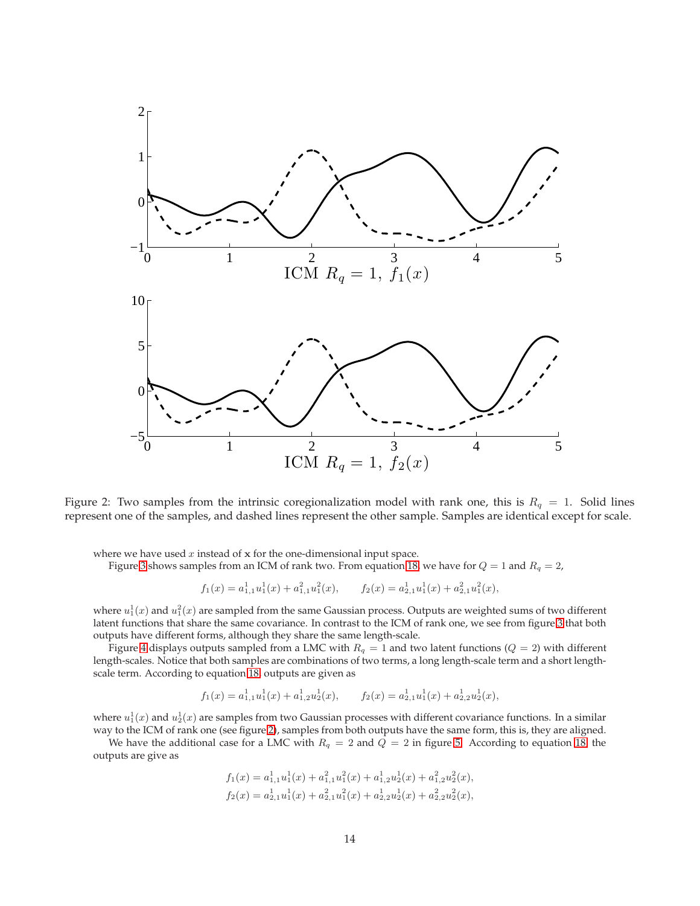2
1
0
−1
0 1 2 3 4 5
ICM $R_q = 1,\ f_1(x)$

10
5
0
−5
0 1 2 3 4 5
ICM $R_q = 1,\ f_2(x)$

Figure 2: Two samples from the intrinsic coregionalization model with rank one, this is $R_q = 1$. Solid lines represent one of the samples, and dashed lines represent the other sample. Samples are identical except for scale.

where we have used $x$ instead of $\mathbf{x}$ for the one-dimensional input space.

Figure 3 shows samples from an ICM of rank two. From equation 18, we have for $Q = 1$ and $R_q = 2$,

$$f_1(x) = a_{1,1}^1 u_1^1(x) + a_{1,1}^2 u_1^2(x), \qquad f_2(x) = a_{2,1}^1 u_1^1(x) + a_{2,1}^2 u_1^2(x),$$

where $u_1^1(x)$ and $u_1^2(x)$ are sampled from the same Gaussian process. Outputs are weighted sums of two different latent functions that share the same covariance. In contrast to the ICM of rank one, we see from figure 3 that both outputs have different forms, although they share the same length-scale.

Figure 4 displays outputs sampled from a LMC with $R_q = 1$ and two latent functions ($Q = 2$) with different length-scales. Notice that both samples are combinations of two terms, a long length-scale term and a short length-scale term. According to equation 18, outputs are given as

$$f_1(x) = a_{1,1}^1 u_1^1(x) + a_{1,2}^1 u_2^1(x), \qquad f_2(x) = a_{2,1}^1 u_1^1(x) + a_{2,2}^1 u_2^1(x),$$

where $u_1^1(x)$ and $u_2^1(x)$ are samples from two Gaussian processes with different covariance functions. In a similar way to the ICM of rank one (see figure 2), samples from both outputs have the same form, this is, they are aligned.

We have the additional case for a LMC with $R_q = 2$ and $Q = 2$ in figure 5. According to equation 18, the outputs are give as

$$f_1(x) = a_{1,1}^1 u_1^1(x) + a_{1,1}^2 u_1^2(x) + a_{1,2}^1 u_2^1(x) + a_{1,2}^2 u_2^2(x),$$
$$f_2(x) = a_{2,1}^1 u_1^1(x) + a_{2,1}^2 u_1^2(x) + a_{2,2}^1 u_2^1(x) + a_{2,2}^2 u_2^2(x),$$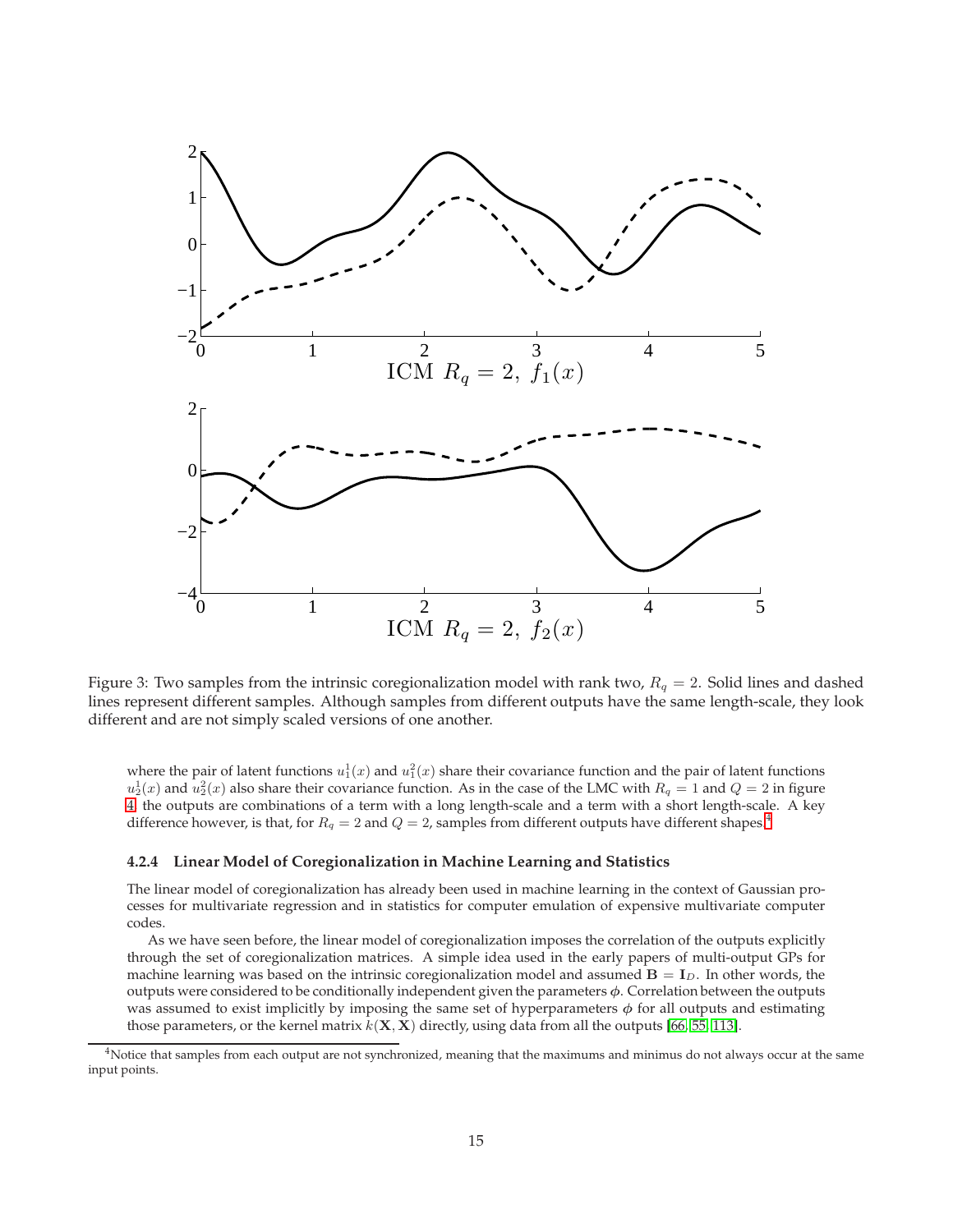2
1
0
−1
−2
0 1 2 3 4 5
ICM $R_q = 2,\ f_1(x)$

2
0
−2
−4
0 1 2 3 4 5
ICM $R_q = 2,\ f_2(x)$

Figure 3: Two samples from the intrinsic coregionalization model with rank two, $R_q = 2$. Solid lines and dashed lines represent different samples. Although samples from different outputs have the same length-scale, they look different and are not simply scaled versions of one another.

where the pair of latent functions $u_1^1(x)$ and $u_1^2(x)$ share their covariance function and the pair of latent functions $u_2^1(x)$ and $u_2^2(x)$ also share their covariance function. As in the case of the LMC with $R_q = 1$ and $Q = 2$ in figure 4, the outputs are combinations of a term with a long length-scale and a term with a short length-scale. A key difference however, is that, for $R_q = 2$ and $Q = 2$, samples from different outputs have different shapes.[4]

### 4.2.4 Linear Model of Coregionalization in Machine Learning and Statistics

The linear model of coregionalization has already been used in machine learning in the context of Gaussian processes for multivariate regression and in statistics for computer emulation of expensive multivariate computer codes.

As we have seen before, the linear model of coregionalization imposes the correlation of the outputs explicitly through the set of coregionalization matrices. A simple idea used in the early papers of multi-output GPs for machine learning was based on the intrinsic coregionalization model and assumed $\mathbf{B} = \mathbf{I}_D$. In other words, the outputs were considered to be conditionally independent given the parameters $\boldsymbol{\phi}$. Correlation between the outputs was assumed to exist implicitly by imposing the same set of hyperparameters $\boldsymbol{\phi}$ for all outputs and estimating those parameters, or the kernel matrix $k(\mathbf{X}, \mathbf{X})$ directly, using data from all the outputs [66, 55, 113].

[4] Notice that samples from each output are not synchronized, meaning that the maximums and minimus do not always occur at the same input points.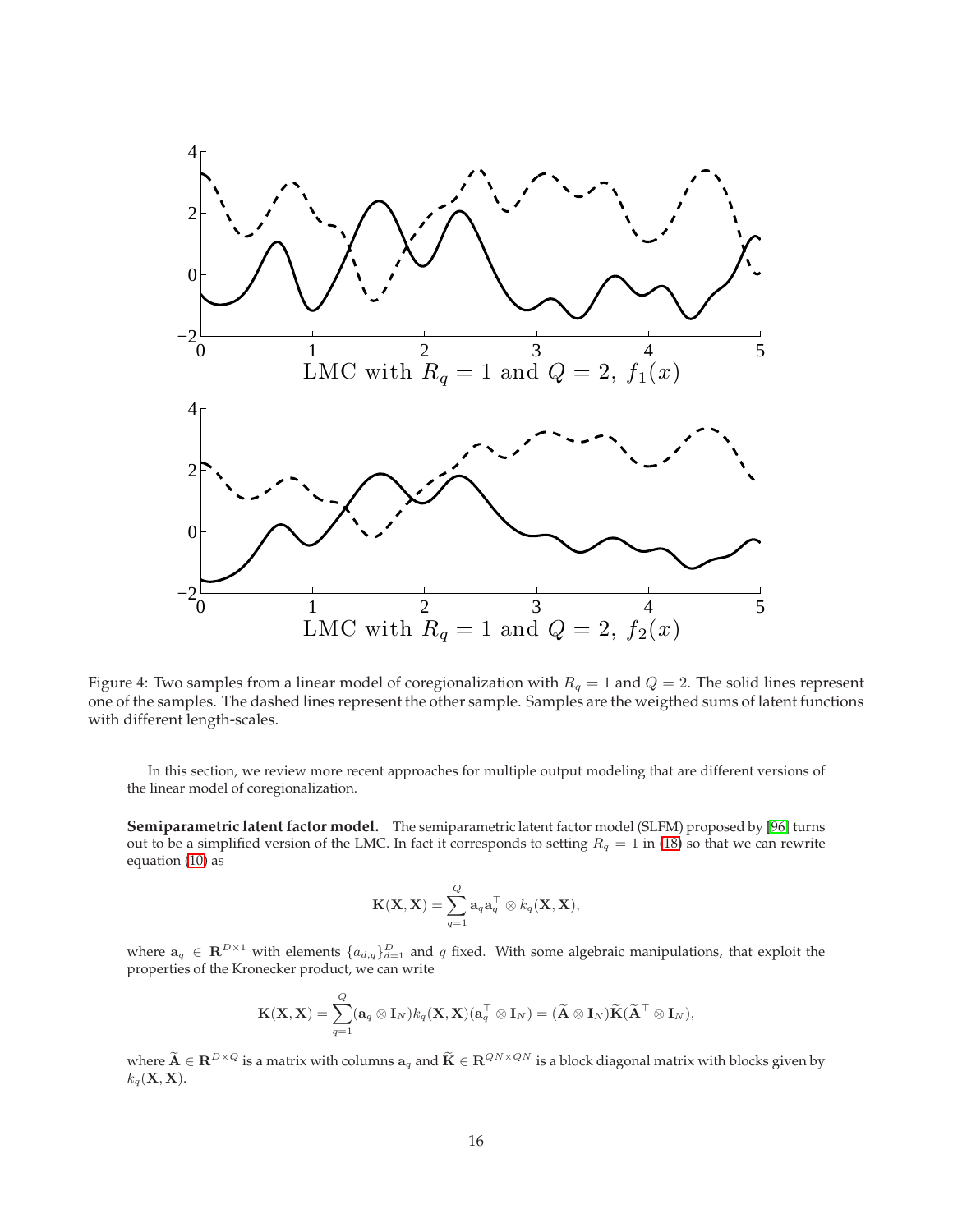4
2
0
−2
0 1 2 3 4 5
LMC with $R_q = 1$ and $Q = 2$, $f_1(x)$

4
2
0
−2
0 1 2 3 4 5
LMC with $R_q = 1$ and $Q = 2$, $f_2(x)$

Figure 4: Two samples from a linear model of coregionalization with $R_q = 1$ and $Q = 2$. The solid lines represent one of the samples. The dashed lines represent the other sample. Samples are the weigthed sums of latent functions with different length-scales.

In this section, we review more recent approaches for multiple output modeling that are different versions of the linear model of coregionalization.

**Semiparametric latent factor model.** The semiparametric latent factor model (SLFM) proposed by [96] turns out to be a simplified version of the LMC. In fact it corresponds to setting $R_q = 1$ in (18) so that we can rewrite equation (10) as

$$\mathbf{K}(\mathbf{X}, \mathbf{X}) = \sum_{q=1}^{Q} \mathbf{a}_q \mathbf{a}_q^\top \otimes k_q(\mathbf{X}, \mathbf{X}),$$

where $\mathbf{a}_q \in \mathbf{R}^{D\times 1}$ with elements $\{a_{d,q}\}_{d=1}^{D}$ and $q$ fixed. With some algebraic manipulations, that exploit the properties of the Kronecker product, we can write

$$\mathbf{K}(\mathbf{X}, \mathbf{X}) = \sum_{q=1}^{Q} (\mathbf{a}_q \otimes \mathbf{I}_N) k_q(\mathbf{X}, \mathbf{X}) (\mathbf{a}_q^\top \otimes \mathbf{I}_N) = (\widetilde{\mathbf{A}} \otimes \mathbf{I}_N) \widetilde{\mathbf{K}} (\widetilde{\mathbf{A}}^\top \otimes \mathbf{I}_N),$$

where $\widetilde{\mathbf{A}} \in \mathbf{R}^{D\times Q}$ is a matrix with columns $\mathbf{a}_q$ and $\widetilde{\mathbf{K}} \in \mathbf{R}^{QN\times QN}$ is a block diagonal matrix with blocks given by $k_q(\mathbf{X}, \mathbf{X})$.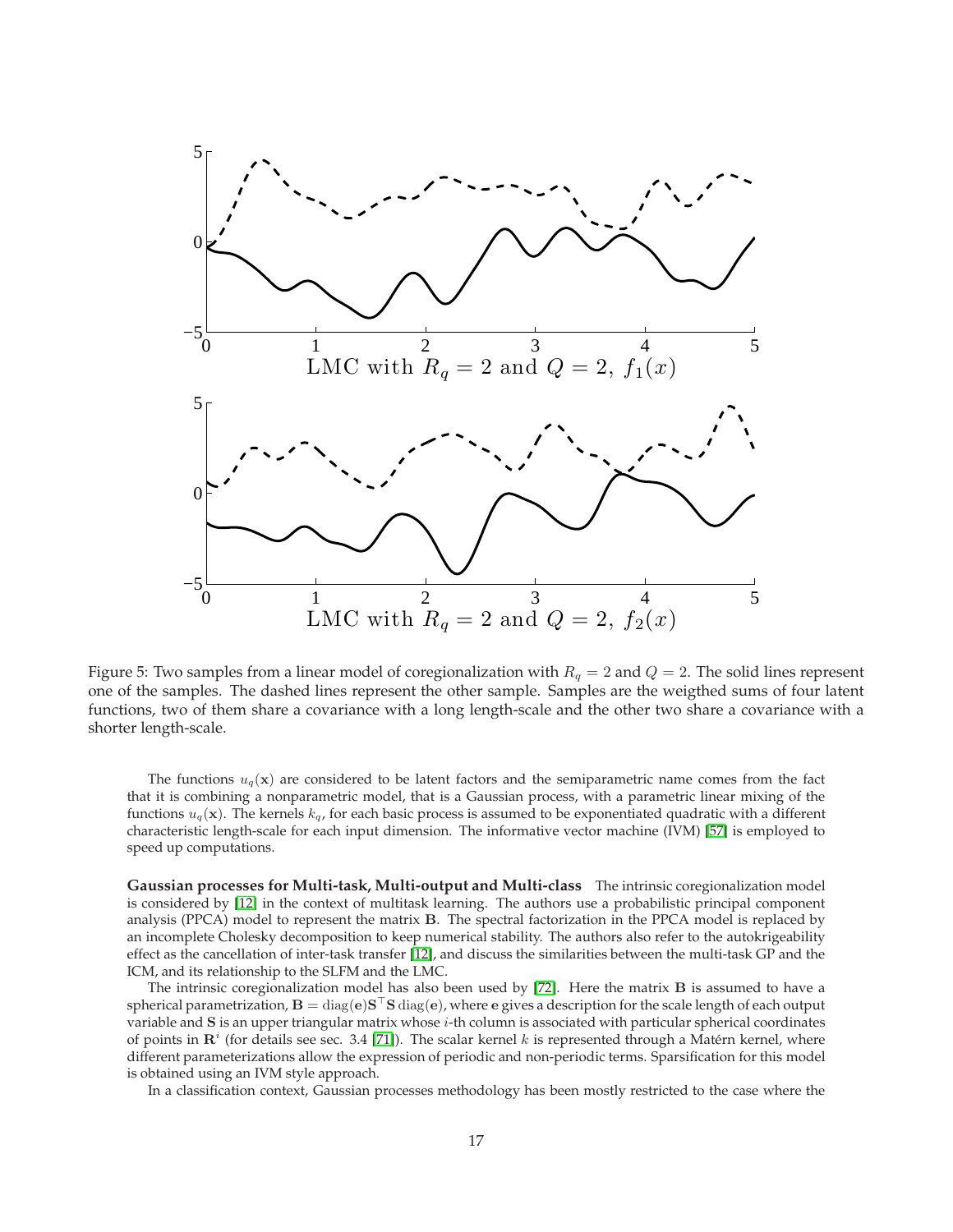5

0

−5

0 1 2 3 4 5

LMC with $R_q = 2$ and $Q = 2$, $f_1(x)$

5

0

−5

0 1 2 3 4 5

LMC with $R_q = 2$ and $Q = 2$, $f_2(x)$

Figure 5: Two samples from a linear model of coregionalization with $R_q = 2$ and $Q = 2$. The solid lines represent one of the samples. The dashed lines represent the other sample. Samples are the weigthed sums of four latent functions, two of them share a covariance with a long length-scale and the other two share a covariance with a shorter length-scale.

The functions $u_q(\mathbf{x})$ are considered to be latent factors and the semiparametric name comes from the fact that it is combining a nonparametric model, that is a Gaussian process, with a parametric linear mixing of the functions $u_q(\mathbf{x})$. The kernels $k_q$, for each basic process is assumed to be exponentiated quadratic with a different characteristic length-scale for each input dimension. The informative vector machine (IVM) [57] is employed to speed up computations.

**Gaussian processes for Multi-task, Multi-output and Multi-class** The intrinsic coregionalization model is considered by [12] in the context of multitask learning. The authors use a probabilistic principal component analysis (PPCA) model to represent the matrix $\mathbf{B}$. The spectral factorization in the PPCA model is replaced by an incomplete Cholesky decomposition to keep numerical stability. The authors also refer to the autokrigeability effect as the cancellation of inter-task transfer [12], and discuss the similarities between the multi-task GP and the ICM, and its relationship to the SLFM and the LMC.

The intrinsic coregionalization model has also been used by [72]. Here the matrix $\mathbf{B}$ is assumed to have a spherical parametrization, $\mathbf{B} = \operatorname{diag}(\mathbf{e})\mathbf{S}^\top\mathbf{S}\operatorname{diag}(\mathbf{e})$, where $\mathbf{e}$ gives a description for the scale length of each output variable and $\mathbf{S}$ is an upper triangular matrix whose $i$-th column is associated with particular spherical coordinates of points in $\mathbf{R}^i$ (for details see sec. 3.4 [71]). The scalar kernel $k$ is represented through a Matérn kernel, where different parameterizations allow the expression of periodic and non-periodic terms. Sparsification for this model is obtained using an IVM style approach.

In a classification context, Gaussian processes methodology has been mostly restricted to the case where the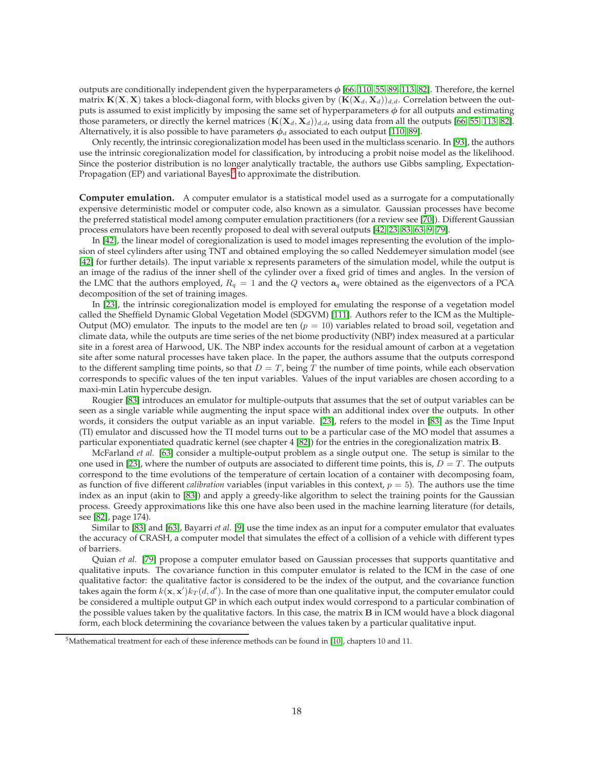outputs are conditionally independent given the hyperparameters $\boldsymbol{\phi}$ [66, 110, 55, 89, 113, 82]. Therefore, the kernel matrix $\mathbf{K}(\mathbf{X}, \mathbf{X})$ takes a block-diagonal form, with blocks given by $(\mathbf{K}(\mathbf{X}_d, \mathbf{X}_d))_{d,d}$. Correlation between the outputs is assumed to exist implicitly by imposing the same set of hyperparameters $\boldsymbol{\phi}$ for all outputs and estimating those parameters, or directly the kernel matrices $(\mathbf{K}(\mathbf{X}_d, \mathbf{X}_d))_{d,d}$, using data from all the outputs [66, 55, 113, 82]. Alternatively, it is also possible to have parameters $\boldsymbol{\phi}_d$ associated to each output [110, 89].

Only recently, the intrinsic coregionalization model has been used in the multiclass scenario. In [93], the authors use the intrinsic coregionalization model for classification, by introducing a probit noise model as the likelihood. Since the posterior distribution is no longer analytically tractable, the authors use Gibbs sampling, Expectation-Propagation (EP) and variational Bayes [5] to approximate the distribution.

**Computer emulation.** A computer emulator is a statistical model used as a surrogate for a computationally expensive deterministic model or computer code, also known as a simulator. Gaussian processes have become the preferred statistical model among computer emulation practitioners (for a review see [70]). Different Gaussian process emulators have been recently proposed to deal with several outputs [42, 23, 83, 63, 9, 79].

In [42], the linear model of coregionalization is used to model images representing the evolution of the implosion of steel cylinders after using TNT and obtained employing the so called Neddemeyer simulation model (see [42] for further details). The input variable $\mathbf{x}$ represents parameters of the simulation model, while the output is an image of the radius of the inner shell of the cylinder over a fixed grid of times and angles. In the version of the LMC that the authors employed, $R_q = 1$ and the $Q$ vectors $\mathbf{a}_q$ were obtained as the eigenvectors of a PCA decomposition of the set of training images.

In [23], the intrinsic coregionalization model is employed for emulating the response of a vegetation model called the Sheffield Dynamic Global Vegetation Model (SDGVM) [111]. Authors refer to the ICM as the Multiple-Output (MO) emulator. The inputs to the model are ten ($p = 10$) variables related to broad soil, vegetation and climate data, while the outputs are time series of the net biome productivity (NBP) index measured at a particular site in a forest area of Harwood, UK. The NBP index accounts for the residual amount of carbon at a vegetation site after some natural processes have taken place. In the paper, the authors assume that the outputs correspond to the different sampling time points, so that $D = T$, being $T$ the number of time points, while each observation corresponds to specific values of the ten input variables. Values of the input variables are chosen according to a maxi-min Latin hypercube design.

Rougier [83] introduces an emulator for multiple-outputs that assumes that the set of output variables can be seen as a single variable while augmenting the input space with an additional index over the outputs. In other words, it considers the output variable as an input variable. [23], refers to the model in [83] as the Time Input (TI) emulator and discussed how the TI model turns out to be a particular case of the MO model that assumes a particular exponentiated quadratic kernel (see chapter 4 [82]) for the entries in the coregionalization matrix $\mathbf{B}$.

McFarland *et al.* [63] consider a multiple-output problem as a single output one. The setup is similar to the one used in [23], where the number of outputs are associated to different time points, this is, $D = T$. The outputs correspond to the time evolutions of the temperature of certain location of a container with decomposing foam, as function of five different *calibration* variables (input variables in this context, $p = 5$). The authors use the time index as an input (akin to [83]) and apply a greedy-like algorithm to select the training points for the Gaussian process. Greedy approximations like this one have also been used in the machine learning literature (for details, see [82], page 174).

Similar to [83] and [63], Bayarri *et al.* [9] use the time index as an input for a computer emulator that evaluates the accuracy of CRASH, a computer model that simulates the effect of a collision of a vehicle with different types of barriers.

Quian *et al.* [79] propose a computer emulator based on Gaussian processes that supports quantitative and qualitative inputs. The covariance function in this computer emulator is related to the ICM in the case of one qualitative factor: the qualitative factor is considered to be the index of the output, and the covariance function takes again the form $k(\mathbf{x}, \mathbf{x}')k_T(d, d')$. In the case of more than one qualitative input, the computer emulator could be considered a multiple output GP in which each output index would correspond to a particular combination of the possible values taken by the qualitative factors. In this case, the matrix $\mathbf{B}$ in ICM would have a block diagonal form, each block determining the covariance between the values taken by a particular qualitative input.

[5] Mathematical treatment for each of these inference methods can be found in [10], chapters 10 and 11.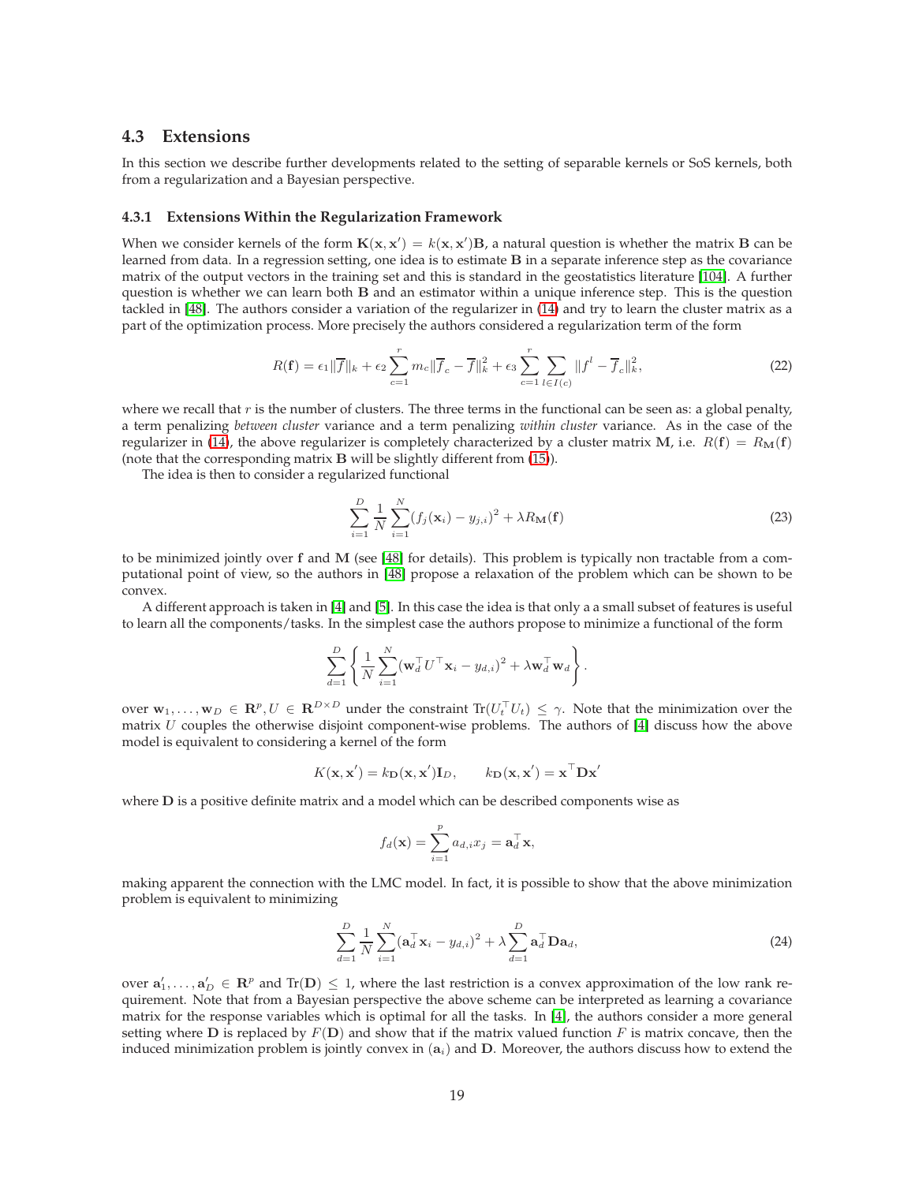### 4.3 Extensions

In this section we describe further developments related to the setting of separable kernels or SoS kernels, both from a regularization and a Bayesian perspective.

#### 4.3.1 Extensions Within the Regularization Framework

When we consider kernels of the form $\mathbf{K}(\mathbf{x}, \mathbf{x}') = k(\mathbf{x}, \mathbf{x}')\mathbf{B}$, a natural question is whether the matrix $\mathbf{B}$ can be learned from data. In a regression setting, one idea is to estimate $\mathbf{B}$ in a separate inference step as the covariance matrix of the output vectors in the training set and this is standard in the geostatistics literature [104]. A further question is whether we can learn both $\mathbf{B}$ and an estimator within a unique inference step. This is the question tackled in [48]. The authors consider a variation of the regularizer in (14) and try to learn the cluster matrix as a part of the optimization process. More precisely the authors considered a regularization term of the form

$$R(\mathbf{f}) = \epsilon_1 \|\overline{f}\|_k + \epsilon_2 \sum_{c=1}^{r} m_c \|\overline{f}_c - \overline{f}\|_k^2 + \epsilon_3 \sum_{c=1}^{r} \sum_{l \in I(c)} \|f^l - \overline{f}_c\|_k^2, \tag{22}$$

where we recall that $r$ is the number of clusters. The three terms in the functional can be seen as: a global penalty, a term penalizing *between cluster* variance and a term penalizing *within cluster* variance. As in the case of the regularizer in (14), the above regularizer is completely characterized by a cluster matrix $\mathbf{M}$, i.e. $R(\mathbf{f}) = R_{\mathbf{M}}(\mathbf{f})$ (note that the corresponding matrix $\mathbf{B}$ will be slightly different from (15)).

The idea is then to consider a regularized functional

$$\sum_{i=1}^{D} \frac{1}{N} \sum_{i=1}^{N} (f_j(\mathbf{x}_i) - y_{j,i})^2 + \lambda R_{\mathbf{M}}(\mathbf{f}) \tag{23}$$

to be minimized jointly over $\mathbf{f}$ and $\mathbf{M}$ (see [48] for details). This problem is typically non tractable from a computational point of view, so the authors in [48] propose a relaxation of the problem which can be shown to be convex.

A different approach is taken in [4] and [5]. In this case the idea is that only a a small subset of features is useful to learn all the components/tasks. In the simplest case the authors propose to minimize a functional of the form

$$\sum_{d=1}^{D} \left\{ \frac{1}{N} \sum_{i=1}^{N} (\mathbf{w}_d^\top U^\top \mathbf{x}_i - y_{d,i})^2 + \lambda \mathbf{w}_d^\top \mathbf{w}_d \right\}.$$

over $\mathbf{w}_1, \ldots, \mathbf{w}_D \in \mathbf{R}^p, U \in \mathbf{R}^{D \times D}$ under the constraint $\mathrm{Tr}(U_t^\top U_t) \leq \gamma$. Note that the minimization over the matrix $U$ couples the otherwise disjoint component-wise problems. The authors of [4] discuss how the above model is equivalent to considering a kernel of the form

$$K(\mathbf{x}, \mathbf{x}') = k_{\mathbf{D}}(\mathbf{x}, \mathbf{x}')\mathbf{I}_D, \qquad k_{\mathbf{D}}(\mathbf{x}, \mathbf{x}') = \mathbf{x}^\top \mathbf{D} \mathbf{x}'$$

where $\mathbf{D}$ is a positive definite matrix and a model which can be described components wise as

$$f_d(\mathbf{x}) = \sum_{i=1}^{p} a_{d,i} x_j = \mathbf{a}_d^\top \mathbf{x},$$

making apparent the connection with the LMC model. In fact, it is possible to show that the above minimization problem is equivalent to minimizing

$$\sum_{d=1}^{D} \frac{1}{N} \sum_{i=1}^{N} (\mathbf{a}_d^\top \mathbf{x}_i - y_{d,i})^2 + \lambda \sum_{d=1}^{D} \mathbf{a}_d^\top \mathbf{D} \mathbf{a}_d, \tag{24}$$

over $\mathbf{a}'_1, \ldots, \mathbf{a}'_D \in \mathbf{R}^p$ and $\mathrm{Tr}(\mathbf{D}) \leq 1$, where the last restriction is a convex approximation of the low rank requirement. Note that from a Bayesian perspective the above scheme can be interpreted as learning a covariance matrix for the response variables which is optimal for all the tasks. In [4], the authors consider a more general setting where $\mathbf{D}$ is replaced by $F(\mathbf{D})$ and show that if the matrix valued function $F$ is matrix concave, then the induced minimization problem is jointly convex in $(\mathbf{a}_i)$ and $\mathbf{D}$. Moreover, the authors discuss how to extend the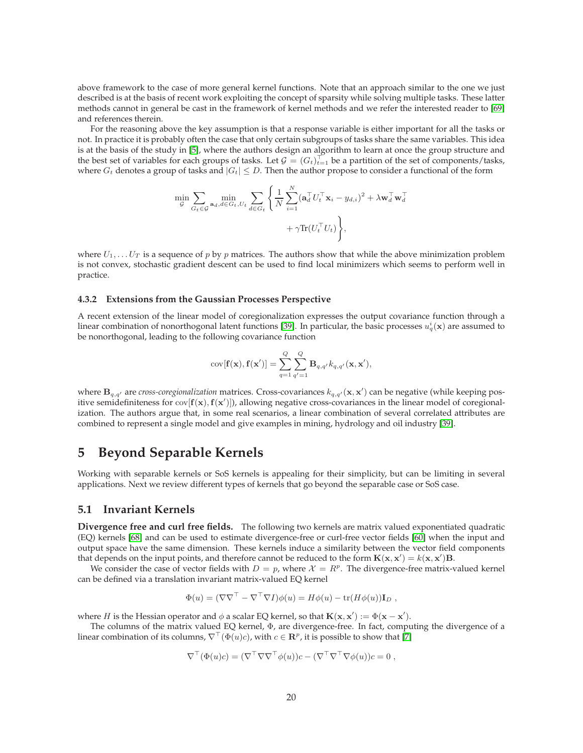above framework to the case of more general kernel functions. Note that an approach similar to the one we just described is at the basis of recent work exploiting the concept of sparsity while solving multiple tasks. These latter methods cannot in general be cast in the framework of kernel methods and we refer the interested reader to [69] and references therein.

For the reasoning above the key assumption is that a response variable is either important for all the tasks or not. In practice it is probably often the case that only certain subgroups of tasks share the same variables. This idea is at the basis of the study in [5], where the authors design an algorithm to learn at once the group structure and the best set of variables for each groups of tasks. Let $\mathcal{G} = (G_t)_{t=1}^{\top}$ be a partition of the set of components/tasks, where $G_t$ denotes a group of tasks and $|G_t| \leq D$. Then the author propose to consider a functional of the form

$$\min_{\mathcal{G}} \sum_{G_t \in \mathcal{G}} \min_{\mathbf{a}_d, d \in G_t, U_t} \sum_{d \in G_t} \left\{ \frac{1}{N} \sum_{i=1}^{N} (\mathbf{a}_d^\top U_t^\top \mathbf{x}_i - y_{d,i})^2 + \lambda \mathbf{w}_d^\top \mathbf{w}_d^\top + \gamma \mathrm{Tr}(U_t^\top U_t) \right\},$$

where $U_1, \ldots U_T$ is a sequence of $p$ by $p$ matrices. The authors show that while the above minimization problem is not convex, stochastic gradient descent can be used to find local minimizers which seems to perform well in practice.

#### 4.3.2 Extensions from the Gaussian Processes Perspective

A recent extension of the linear model of coregionalization expresses the output covariance function through a linear combination of nonorthogonal latent functions [39]. In particular, the basic processes $u_q^i(\mathbf{x})$ are assumed to be nonorthogonal, leading to the following covariance function

$$\mathrm{cov}[\mathbf{f}(\mathbf{x}), \mathbf{f}(\mathbf{x}')] = \sum_{q=1}^{Q} \sum_{q'=1}^{Q} \mathbf{B}_{q,q'} k_{q,q'}(\mathbf{x}, \mathbf{x}'),$$

where $\mathbf{B}_{q,q'}$ are *cross-coregionalization* matrices. Cross-covariances $k_{q,q'}(\mathbf{x}, \mathbf{x}')$ can be negative (while keeping positive semidefiniteness for $\mathrm{cov}[\mathbf{f}(\mathbf{x}), \mathbf{f}(\mathbf{x}')]$), allowing negative cross-covariances in the linear model of coregionalization. The authors argue that, in some real scenarios, a linear combination of several correlated attributes are combined to represent a single model and give examples in mining, hydrology and oil industry [39].

## 5 Beyond Separable Kernels

Working with separable kernels or SoS kernels is appealing for their simplicity, but can be limiting in several applications. Next we review different types of kernels that go beyond the separable case or SoS case.

### 5.1 Invariant Kernels

**Divergence free and curl free fields.** The following two kernels are matrix valued exponentiated quadratic (EQ) kernels [68] and can be used to estimate divergence-free or curl-free vector fields [60] when the input and output space have the same dimension. These kernels induce a similarity between the vector field components that depends on the input points, and therefore cannot be reduced to the form $\mathbf{K}(\mathbf{x}, \mathbf{x}') = k(\mathbf{x}, \mathbf{x}')\mathbf{B}$.

We consider the case of vector fields with $D = p$, where $\mathcal{X} = R^p$. The divergence-free matrix-valued kernel can be defined via a translation invariant matrix-valued EQ kernel

$$\Phi(u) = (\nabla \nabla^\top - \nabla^\top \nabla I)\phi(u) = H\phi(u) - \mathrm{tr}(H\phi(u))\mathbf{I}_D \ ,$$

where $H$ is the Hessian operator and $\phi$ a scalar EQ kernel, so that $\mathbf{K}(\mathbf{x}, \mathbf{x}') := \Phi(\mathbf{x} - \mathbf{x}')$.

The columns of the matrix valued EQ kernel, $\Phi$, are divergence-free. In fact, computing the divergence of a linear combination of its columns, $\nabla^\top(\Phi(u)c)$, with $c \in \mathbf{R}^p$, it is possible to show that [7]

$$\nabla^\top(\Phi(u)c) = (\nabla^\top \nabla \nabla^\top \phi(u))c - (\nabla^\top \nabla^\top \nabla \phi(u))c = 0 \ ,$$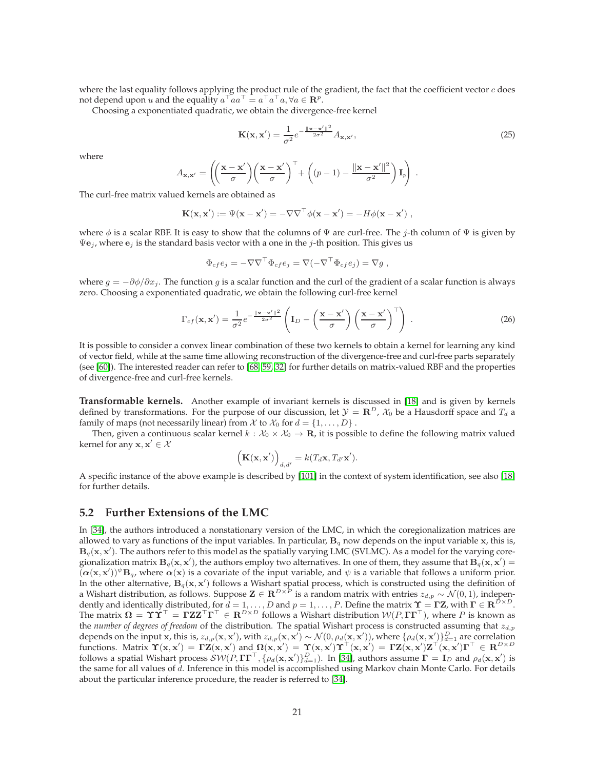where the last equality follows applying the product rule of the gradient, the fact that the coefficient vector $c$ does not depend upon $u$ and the equality $a^\top a a^\top = a^\top a^\top a, \forall a \in \mathbf{R}^p$.

Choosing a exponentiated quadratic, we obtain the divergence-free kernel

$$\mathbf{K}(\mathbf{x}, \mathbf{x}') = \frac{1}{\sigma^2} e^{-\frac{\|\mathbf{x}-\mathbf{x}'\|^2}{2\sigma^2}} A_{\mathbf{x},\mathbf{x}'}, \tag{25}$$

where

$$A_{\mathbf{x},\mathbf{x}'} = \left( \left( \frac{\mathbf{x}-\mathbf{x}'}{\sigma} \right) \left( \frac{\mathbf{x}-\mathbf{x}'}{\sigma} \right)^\top + \left( (p-1) - \frac{\|\mathbf{x}-\mathbf{x}'\|^2}{\sigma^2} \right) \mathbf{I}_p \right) .$$

The curl-free matrix valued kernels are obtained as

$$\mathbf{K}(\mathbf{x}, \mathbf{x}') := \Psi(\mathbf{x}-\mathbf{x}') = -\nabla \nabla^\top \phi(\mathbf{x}-\mathbf{x}') = -H\phi(\mathbf{x}-\mathbf{x}') \, ,$$

where $\phi$ is a scalar RBF. It is easy to show that the columns of $\Psi$ are curl-free. The $j$-th column of $\Psi$ is given by $\Psi \mathbf{e}_j$, where $\mathbf{e}_j$ is the standard basis vector with a one in the $j$-th position. This gives us

$$\Phi_{cf} e_j = -\nabla \nabla^\top \Phi_{cf} e_j = \nabla(-\nabla^\top \Phi_{cf} e_j) = \nabla g \, ,$$

where $g = -\partial \phi / \partial x_j$. The function $g$ is a scalar function and the curl of the gradient of a scalar function is always zero. Choosing a exponentiated quadratic, we obtain the following curl-free kernel

$$\Gamma_{cf}(\mathbf{x}, \mathbf{x}') = \frac{1}{\sigma^2} e^{-\frac{\|\mathbf{x}-\mathbf{x}'\|^2}{2\sigma^2}} \left( \mathbf{I}_D - \left( \frac{\mathbf{x}-\mathbf{x}'}{\sigma} \right) \left( \frac{\mathbf{x}-\mathbf{x}'}{\sigma} \right)^\top \right) . \tag{26}$$

It is possible to consider a convex linear combination of these two kernels to obtain a kernel for learning any kind of vector field, while at the same time allowing reconstruction of the divergence-free and curl-free parts separately (see [60]). The interested reader can refer to [68, 59, 32] for further details on matrix-valued RBF and the properties of divergence-free and curl-free kernels.

**Transformable kernels.** Another example of invariant kernels is discussed in [18] and is given by kernels defined by transformations. For the purpose of our discussion, let $\mathcal{Y} = \mathbf{R}^D$, $\mathcal{X}_0$ be a Hausdorff space and $T_d$ a family of maps (not necessarily linear) from $\mathcal{X}$ to $\mathcal{X}_0$ for $d = \{1, \ldots, D\}$ .

Then, given a continuous scalar kernel $k : \mathcal{X}_0 \times \mathcal{X}_0 \to \mathbf{R}$, it is possible to define the following matrix valued kernel for any $\mathbf{x}, \mathbf{x}' \in \mathcal{X}$

$$\Big(\mathbf{K}(\mathbf{x}, \mathbf{x}')\Big)_{d,d'} = k(T_d \mathbf{x}, T_{d'} \mathbf{x}').$$

A specific instance of the above example is described by [101] in the context of system identification, see also [18] for further details.

## 5.2 Further Extensions of the LMC

In [34], the authors introduced a nonstationary version of the LMC, in which the coregionalization matrices are allowed to vary as functions of the input variables. In particular, $\mathbf{B}_q$ now depends on the input variable $\mathbf{x}$, this is, $\mathbf{B}_q(\mathbf{x}, \mathbf{x}')$. The authors refer to this model as the spatially varying LMC (SVLMC). As a model for the varying coregionalization matrix $\mathbf{B}_q(\mathbf{x}, \mathbf{x}')$, the authors employ two alternatives. In one of them, they assume that $\mathbf{B}_q(\mathbf{x}, \mathbf{x}') = (\boldsymbol{\alpha}(\mathbf{x}, \mathbf{x}'))^\psi \mathbf{B}_q$, where $\boldsymbol{\alpha}(\mathbf{x})$ is a covariate of the input variable, and $\psi$ is a variable that follows a uniform prior. In the other alternative, $\mathbf{B}_q(\mathbf{x}, \mathbf{x}')$ follows a Wishart spatial process, which is constructed using the definition of a Wishart distribution, as follows. Suppose $\mathbf{Z} \in \mathbf{R}^{D \times P}$ is a random matrix with entries $z_{d,p} \sim \mathcal{N}(0, 1)$, independently and identically distributed, for $d = 1, \ldots, D$ and $p = 1, \ldots, P$. Define the matrix $\boldsymbol{\Upsilon} = \boldsymbol{\Gamma}\mathbf{Z}$, with $\boldsymbol{\Gamma} \in \mathbf{R}^{D \times D}$. The matrix $\boldsymbol{\Omega} = \boldsymbol{\Upsilon}\boldsymbol{\Upsilon}^\top = \boldsymbol{\Gamma}\mathbf{Z}\mathbf{Z}^\top\boldsymbol{\Gamma}^\top \in \mathbf{R}^{D \times D}$ follows a Wishart distribution $\mathcal{W}(P, \boldsymbol{\Gamma}\boldsymbol{\Gamma}^\top)$, where $P$ is known as the *number of degrees of freedom* of the distribution. The spatial Wishart process is constructed assuming that $z_{d,p}$ depends on the input $\mathbf{x}$, this is, $z_{d,p}(\mathbf{x}, \mathbf{x}')$, with $z_{d,p}(\mathbf{x}, \mathbf{x}') \sim \mathcal{N}(0, \rho_d(\mathbf{x}, \mathbf{x}'))$, where $\{\rho_d(\mathbf{x}, \mathbf{x}')\}_{d=1}^D$ are correlation functions. Matrix $\boldsymbol{\Upsilon}(\mathbf{x}, \mathbf{x}') = \boldsymbol{\Gamma}\mathbf{Z}(\mathbf{x}, \mathbf{x}')$ and $\boldsymbol{\Omega}(\mathbf{x}, \mathbf{x}') = \boldsymbol{\Upsilon}(\mathbf{x}, \mathbf{x}')\boldsymbol{\Upsilon}^\top(\mathbf{x}, \mathbf{x}') = \boldsymbol{\Gamma}\mathbf{Z}(\mathbf{x}, \mathbf{x}')\mathbf{Z}^\top(\mathbf{x}, \mathbf{x}')\boldsymbol{\Gamma}^\top \in \mathbf{R}^{D \times D}$ follows a spatial Wishart process $\mathcal{SW}(P, \boldsymbol{\Gamma}\boldsymbol{\Gamma}^\top, \{\rho_d(\mathbf{x}, \mathbf{x}')\}_{d=1}^D)$. In [34], authors assume $\boldsymbol{\Gamma} = \mathbf{I}_D$ and $\rho_d(\mathbf{x}, \mathbf{x}')$ is the same for all values of $d$. Inference in this model is accomplished using Markov chain Monte Carlo. For details about the particular inference procedure, the reader is referred to [34].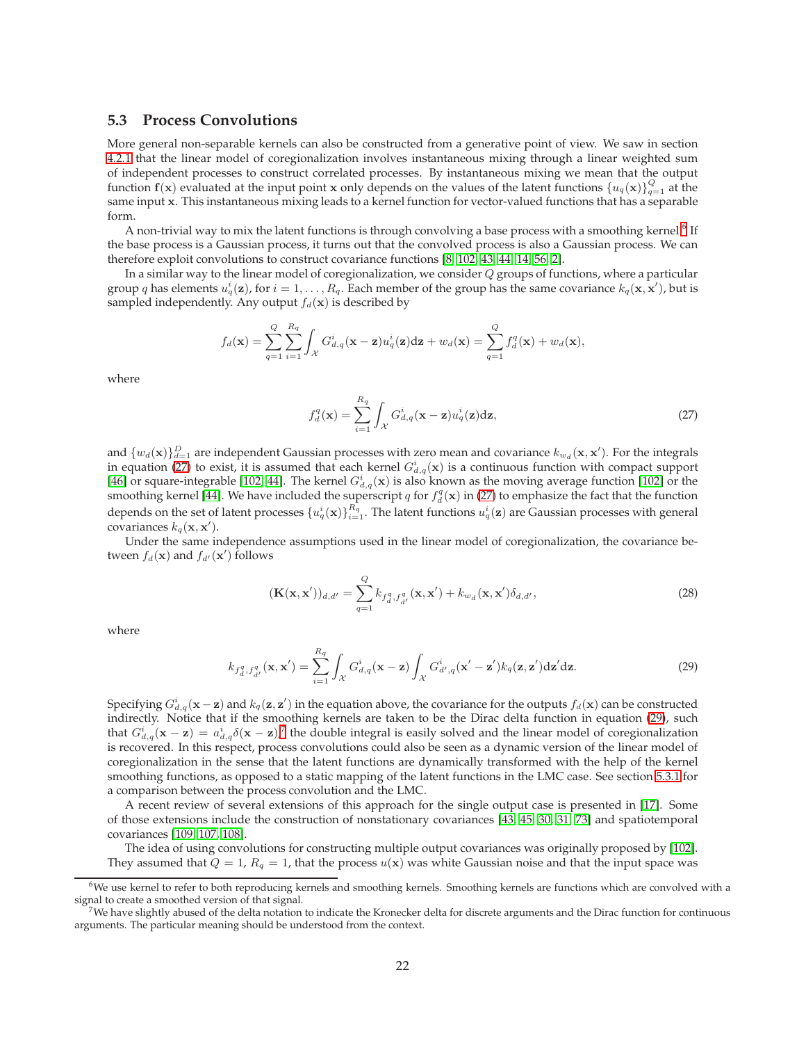### 5.3 Process Convolutions

More general non-separable kernels can also be constructed from a generative point of view. We saw in section 4.2.1 that the linear model of coregionalization involves instantaneous mixing through a linear weighted sum of independent processes to construct correlated processes. By instantaneous mixing we mean that the output function $\mathbf{f}(\mathbf{x})$ evaluated at the input point $\mathbf{x}$ only depends on the values of the latent functions $\{u_q(\mathbf{x})\}_{q=1}^{Q}$ at the same input $\mathbf{x}$. This instantaneous mixing leads to a kernel function for vector-valued functions that has a separable form.

A non-trivial way to mix the latent functions is through convolving a base process with a smoothing kernel.[6] If the base process is a Gaussian process, it turns out that the convolved process is also a Gaussian process. We can therefore exploit convolutions to construct covariance functions [8, 102, 43, 44, 14, 56, 2].

In a similar way to the linear model of coregionalization, we consider $Q$ groups of functions, where a particular group $q$ has elements $u_q^i(\mathbf{z})$, for $i = 1, \ldots, R_q$. Each member of the group has the same covariance $k_q(\mathbf{x}, \mathbf{x}')$, but is sampled independently. Any output $f_d(\mathbf{x})$ is described by

$$f_d(\mathbf{x}) = \sum_{q=1}^{Q}\sum_{i=1}^{R_q}\int_{\mathcal{X}} G_{d,q}^i(\mathbf{x}-\mathbf{z})u_q^i(\mathbf{z})\mathrm{d}\mathbf{z} + w_d(\mathbf{x}) = \sum_{q=1}^{Q} f_d^q(\mathbf{x}) + w_d(\mathbf{x}),$$

where

$$f_d^q(\mathbf{x}) = \sum_{i=1}^{R_q}\int_{\mathcal{X}} G_{d,q}^i(\mathbf{x}-\mathbf{z})u_q^i(\mathbf{z})\mathrm{d}\mathbf{z}, \tag{27}$$

and $\{w_d(\mathbf{x})\}_{d=1}^{D}$ are independent Gaussian processes with zero mean and covariance $k_{w_d}(\mathbf{x}, \mathbf{x}')$. For the integrals in equation (27) to exist, it is assumed that each kernel $G_{d,q}^i(\mathbf{x})$ is a continuous function with compact support [46] or square-integrable [102, 44]. The kernel $G_{d,q}^i(\mathbf{x})$ is also known as the moving average function [102] or the smoothing kernel [44]. We have included the superscript $q$ for $f_d^q(\mathbf{x})$ in (27) to emphasize the fact that the function depends on the set of latent processes $\{u_q^i(\mathbf{x})\}_{i=1}^{R_q}$. The latent functions $u_q^i(\mathbf{z})$ are Gaussian processes with general covariances $k_q(\mathbf{x}, \mathbf{x}')$.

Under the same independence assumptions used in the linear model of coregionalization, the covariance between $f_d(\mathbf{x})$ and $f_{d'}(\mathbf{x}')$ follows

$$(\mathbf{K}(\mathbf{x}, \mathbf{x}'))_{d,d'} = \sum_{q=1}^{Q} k_{f_d^q, f_{d'}^q}(\mathbf{x}, \mathbf{x}') + k_{w_d}(\mathbf{x}, \mathbf{x}')\delta_{d,d'}, \tag{28}$$

where

$$k_{f_d^q, f_{d'}^q}(\mathbf{x}, \mathbf{x}') = \sum_{i=1}^{R_q}\int_{\mathcal{X}} G_{d,q}^i(\mathbf{x}-\mathbf{z})\int_{\mathcal{X}} G_{d',q}^i(\mathbf{x}'-\mathbf{z}')k_q(\mathbf{z}, \mathbf{z}')\mathrm{d}\mathbf{z}'\mathrm{d}\mathbf{z}. \tag{29}$$

Specifying $G_{d,q}^i(\mathbf{x}-\mathbf{z})$ and $k_q(\mathbf{z}, \mathbf{z}')$ in the equation above, the covariance for the outputs $f_d(\mathbf{x})$ can be constructed indirectly. Notice that if the smoothing kernels are taken to be the Dirac delta function in equation (29), such that $G_{d,q}^i(\mathbf{x}-\mathbf{z}) = a_{d,q}^i\delta(\mathbf{x}-\mathbf{z})$,[7] the double integral is easily solved and the linear model of coregionalization is recovered. In this respect, process convolutions could also be seen as a dynamic version of the linear model of coregionalization in the sense that the latent functions are dynamically transformed with the help of the kernel smoothing functions, as opposed to a static mapping of the latent functions in the LMC case. See section 5.3.1 for a comparison between the process convolution and the LMC.

A recent review of several extensions of this approach for the single output case is presented in [17]. Some of those extensions include the construction of nonstationary covariances [43, 45, 30, 31, 73] and spatiotemporal covariances [109, 107, 108].

The idea of using convolutions for constructing multiple output covariances was originally proposed by [102]. They assumed that $Q = 1$, $R_q = 1$, that the process $u(\mathbf{x})$ was white Gaussian noise and that the input space was

---

[6] We use kernel to refer to both reproducing kernels and smoothing kernels. Smoothing kernels are functions which are convolved with a signal to create a smoothed version of that signal.

[7] We have slightly abused of the delta notation to indicate the Kronecker delta for discrete arguments and the Dirac function for continuous arguments. The particular meaning should be understood from the context.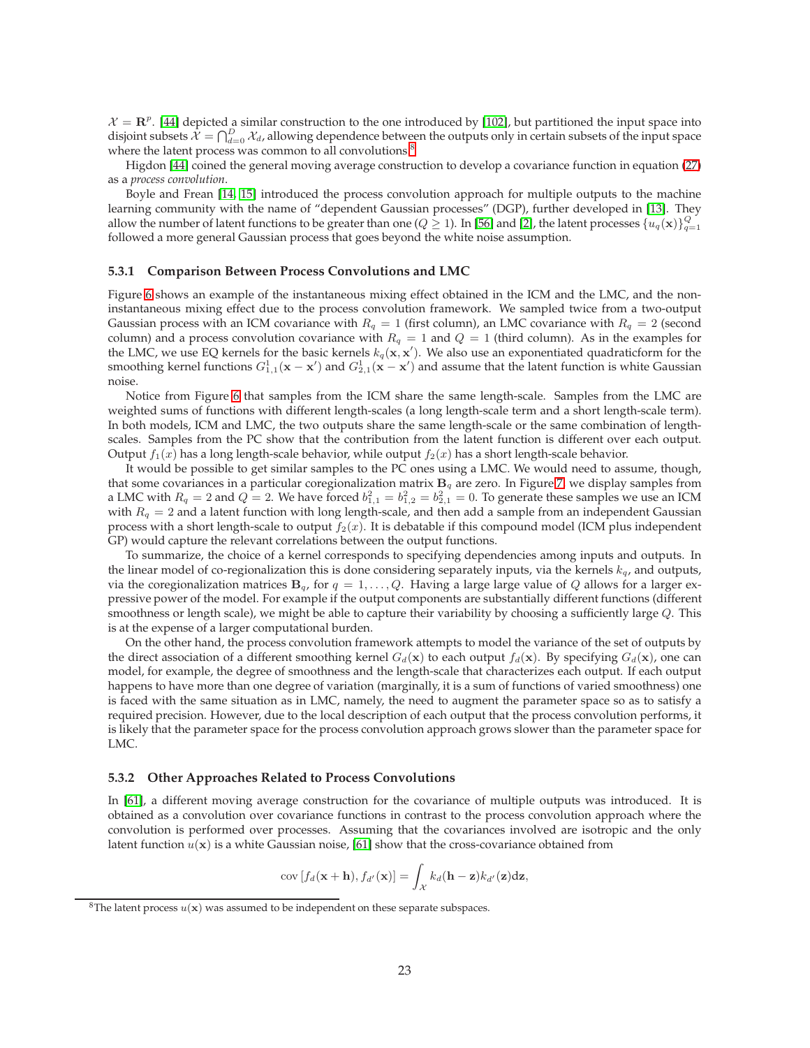$\mathcal{X} = \mathbf{R}^p$. [44] depicted a similar construction to the one introduced by [102], but partitioned the input space into disjoint subsets $\mathcal{X} = \bigcap_{d=0}^{D} \mathcal{X}_d$, allowing dependence between the outputs only in certain subsets of the input space where the latent process was common to all convolutions.[8]

Higdon [44] coined the general moving average construction to develop a covariance function in equation (27) as a *process convolution*.

Boyle and Frean [14, 15] introduced the process convolution approach for multiple outputs to the machine learning community with the name of "dependent Gaussian processes" (DGP), further developed in [13]. They allow the number of latent functions to be greater than one ($Q \geq 1$). In [56] and [2], the latent processes $\{u_q(\mathbf{x})\}_{q=1}^{Q}$ followed a more general Gaussian process that goes beyond the white noise assumption.

### 5.3.1 Comparison Between Process Convolutions and LMC

Figure 6 shows an example of the instantaneous mixing effect obtained in the ICM and the LMC, and the non-instantaneous mixing effect due to the process convolution framework. We sampled twice from a two-output Gaussian process with an ICM covariance with $R_q = 1$ (first column), an LMC covariance with $R_q = 2$ (second column) and a process convolution covariance with $R_q = 1$ and $Q = 1$ (third column). As in the examples for the LMC, we use EQ kernels for the basic kernels $k_q(\mathbf{x}, \mathbf{x}')$. We also use an exponentiated quadraticform for the smoothing kernel functions $G_{1,1}^1(\mathbf{x} - \mathbf{x}')$ and $G_{2,1}^1(\mathbf{x} - \mathbf{x}')$ and assume that the latent function is white Gaussian noise.

Notice from Figure 6 that samples from the ICM share the same length-scale. Samples from the LMC are weighted sums of functions with different length-scales (a long length-scale term and a short length-scale term). In both models, ICM and LMC, the two outputs share the same length-scale or the same combination of length-scales. Samples from the PC show that the contribution from the latent function is different over each output. Output $f_1(x)$ has a long length-scale behavior, while output $f_2(x)$ has a short length-scale behavior.

It would be possible to get similar samples to the PC ones using a LMC. We would need to assume, though, that some covariances in a particular coregionalization matrix $\mathbf{B}_q$ are zero. In Figure 7, we display samples from a LMC with $R_q = 2$ and $Q = 2$. We have forced $b_{1,1}^2 = b_{1,2}^2 = b_{2,1}^2 = 0$. To generate these samples we use an ICM with $R_q = 2$ and a latent function with long length-scale, and then add a sample from an independent Gaussian process with a short length-scale to output $f_2(x)$. It is debatable if this compound model (ICM plus independent GP) would capture the relevant correlations between the output functions.

To summarize, the choice of a kernel corresponds to specifying dependencies among inputs and outputs. In the linear model of co-regionalization this is done considering separately inputs, via the kernels $k_q$, and outputs, via the coregionalization matrices $\mathbf{B}_q$, for $q = 1, \ldots, Q$. Having a large large value of $Q$ allows for a larger expressive power of the model. For example if the output components are substantially different functions (different smoothness or length scale), we might be able to capture their variability by choosing a sufficiently large $Q$. This is at the expense of a larger computational burden.

On the other hand, the process convolution framework attempts to model the variance of the set of outputs by the direct association of a different smoothing kernel $G_d(\mathbf{x})$ to each output $f_d(\mathbf{x})$. By specifying $G_d(\mathbf{x})$, one can model, for example, the degree of smoothness and the length-scale that characterizes each output. If each output happens to have more than one degree of variation (marginally, it is a sum of functions of varied smoothness) one is faced with the same situation as in LMC, namely, the need to augment the parameter space so as to satisfy a required precision. However, due to the local description of each output that the process convolution performs, it is likely that the parameter space for the process convolution approach grows slower than the parameter space for LMC.

### 5.3.2 Other Approaches Related to Process Convolutions

In [61], a different moving average construction for the covariance of multiple outputs was introduced. It is obtained as a convolution over covariance functions in contrast to the process convolution approach where the convolution is performed over processes. Assuming that the covariances involved are isotropic and the only latent function $u(\mathbf{x})$ is a white Gaussian noise, [61] show that the cross-covariance obtained from

$$\operatorname{cov}\left[f_d(\mathbf{x} + \mathbf{h}), f_{d'}(\mathbf{x})\right] = \int_{\mathcal{X}} k_d(\mathbf{h} - \mathbf{z}) k_{d'}(\mathbf{z}) \mathrm{d}\mathbf{z},$$

[8] The latent process $u(\mathbf{x})$ was assumed to be independent on these separate subspaces.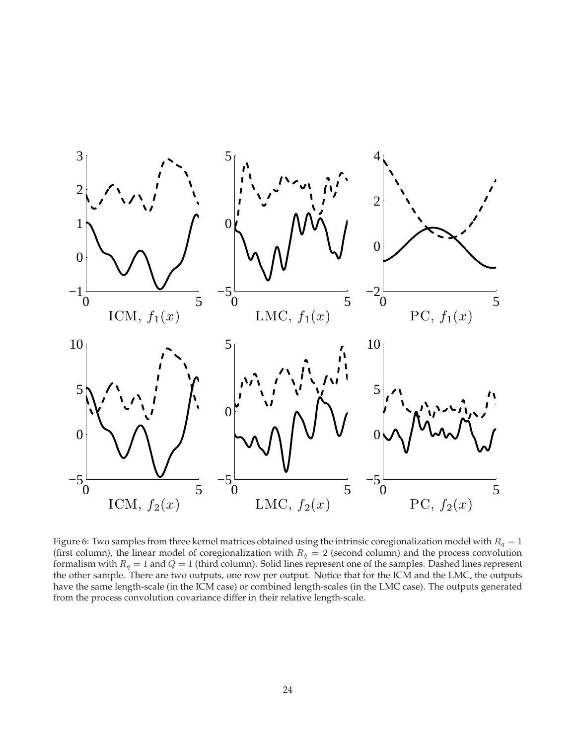3
2
1
0
−1
0
5
ICM, $f_1(x)$

5
0
−5
0
5
LMC, $f_1(x)$

4
2
0
−2
0
5
PC, $f_1(x)$

10
5
0
−5
0
5
ICM, $f_2(x)$

5
0
−5
0
5
LMC, $f_2(x)$

10
5
0
−5
0
5
PC, $f_2(x)$

Figure 6: Two samples from three kernel matrices obtained using the intrinsic coregionalization model with $R_q = 1$ (first column), the linear model of coregionalization with $R_q = 2$ (second column) and the process convolution formalism with $R_q = 1$ and $Q = 1$ (third column). Solid lines represent one of the samples. Dashed lines represent the other sample. There are two outputs, one row per output. Notice that for the ICM and the LMC, the outputs have the same length-scale (in the ICM case) or combined length-scales (in the LMC case). The outputs generated from the process convolution covariance differ in their relative length-scale.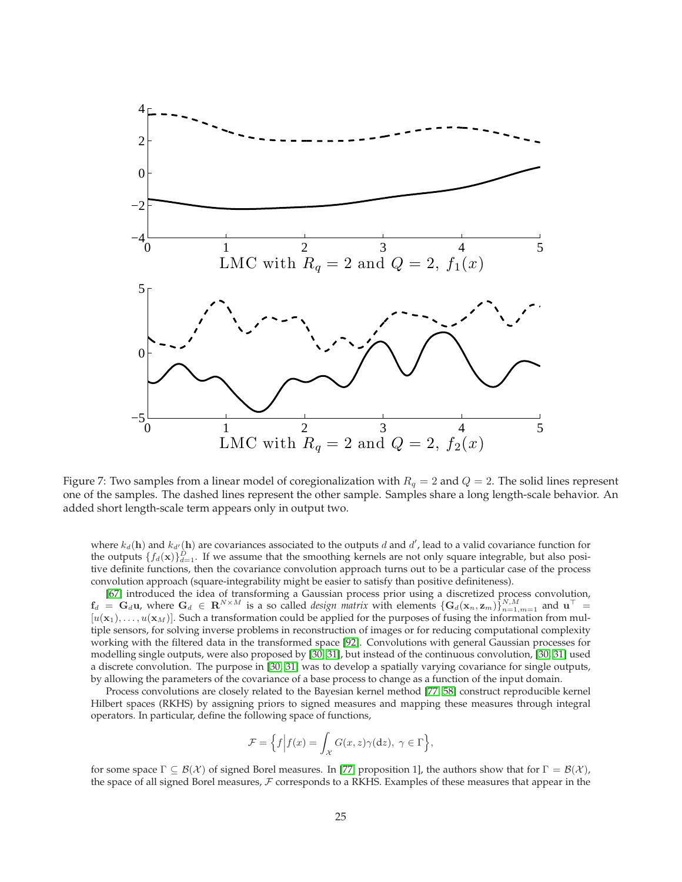4
2
0
−2
−4
0 1 2 3 4 5
LMC with $R_q = 2$ and $Q = 2$, $f_1(x)$

5
0
−5
0 1 2 3 4 5
LMC with $R_q = 2$ and $Q = 2$, $f_2(x)$

Figure 7: Two samples from a linear model of coregionalization with $R_q = 2$ and $Q = 2$. The solid lines represent one of the samples. The dashed lines represent the other sample. Samples share a long length-scale behavior. An added short length-scale term appears only in output two.

where $k_d(\mathbf{h})$ and $k_{d'}(\mathbf{h})$ are covariances associated to the outputs $d$ and $d'$, lead to a valid covariance function for the outputs $\{f_d(\mathbf{x})\}_{d=1}^{D}$. If we assume that the smoothing kernels are not only square integrable, but also positive definite functions, then the covariance convolution approach turns out to be a particular case of the process convolution approach (square-integrability might be easier to satisfy than positive definiteness).

[67] introduced the idea of transforming a Gaussian process prior using a discretized process convolution, $\mathbf{f}_d = \mathbf{G}_d\mathbf{u}$, where $\mathbf{G}_d \in \mathbf{R}^{N\times M}$ is a so called *design matrix* with elements $\{\mathbf{G}_d(\mathbf{x}_n, \mathbf{z}_m)\}_{n=1,m=1}^{N,M}$ and $\mathbf{u}^\top = [u(\mathbf{x}_1), \dots, u(\mathbf{x}_M)]$. Such a transformation could be applied for the purposes of fusing the information from multiple sensors, for solving inverse problems in reconstruction of images or for reducing computational complexity working with the filtered data in the transformed space [92]. Convolutions with general Gaussian processes for modelling single outputs, were also proposed by [30, 31], but instead of the continuous convolution, [30, 31] used a discrete convolution. The purpose in [30, 31] was to develop a spatially varying covariance for single outputs, by allowing the parameters of the covariance of a base process to change as a function of the input domain.

Process convolutions are closely related to the Bayesian kernel method [77, 58] construct reproducible kernel Hilbert spaces (RKHS) by assigning priors to signed measures and mapping these measures through integral operators. In particular, define the following space of functions,

$$\mathcal{F} = \Big\{ f \Big| f(x) = \int_{\mathcal{X}} G(x, z)\gamma(\mathrm{d}z),\ \gamma \in \Gamma \Big\},$$

for some space $\Gamma \subseteq \mathcal{B}(\mathcal{X})$ of signed Borel measures. In [77, proposition 1], the authors show that for $\Gamma = \mathcal{B}(\mathcal{X})$, the space of all signed Borel measures, $\mathcal{F}$ corresponds to a RKHS. Examples of these measures that appear in the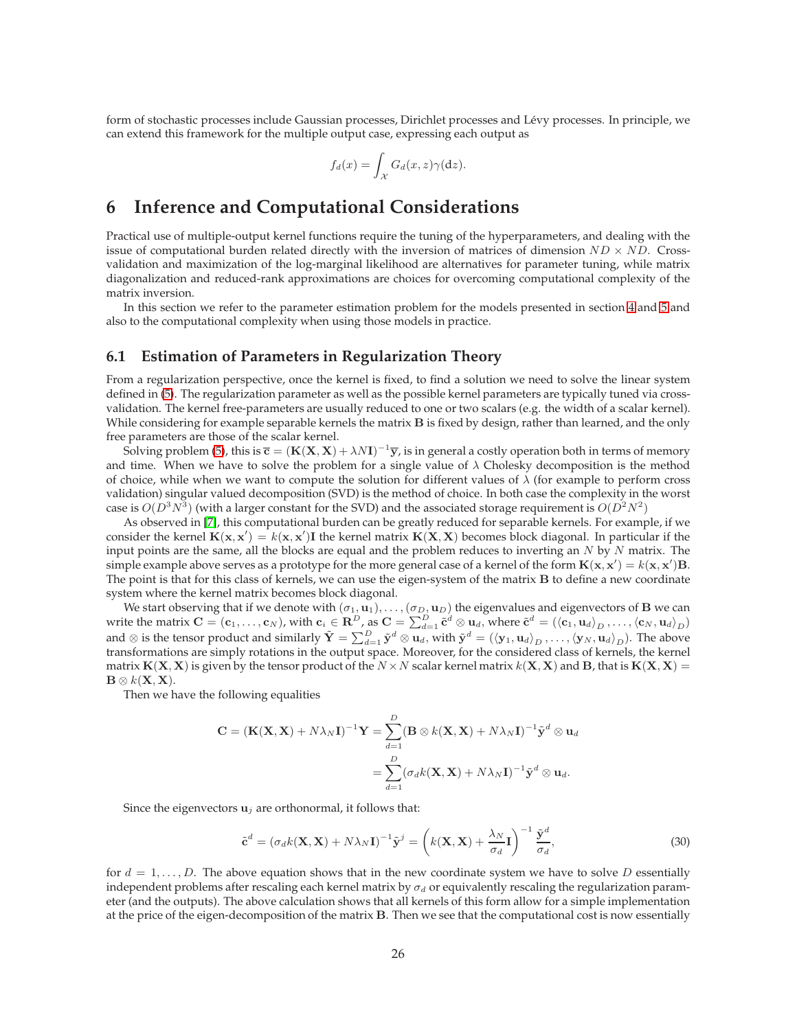form of stochastic processes include Gaussian processes, Dirichlet processes and Lévy processes. In principle, we can extend this framework for the multiple output case, expressing each output as

$$f_d(x) = \int_{\mathcal{X}} G_d(x, z)\gamma(\mathrm{d}z).$$

# 6 Inference and Computational Considerations

Practical use of multiple-output kernel functions require the tuning of the hyperparameters, and dealing with the issue of computational burden related directly with the inversion of matrices of dimension $ND \times ND$. Cross-validation and maximization of the log-marginal likelihood are alternatives for parameter tuning, while matrix diagonalization and reduced-rank approximations are choices for overcoming computational complexity of the matrix inversion.

In this section we refer to the parameter estimation problem for the models presented in section 4 and 5 and also to the computational complexity when using those models in practice.

## 6.1 Estimation of Parameters in Regularization Theory

From a regularization perspective, once the kernel is fixed, to find a solution we need to solve the linear system defined in (5). The regularization parameter as well as the possible kernel parameters are typically tuned via cross-validation. The kernel free-parameters are usually reduced to one or two scalars (e.g. the width of a scalar kernel). While considering for example separable kernels the matrix $\mathbf{B}$ is fixed by design, rather than learned, and the only free parameters are those of the scalar kernel.

Solving problem (5), this is $\overline{\mathbf{c}} = (\mathbf{K}(\mathbf{X}, \mathbf{X}) + \lambda N \mathbf{I})^{-1}\overline{\mathbf{y}}$, is in general a costly operation both in terms of memory and time. When we have to solve the problem for a single value of $\lambda$ Cholesky decomposition is the method of choice, while when we want to compute the solution for different values of $\lambda$ (for example to perform cross validation) singular valued decomposition (SVD) is the method of choice. In both case the complexity in the worst case is $O(D^3N^3)$ (with a larger constant for the SVD) and the associated storage requirement is $O(D^2N^2)$

As observed in [7], this computational burden can be greatly reduced for separable kernels. For example, if we consider the kernel $\mathbf{K}(\mathbf{x}, \mathbf{x}') = k(\mathbf{x}, \mathbf{x}')\mathbf{I}$ the kernel matrix $\mathbf{K}(\mathbf{X}, \mathbf{X})$ becomes block diagonal. In particular if the input points are the same, all the blocks are equal and the problem reduces to inverting an $N$ by $N$ matrix. The simple example above serves as a prototype for the more general case of a kernel of the form $\mathbf{K}(\mathbf{x}, \mathbf{x}') = k(\mathbf{x}, \mathbf{x}')\mathbf{B}$. The point is that for this class of kernels, we can use the eigen-system of the matrix $\mathbf{B}$ to define a new coordinate system where the kernel matrix becomes block diagonal.

We start observing that if we denote with $(\sigma_1, \mathbf{u}_1), \ldots, (\sigma_D, \mathbf{u}_D)$ the eigenvalues and eigenvectors of $\mathbf{B}$ we can write the matrix $\mathbf{C} = (\mathbf{c}_1, \ldots, \mathbf{c}_N)$, with $\mathbf{c}_i \in \mathbf{R}^D$, as $\mathbf{C} = \sum_{d=1}^{D} \tilde{\mathbf{c}}^d \otimes \mathbf{u}_d$, where $\tilde{\mathbf{c}}^d = (\langle \mathbf{c}_1, \mathbf{u}_d \rangle_D, \ldots, \langle \mathbf{c}_N, \mathbf{u}_d \rangle_D)$ and $\otimes$ is the tensor product and similarly $\tilde{\mathbf{Y}} = \sum_{d=1}^{D} \tilde{\mathbf{y}}^d \otimes \mathbf{u}_d$, with $\tilde{\mathbf{y}}^d = (\langle \mathbf{y}_1, \mathbf{u}_d \rangle_D, \ldots, \langle \mathbf{y}_N, \mathbf{u}_d \rangle_D)$. The above transformations are simply rotations in the output space. Moreover, for the considered class of kernels, the kernel matrix $\mathbf{K}(\mathbf{X}, \mathbf{X})$ is given by the tensor product of the $N \times N$ scalar kernel matrix $k(\mathbf{X}, \mathbf{X})$ and $\mathbf{B}$, that is $\mathbf{K}(\mathbf{X}, \mathbf{X}) = \mathbf{B} \otimes k(\mathbf{X}, \mathbf{X})$.

Then we have the following equalities

$$\begin{aligned}
\mathbf{C} = (\mathbf{K}(\mathbf{X}, \mathbf{X}) + N\lambda_N \mathbf{I})^{-1}\mathbf{Y} &= \sum_{d=1}^{D} (\mathbf{B} \otimes k(\mathbf{X}, \mathbf{X}) + N\lambda_N \mathbf{I})^{-1} \tilde{\mathbf{y}}^d \otimes \mathbf{u}_d \\
&= \sum_{d=1}^{D} (\sigma_d k(\mathbf{X}, \mathbf{X}) + N\lambda_N \mathbf{I})^{-1} \tilde{\mathbf{y}}^d \otimes \mathbf{u}_d.
\end{aligned}$$

Since the eigenvectors $\mathbf{u}_j$ are orthonormal, it follows that:

$$\tilde{\mathbf{c}}^d = (\sigma_d k(\mathbf{X}, \mathbf{X}) + N\lambda_N \mathbf{I})^{-1} \tilde{\mathbf{y}}^j = \left( k(\mathbf{X}, \mathbf{X}) + \frac{\lambda_N}{\sigma_d} \mathbf{I} \right)^{-1} \frac{\tilde{\mathbf{y}}^d}{\sigma_d}, \tag{30}$$

for $d = 1, \ldots, D$. The above equation shows that in the new coordinate system we have to solve $D$ essentially independent problems after rescaling each kernel matrix by $\sigma_d$ or equivalently rescaling the regularization parameter (and the outputs). The above calculation shows that all kernels of this form allow for a simple implementation at the price of the eigen-decomposition of the matrix $\mathbf{B}$. Then we see that the computational cost is now essentially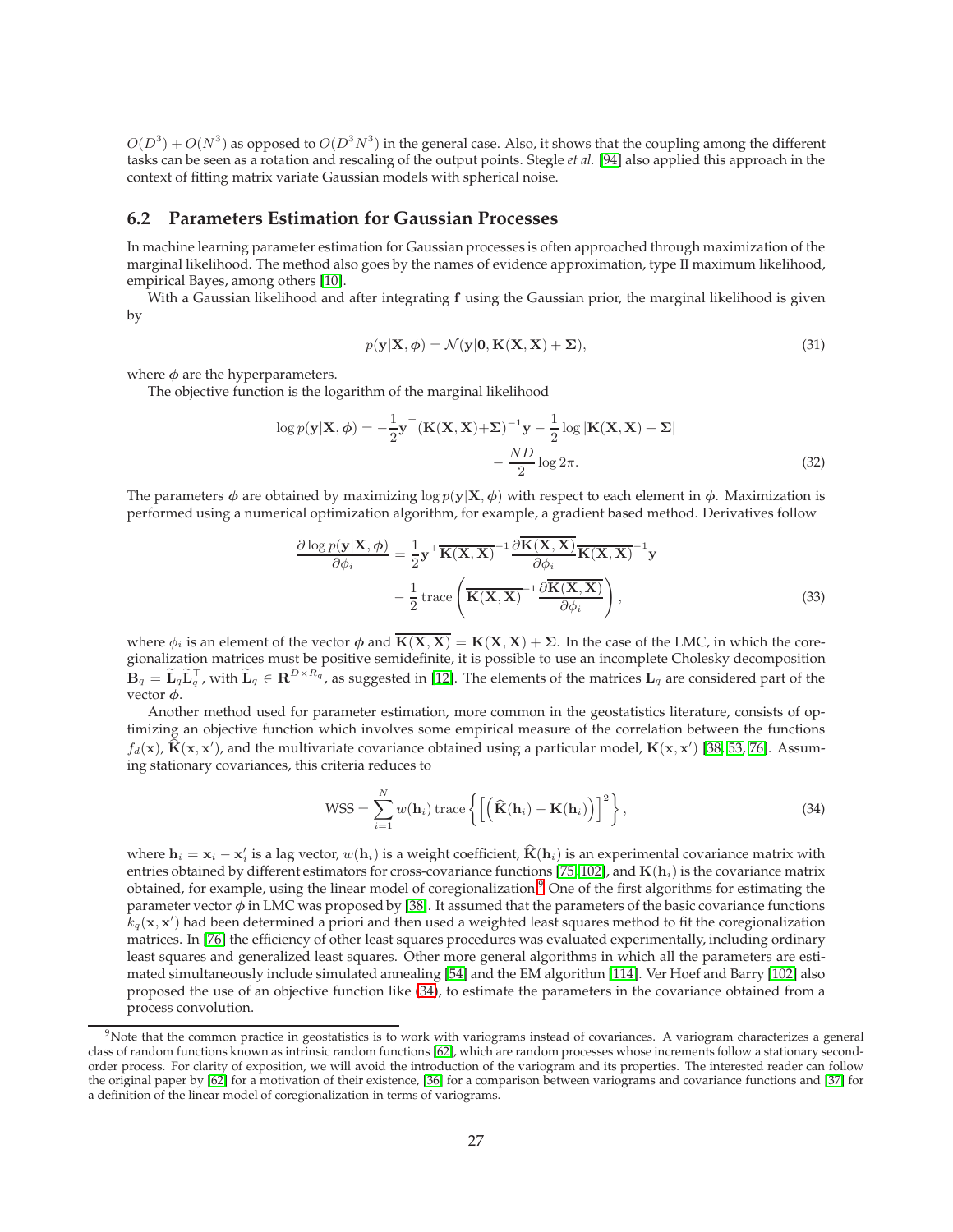$O(D^3) + O(N^3)$ as opposed to $O(D^3N^3)$ in the general case. Also, it shows that the coupling among the different tasks can be seen as a rotation and rescaling of the output points. Stegle *et al.* [94] also applied this approach in the context of fitting matrix variate Gaussian models with spherical noise.

## 6.2 Parameters Estimation for Gaussian Processes

In machine learning parameter estimation for Gaussian processes is often approached through maximization of the marginal likelihood. The method also goes by the names of evidence approximation, type II maximum likelihood, empirical Bayes, among others [10].

With a Gaussian likelihood and after integrating $\mathbf{f}$ using the Gaussian prior, the marginal likelihood is given by

$$p(\mathbf{y}|\mathbf{X}, \boldsymbol{\phi}) = \mathcal{N}(\mathbf{y}|\mathbf{0}, \mathbf{K}(\mathbf{X}, \mathbf{X}) + \boldsymbol{\Sigma}), \tag{31}$$

where $\boldsymbol{\phi}$ are the hyperparameters.

The objective function is the logarithm of the marginal likelihood

$$\log p(\mathbf{y}|\mathbf{X}, \boldsymbol{\phi}) = -\frac{1}{2}\mathbf{y}^\top(\mathbf{K}(\mathbf{X}, \mathbf{X}) + \boldsymbol{\Sigma})^{-1}\mathbf{y} - \frac{1}{2}\log|\mathbf{K}(\mathbf{X}, \mathbf{X}) + \boldsymbol{\Sigma}| - \frac{ND}{2}\log 2\pi. \tag{32}$$

The parameters $\boldsymbol{\phi}$ are obtained by maximizing $\log p(\mathbf{y}|\mathbf{X}, \boldsymbol{\phi})$ with respect to each element in $\boldsymbol{\phi}$. Maximization is performed using a numerical optimization algorithm, for example, a gradient based method. Derivatives follow

$$\frac{\partial \log p(\mathbf{y}|\mathbf{X}, \boldsymbol{\phi})}{\partial \phi_i} = \frac{1}{2}\mathbf{y}^\top \overline{\mathbf{K}(\mathbf{X}, \mathbf{X})}^{-1} \frac{\partial \overline{\mathbf{K}(\mathbf{X}, \mathbf{X})}}{\partial \phi_i} \overline{\mathbf{K}(\mathbf{X}, \mathbf{X})}^{-1}\mathbf{y} - \frac{1}{2}\operatorname{trace}\left(\overline{\mathbf{K}(\mathbf{X}, \mathbf{X})}^{-1} \frac{\partial \overline{\mathbf{K}(\mathbf{X}, \mathbf{X})}}{\partial \phi_i}\right), \tag{33}$$

where $\phi_i$ is an element of the vector $\boldsymbol{\phi}$ and $\overline{\mathbf{K}(\mathbf{X}, \mathbf{X})} = \mathbf{K}(\mathbf{X}, \mathbf{X}) + \boldsymbol{\Sigma}$. In the case of the LMC, in which the coregionalization matrices must be positive semidefinite, it is possible to use an incomplete Cholesky decomposition $\mathbf{B}_q = \widetilde{\mathbf{L}}_q\widetilde{\mathbf{L}}_q^\top$, with $\widetilde{\mathbf{L}}_q \in \mathbf{R}^{D \times R_q}$, as suggested in [12]. The elements of the matrices $\mathbf{L}_q$ are considered part of the vector $\boldsymbol{\phi}$.

Another method used for parameter estimation, more common in the geostatistics literature, consists of optimizing an objective function which involves some empirical measure of the correlation between the functions $f_d(\mathbf{x})$, $\widehat{\mathbf{K}}(\mathbf{x}, \mathbf{x}')$, and the multivariate covariance obtained using a particular model, $\mathbf{K}(\mathbf{x}, \mathbf{x}')$ [38, 53, 76]. Assuming stationary covariances, this criteria reduces to

$$\text{WSS} = \sum_{i=1}^{N} w(\mathbf{h}_i)\operatorname{trace}\left\{\left[\left(\widehat{\mathbf{K}}(\mathbf{h}_i) - \mathbf{K}(\mathbf{h}_i)\right)\right]^2\right\}, \tag{34}$$

where $\mathbf{h}_i = \mathbf{x}_i - \mathbf{x}_i'$ is a lag vector, $w(\mathbf{h}_i)$ is a weight coefficient, $\widehat{\mathbf{K}}(\mathbf{h}_i)$ is an experimental covariance matrix with entries obtained by different estimators for cross-covariance functions [75, 102], and $\mathbf{K}(\mathbf{h}_i)$ is the covariance matrix obtained, for example, using the linear model of coregionalization.[9] One of the first algorithms for estimating the parameter vector $\boldsymbol{\phi}$ in LMC was proposed by [38]. It assumed that the parameters of the basic covariance functions $k_q(\mathbf{x}, \mathbf{x}')$ had been determined a priori and then used a weighted least squares method to fit the coregionalization matrices. In [76] the efficiency of other least squares procedures was evaluated experimentally, including ordinary least squares and generalized least squares. Other more general algorithms in which all the parameters are estimated simultaneously include simulated annealing [54] and the EM algorithm [114]. Ver Hoef and Barry [102] also proposed the use of an objective function like (34), to estimate the parameters in the covariance obtained from a process convolution.

[9] Note that the common practice in geostatistics is to work with variograms instead of covariances. A variogram characterizes a general class of random functions known as intrinsic random functions [62], which are random processes whose increments follow a stationary second-order process. For clarity of exposition, we will avoid the introduction of the variogram and its properties. The interested reader can follow the original paper by [62] for a motivation of their existence, [36] for a comparison between variograms and covariance functions and [37] for a definition of the linear model of coregionalization in terms of variograms.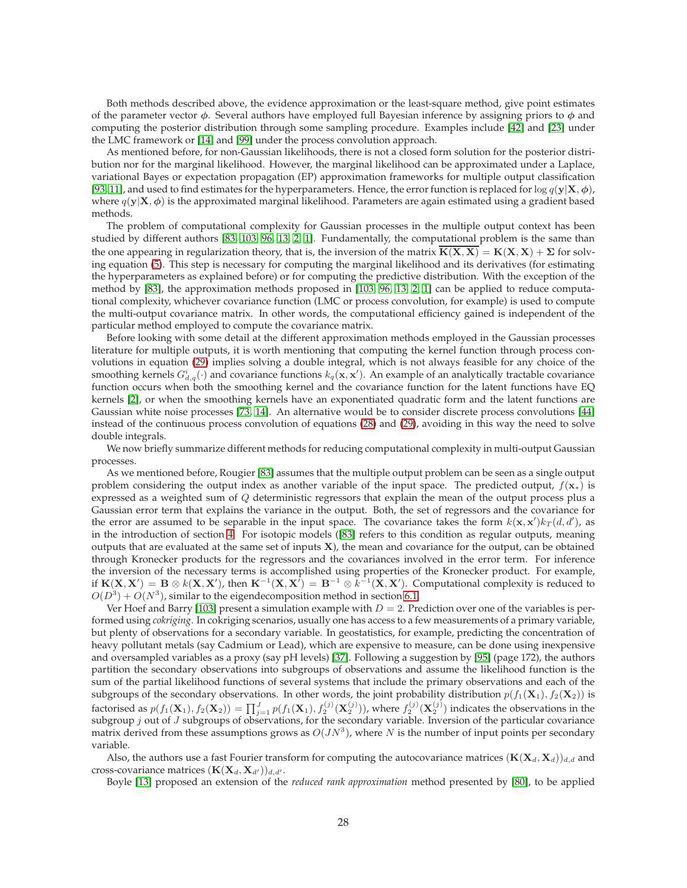Both methods described above, the evidence approximation or the least-square method, give point estimates of the parameter vector $\phi$. Several authors have employed full Bayesian inference by assigning priors to $\phi$ and computing the posterior distribution through some sampling procedure. Examples include [42] and [23] under the LMC framework or [14] and [99] under the process convolution approach.

As mentioned before, for non-Gaussian likelihoods, there is not a closed form solution for the posterior distribution nor for the marginal likelihood. However, the marginal likelihood can be approximated under a Laplace, variational Bayes or expectation propagation (EP) approximation frameworks for multiple output classification [93, 11], and used to find estimates for the hyperparameters. Hence, the error function is replaced for $\log q(\mathbf{y}|\mathbf{X}, \boldsymbol{\phi})$, where $q(\mathbf{y}|\mathbf{X}, \boldsymbol{\phi})$ is the approximated marginal likelihood. Parameters are again estimated using a gradient based methods.

The problem of computational complexity for Gaussian processes in the multiple output context has been studied by different authors [83, 103, 96, 13, 2, 1]. Fundamentally, the computational problem is the same than the one appearing in regularization theory, that is, the inversion of the matrix $\overline{\mathbf{K}(\mathbf{X}, \mathbf{X})} = \mathbf{K}(\mathbf{X}, \mathbf{X}) + \boldsymbol{\Sigma}$ for solving equation (5). This step is necessary for computing the marginal likelihood and its derivatives (for estimating the hyperparameters as explained before) or for computing the predictive distribution. With the exception of the method by [83], the approximation methods proposed in [103, 96, 13, 2, 1] can be applied to reduce computational complexity, whichever covariance function (LMC or process convolution, for example) is used to compute the multi-output covariance matrix. In other words, the computational efficiency gained is independent of the particular method employed to compute the covariance matrix.

Before looking with some detail at the different approximation methods employed in the Gaussian processes literature for multiple outputs, it is worth mentioning that computing the kernel function through process convolutions in equation (29) implies solving a double integral, which is not always feasible for any choice of the smoothing kernels $G^i_{d,q}(\cdot)$ and covariance functions $k_q(\mathbf{x}, \mathbf{x}')$. An example of an analytically tractable covariance function occurs when both the smoothing kernel and the covariance function for the latent functions have EQ kernels [2], or when the smoothing kernels have an exponentiated quadratic form and the latent functions are Gaussian white noise processes [73, 14]. An alternative would be to consider discrete process convolutions [44] instead of the continuous process convolution of equations (28) and (29), avoiding in this way the need to solve double integrals.

We now briefly summarize different methods for reducing computational complexity in multi-output Gaussian processes.

As we mentioned before, Rougier [83] assumes that the multiple output problem can be seen as a single output problem considering the output index as another variable of the input space. The predicted output, $f(\mathbf{x}_*)$ is expressed as a weighted sum of $Q$ deterministic regressors that explain the mean of the output process plus a Gaussian error term that explains the variance in the output. Both, the set of regressors and the covariance for the error are assumed to be separable in the input space. The covariance takes the form $k(\mathbf{x}, \mathbf{x}')k_T(d, d')$, as in the introduction of section 4. For isotopic models ([83] refers to this condition as regular outputs, meaning outputs that are evaluated at the same set of inputs $\mathbf{X}$), the mean and covariance for the output, can be obtained through Kronecker products for the regressors and the covariances involved in the error term. For inference the inversion of the necessary terms is accomplished using properties of the Kronecker product. For example, if $\mathbf{K}(\mathbf{X}, \mathbf{X}') = \mathbf{B} \otimes k(\mathbf{X}, \mathbf{X}')$, then $\mathbf{K}^{-1}(\mathbf{X}, \mathbf{X}') = \mathbf{B}^{-1} \otimes k^{-1}(\mathbf{X}, \mathbf{X}')$. Computational complexity is reduced to $O(D^3) + O(N^3)$, similar to the eigendecomposition method in section 6.1.

Ver Hoef and Barry [103] present a simulation example with $D = 2$. Prediction over one of the variables is performed using *cokriging*. In cokriging scenarios, usually one has access to a few measurements of a primary variable, but plenty of observations for a secondary variable. In geostatistics, for example, predicting the concentration of heavy pollutant metals (say Cadmium or Lead), which are expensive to measure, can be done using inexpensive and oversampled variables as a proxy (say pH levels) [37]. Following a suggestion by [95] (page 172), the authors partition the secondary observations into subgroups of observations and assume the likelihood function is the sum of the partial likelihood functions of several systems that include the primary observations and each of the subgroups of the secondary observations. In other words, the joint probability distribution $p(f_1(\mathbf{X}_1), f_2(\mathbf{X}_2))$ is factorised as $p(f_1(\mathbf{X}_1), f_2(\mathbf{X}_2)) = \prod_{j=1}^{J} p(f_1(\mathbf{X}_1), f_2^{(j)}(\mathbf{X}_2^{(j)}))$, where $f_2^{(j)}(\mathbf{X}_2^{(j)})$ indicates the observations in the subgroup $j$ out of $J$ subgroups of observations, for the secondary variable. Inversion of the particular covariance matrix derived from these assumptions grows as $O(JN^3)$, where $N$ is the number of input points per secondary variable.

Also, the authors use a fast Fourier transform for computing the autocovariance matrices $(\mathbf{K}(\mathbf{X}_d, \mathbf{X}_d))_{d,d}$ and cross-covariance matrices $(\mathbf{K}(\mathbf{X}_d, \mathbf{X}_{d'}))_{d,d'}$.

Boyle [13] proposed an extension of the *reduced rank approximation* method presented by [80], to be applied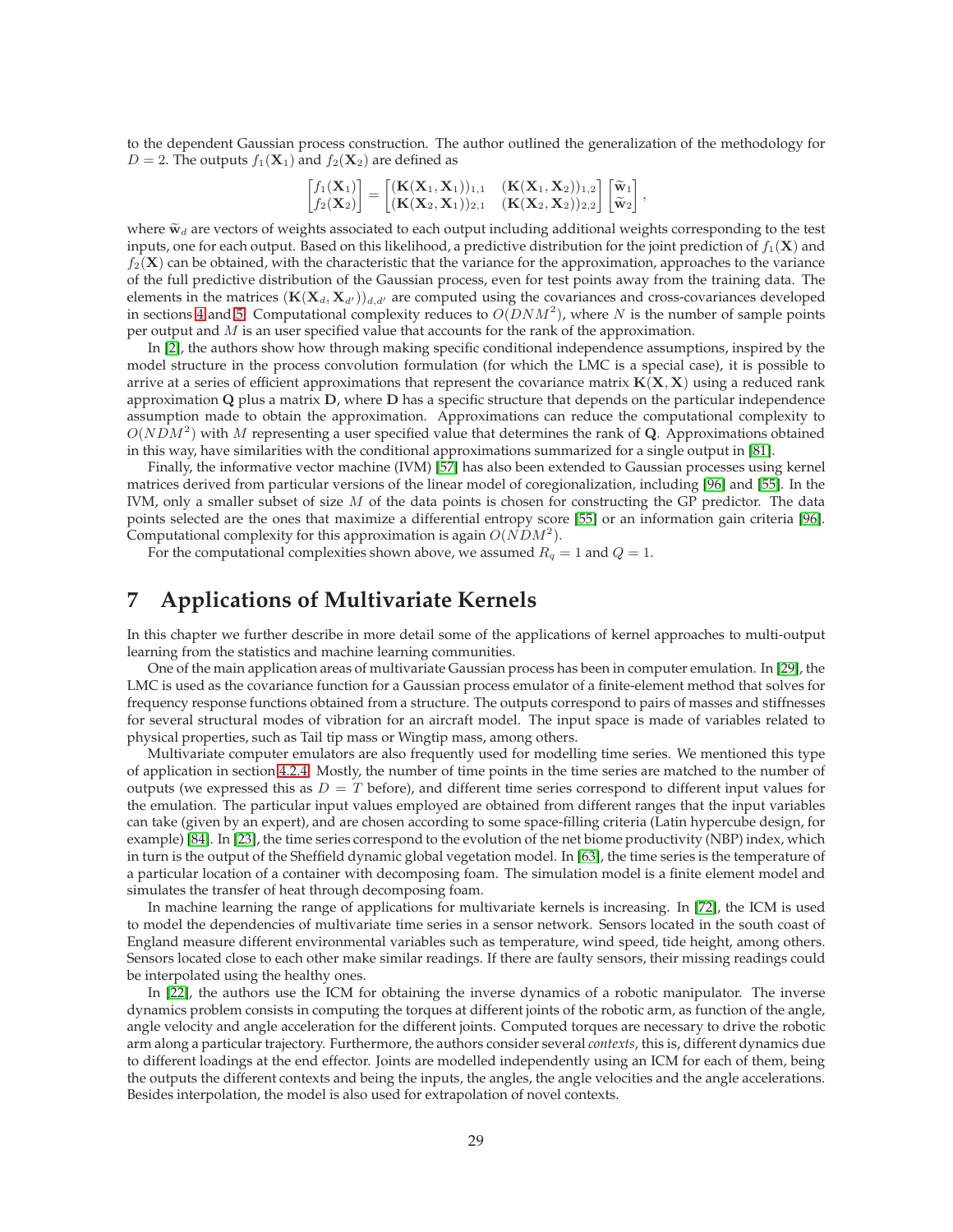to the dependent Gaussian process construction. The author outlined the generalization of the methodology for $D = 2$. The outputs $f_1(\mathbf{X}_1)$ and $f_2(\mathbf{X}_2)$ are defined as

$$
\begin{bmatrix} f_1(\mathbf{X}_1) \\ f_2(\mathbf{X}_2) \end{bmatrix} = \begin{bmatrix} (\mathbf{K}(\mathbf{X}_1, \mathbf{X}_1))_{1,1} & (\mathbf{K}(\mathbf{X}_1, \mathbf{X}_2))_{1,2} \\ (\mathbf{K}(\mathbf{X}_2, \mathbf{X}_1))_{2,1} & (\mathbf{K}(\mathbf{X}_2, \mathbf{X}_2))_{2,2} \end{bmatrix} \begin{bmatrix} \widetilde{\mathbf{w}}_1 \\ \widetilde{\mathbf{w}}_2 \end{bmatrix},
$$

where $\widetilde{\mathbf{w}}_d$ are vectors of weights associated to each output including additional weights corresponding to the test inputs, one for each output. Based on this likelihood, a predictive distribution for the joint prediction of $f_1(\mathbf{X})$ and $f_2(\mathbf{X})$ can be obtained, with the characteristic that the variance for the approximation, approaches to the variance of the full predictive distribution of the Gaussian process, even for test points away from the training data. The elements in the matrices $(\mathbf{K}(\mathbf{X}_d, \mathbf{X}_{d'}))_{d,d'}$ are computed using the covariances and cross-covariances developed in sections 4 and 5. Computational complexity reduces to $O(DNM^2)$, where $N$ is the number of sample points per output and $M$ is an user specified value that accounts for the rank of the approximation.

In [2], the authors show how through making specific conditional independence assumptions, inspired by the model structure in the process convolution formulation (for which the LMC is a special case), it is possible to arrive at a series of efficient approximations that represent the covariance matrix $\mathbf{K}(\mathbf{X}, \mathbf{X})$ using a reduced rank approximation $\mathbf{Q}$ plus a matrix $\mathbf{D}$, where $\mathbf{D}$ has a specific structure that depends on the particular independence assumption made to obtain the approximation. Approximations can reduce the computational complexity to $O(NDM^2)$ with $M$ representing a user specified value that determines the rank of $\mathbf{Q}$. Approximations obtained in this way, have similarities with the conditional approximations summarized for a single output in [81].

Finally, the informative vector machine (IVM) [57] has also been extended to Gaussian processes using kernel matrices derived from particular versions of the linear model of coregionalization, including [96] and [55]. In the IVM, only a smaller subset of size $M$ of the data points is chosen for constructing the GP predictor. The data points selected are the ones that maximize a differential entropy score [55] or an information gain criteria [96]. Computational complexity for this approximation is again $O(NDM^2)$.

For the computational complexities shown above, we assumed $R_q = 1$ and $Q = 1$.

# 7 Applications of Multivariate Kernels

In this chapter we further describe in more detail some of the applications of kernel approaches to multi-output learning from the statistics and machine learning communities.

One of the main application areas of multivariate Gaussian process has been in computer emulation. In [29], the LMC is used as the covariance function for a Gaussian process emulator of a finite-element method that solves for frequency response functions obtained from a structure. The outputs correspond to pairs of masses and stiffnesses for several structural modes of vibration for an aircraft model. The input space is made of variables related to physical properties, such as Tail tip mass or Wingtip mass, among others.

Multivariate computer emulators are also frequently used for modelling time series. We mentioned this type of application in section 4.2.4. Mostly, the number of time points in the time series are matched to the number of outputs (we expressed this as $D = T$ before), and different time series correspond to different input values for the emulation. The particular input values employed are obtained from different ranges that the input variables can take (given by an expert), and are chosen according to some space-filling criteria (Latin hypercube design, for example) [84]. In [23], the time series correspond to the evolution of the net biome productivity (NBP) index, which in turn is the output of the Sheffield dynamic global vegetation model. In [63], the time series is the temperature of a particular location of a container with decomposing foam. The simulation model is a finite element model and simulates the transfer of heat through decomposing foam.

In machine learning the range of applications for multivariate kernels is increasing. In [72], the ICM is used to model the dependencies of multivariate time series in a sensor network. Sensors located in the south coast of England measure different environmental variables such as temperature, wind speed, tide height, among others. Sensors located close to each other make similar readings. If there are faulty sensors, their missing readings could be interpolated using the healthy ones.

In [22], the authors use the ICM for obtaining the inverse dynamics of a robotic manipulator. The inverse dynamics problem consists in computing the torques at different joints of the robotic arm, as function of the angle, angle velocity and angle acceleration for the different joints. Computed torques are necessary to drive the robotic arm along a particular trajectory. Furthermore, the authors consider several *contexts*, this is, different dynamics due to different loadings at the end effector. Joints are modelled independently using an ICM for each of them, being the outputs the different contexts and being the inputs, the angles, the angle velocities and the angle accelerations. Besides interpolation, the model is also used for extrapolation of novel contexts.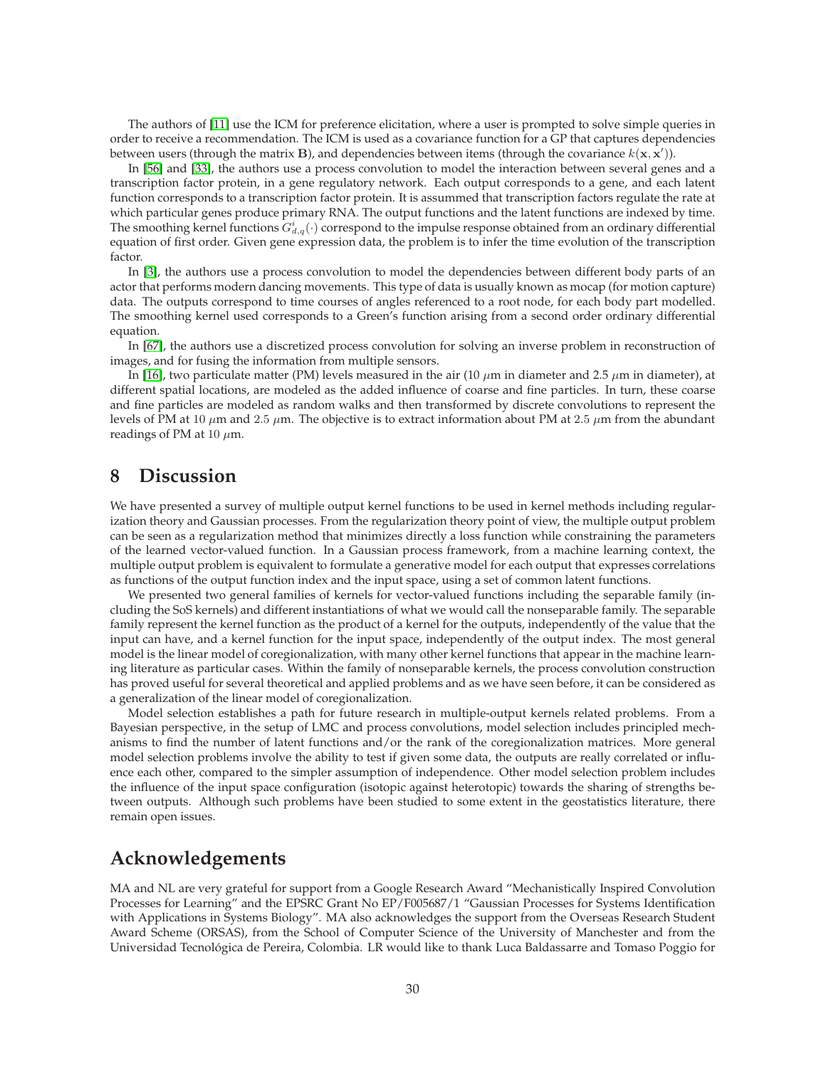The authors of [11] use the ICM for preference elicitation, where a user is prompted to solve simple queries in order to receive a recommendation. The ICM is used as a covariance function for a GP that captures dependencies between users (through the matrix $\mathbf{B}$), and dependencies between items (through the covariance $k(\mathbf{x}, \mathbf{x}')$).

In [56] and [33], the authors use a process convolution to model the interaction between several genes and a transcription factor protein, in a gene regulatory network. Each output corresponds to a gene, and each latent function corresponds to a transcription factor protein. It is assummed that transcription factors regulate the rate at which particular genes produce primary RNA. The output functions and the latent functions are indexed by time. The smoothing kernel functions $G^i_{d,q}(\cdot)$ correspond to the impulse response obtained from an ordinary differential equation of first order. Given gene expression data, the problem is to infer the time evolution of the transcription factor.

In [3], the authors use a process convolution to model the dependencies between different body parts of an actor that performs modern dancing movements. This type of data is usually known as mocap (for motion capture) data. The outputs correspond to time courses of angles referenced to a root node, for each body part modelled. The smoothing kernel used corresponds to a Green's function arising from a second order ordinary differential equation.

In [67], the authors use a discretized process convolution for solving an inverse problem in reconstruction of images, and for fusing the information from multiple sensors.

In [16], two particulate matter (PM) levels measured in the air (10 $\mu$m in diameter and 2.5 $\mu$m in diameter), at different spatial locations, are modeled as the added influence of coarse and fine particles. In turn, these coarse and fine particles are modeled as random walks and then transformed by discrete convolutions to represent the levels of PM at 10 $\mu$m and 2.5 $\mu$m. The objective is to extract information about PM at 2.5 $\mu$m from the abundant readings of PM at 10 $\mu$m.

# 8 Discussion

We have presented a survey of multiple output kernel functions to be used in kernel methods including regularization theory and Gaussian processes. From the regularization theory point of view, the multiple output problem can be seen as a regularization method that minimizes directly a loss function while constraining the parameters of the learned vector-valued function. In a Gaussian process framework, from a machine learning context, the multiple output problem is equivalent to formulate a generative model for each output that expresses correlations as functions of the output function index and the input space, using a set of common latent functions.

We presented two general families of kernels for vector-valued functions including the separable family (including the SoS kernels) and different instantiations of what we would call the nonseparable family. The separable family represent the kernel function as the product of a kernel for the outputs, independently of the value that the input can have, and a kernel function for the input space, independently of the output index. The most general model is the linear model of coregionalization, with many other kernel functions that appear in the machine learning literature as particular cases. Within the family of nonseparable kernels, the process convolution construction has proved useful for several theoretical and applied problems and as we have seen before, it can be considered as a generalization of the linear model of coregionalization.

Model selection establishes a path for future research in multiple-output kernels related problems. From a Bayesian perspective, in the setup of LMC and process convolutions, model selection includes principled mechanisms to find the number of latent functions and/or the rank of the coregionalization matrices. More general model selection problems involve the ability to test if given some data, the outputs are really correlated or influence each other, compared to the simpler assumption of independence. Other model selection problem includes the influence of the input space configuration (isotopic against heterotopic) towards the sharing of strengths between outputs. Although such problems have been studied to some extent in the geostatistics literature, there remain open issues.

# Acknowledgements

MA and NL are very grateful for support from a Google Research Award "Mechanistically Inspired Convolution Processes for Learning" and the EPSRC Grant No EP/F005687/1 "Gaussian Processes for Systems Identification with Applications in Systems Biology". MA also acknowledges the support from the Overseas Research Student Award Scheme (ORSAS), from the School of Computer Science of the University of Manchester and from the Universidad Tecnológica de Pereira, Colombia. LR would like to thank Luca Baldassarre and Tomaso Poggio for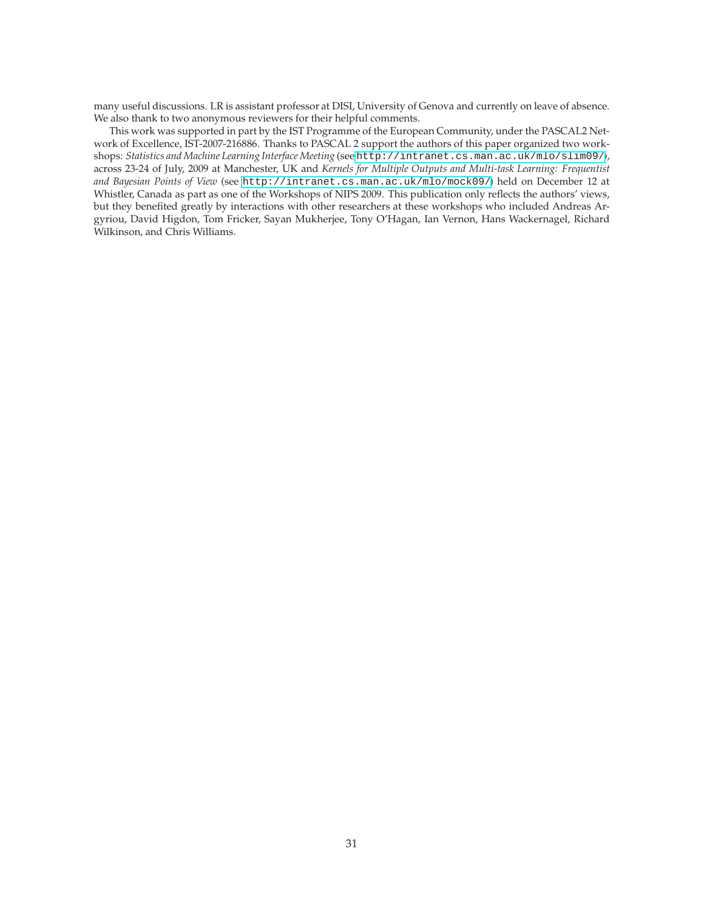many useful discussions. LR is assistant professor at DISI, University of Genova and currently on leave of absence. We also thank to two anonymous reviewers for their helpful comments.

This work was supported in part by the IST Programme of the European Community, under the PASCAL2 Network of Excellence, IST-2007-216886. Thanks to PASCAL 2 support the authors of this paper organized two workshops: *Statistics and Machine Learning Interface Meeting* (see http://intranet.cs.man.ac.uk/mlo/slim09/), across 23-24 of July, 2009 at Manchester, UK and *Kernels for Multiple Outputs and Multi-task Learning: Frequentist and Bayesian Points of View* (see http://intranet.cs.man.ac.uk/mlo/mock09/) held on December 12 at Whistler, Canada as part as one of the Workshops of NIPS 2009. This publication only reflects the authors' views, but they benefited greatly by interactions with other researchers at these workshops who included Andreas Argyriou, David Higdon, Tom Fricker, Sayan Mukherjee, Tony O'Hagan, Ian Vernon, Hans Wackernagel, Richard Wilkinson, and Chris Williams.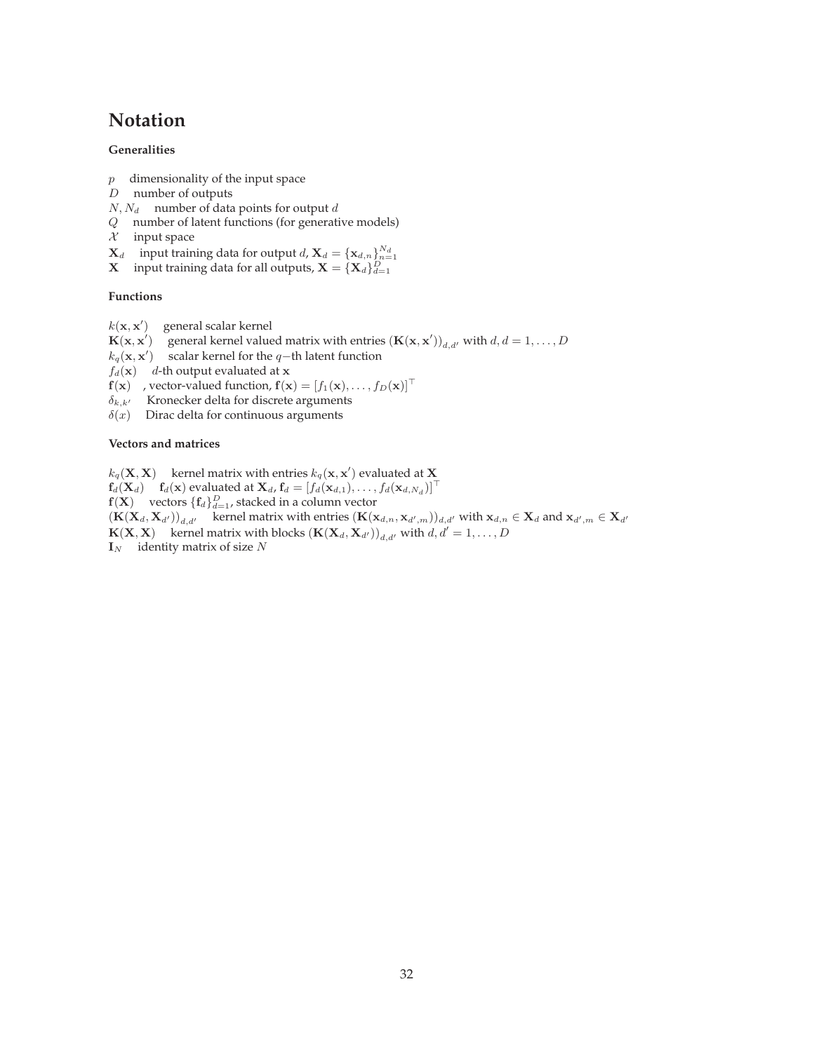# Notation

### Generalities

$p$ dimensionality of the input space
$D$ number of outputs
$N, N_d$ number of data points for output $d$
$Q$ number of latent functions (for generative models)
$\mathcal{X}$ input space
$\mathbf{X}_d$ input training data for output $d$, $\mathbf{X}_d = \{\mathbf{x}_{d,n}\}_{n=1}^{N_d}$
$\mathbf{X}$ input training data for all outputs, $\mathbf{X} = \{\mathbf{X}_d\}_{d=1}^{D}$

### Functions

$k(\mathbf{x}, \mathbf{x}')$ general scalar kernel
$\mathbf{K}(\mathbf{x}, \mathbf{x}')$ general kernel valued matrix with entries $(\mathbf{K}(\mathbf{x}, \mathbf{x}'))_{d,d'}$ with $d, d = 1, \ldots, D$
$k_q(\mathbf{x}, \mathbf{x}')$ scalar kernel for the $q-$th latent function
$f_d(\mathbf{x})$ $d$-th output evaluated at $\mathbf{x}$
$\mathbf{f}(\mathbf{x})$ , vector-valued function, $\mathbf{f}(\mathbf{x}) = [f_1(\mathbf{x}), \ldots, f_D(\mathbf{x})]^\top$
$\delta_{k,k'}$ Kronecker delta for discrete arguments
$\delta(x)$ Dirac delta for continuous arguments

### Vectors and matrices

$k_q(\mathbf{X}, \mathbf{X})$ kernel matrix with entries $k_q(\mathbf{x}, \mathbf{x}')$ evaluated at $\mathbf{X}$
$\mathbf{f}_d(\mathbf{X}_d)$ $\mathbf{f}_d(\mathbf{x})$ evaluated at $\mathbf{X}_d$, $\mathbf{f}_d = [f_d(\mathbf{x}_{d,1}), \ldots, f_d(\mathbf{x}_{d,N_d})]^\top$
$\mathbf{f}(\mathbf{X})$ vectors $\{\mathbf{f}_d\}_{d=1}^{D}$, stacked in a column vector
$(\mathbf{K}(\mathbf{X}_d, \mathbf{X}_{d'}))_{d,d'}$ kernel matrix with entries $(\mathbf{K}(\mathbf{x}_{d,n}, \mathbf{x}_{d',m}))_{d,d'}$ with $\mathbf{x}_{d,n} \in \mathbf{X}_d$ and $\mathbf{x}_{d',m} \in \mathbf{X}_{d'}$
$\mathbf{K}(\mathbf{X}, \mathbf{X})$ kernel matrix with blocks $(\mathbf{K}(\mathbf{X}_d, \mathbf{X}_{d'}))_{d,d'}$ with $d, d' = 1, \ldots, D$
$\mathbf{I}_N$ identity matrix of size $N$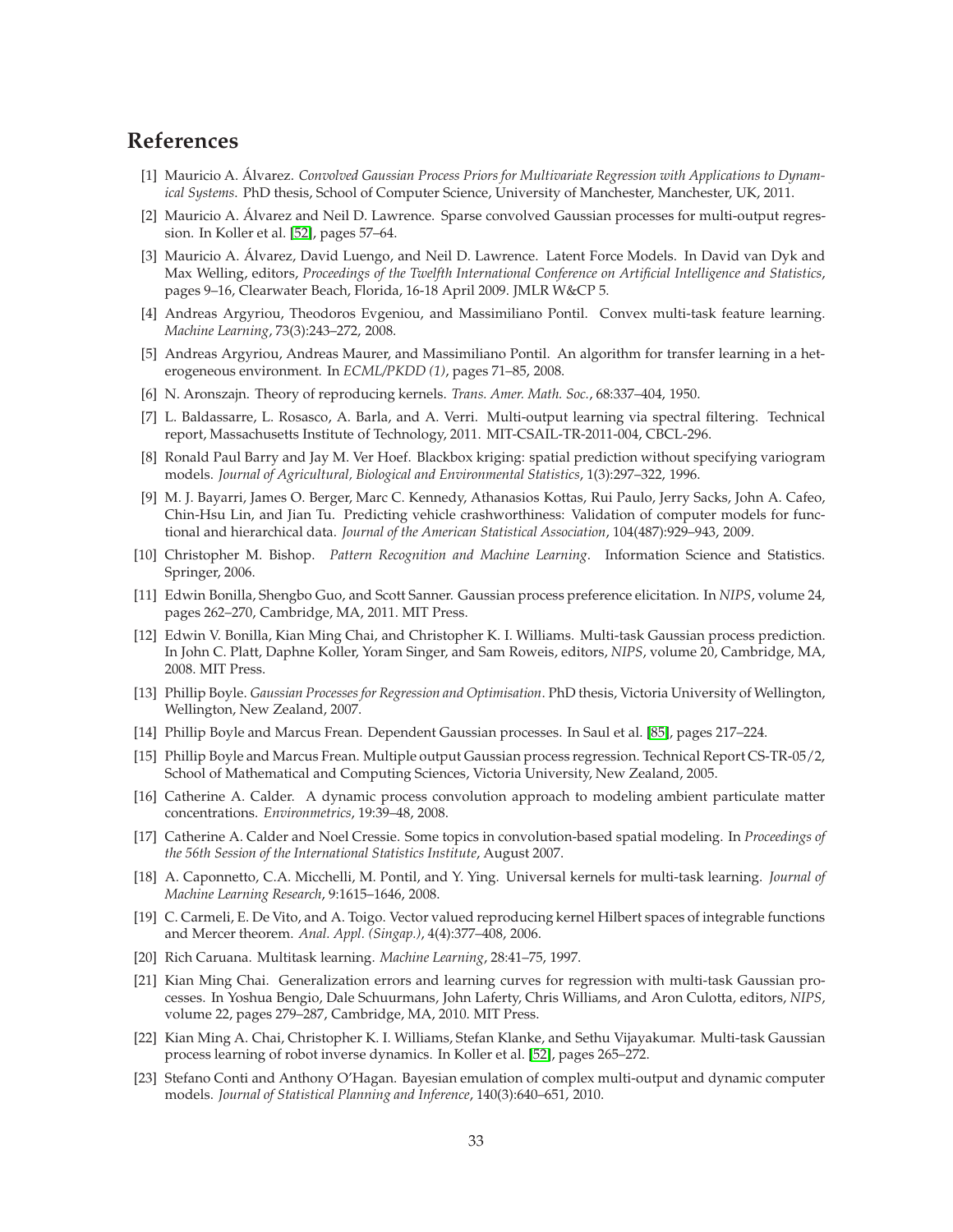# References

[1] Mauricio A. Álvarez. *Convolved Gaussian Process Priors for Multivariate Regression with Applications to Dynamical Systems*. PhD thesis, School of Computer Science, University of Manchester, Manchester, UK, 2011.

[2] Mauricio A. Álvarez and Neil D. Lawrence. Sparse convolved Gaussian processes for multi-output regression. In Koller et al. [52], pages 57–64.

[3] Mauricio A. Álvarez, David Luengo, and Neil D. Lawrence. Latent Force Models. In David van Dyk and Max Welling, editors, *Proceedings of the Twelfth International Conference on Artificial Intelligence and Statistics*, pages 9–16, Clearwater Beach, Florida, 16-18 April 2009. JMLR W&CP 5.

[4] Andreas Argyriou, Theodoros Evgeniou, and Massimiliano Pontil. Convex multi-task feature learning. *Machine Learning*, 73(3):243–272, 2008.

[5] Andreas Argyriou, Andreas Maurer, and Massimiliano Pontil. An algorithm for transfer learning in a heterogeneous environment. In *ECML/PKDD (1)*, pages 71–85, 2008.

[6] N. Aronszajn. Theory of reproducing kernels. *Trans. Amer. Math. Soc.*, 68:337–404, 1950.

[7] L. Baldassarre, L. Rosasco, A. Barla, and A. Verri. Multi-output learning via spectral filtering. Technical report, Massachusetts Institute of Technology, 2011. MIT-CSAIL-TR-2011-004, CBCL-296.

[8] Ronald Paul Barry and Jay M. Ver Hoef. Blackbox kriging: spatial prediction without specifying variogram models. *Journal of Agricultural, Biological and Environmental Statistics*, 1(3):297–322, 1996.

[9] M. J. Bayarri, James O. Berger, Marc C. Kennedy, Athanasios Kottas, Rui Paulo, Jerry Sacks, John A. Cafeo, Chin-Hsu Lin, and Jian Tu. Predicting vehicle crashworthiness: Validation of computer models for functional and hierarchical data. *Journal of the American Statistical Association*, 104(487):929–943, 2009.

[10] Christopher M. Bishop. *Pattern Recognition and Machine Learning*. Information Science and Statistics. Springer, 2006.

[11] Edwin Bonilla, Shengbo Guo, and Scott Sanner. Gaussian process preference elicitation. In *NIPS*, volume 24, pages 262–270, Cambridge, MA, 2011. MIT Press.

[12] Edwin V. Bonilla, Kian Ming Chai, and Christopher K. I. Williams. Multi-task Gaussian process prediction. In John C. Platt, Daphne Koller, Yoram Singer, and Sam Roweis, editors, *NIPS*, volume 20, Cambridge, MA, 2008. MIT Press.

[13] Phillip Boyle. *Gaussian Processes for Regression and Optimisation*. PhD thesis, Victoria University of Wellington, Wellington, New Zealand, 2007.

[14] Phillip Boyle and Marcus Frean. Dependent Gaussian processes. In Saul et al. [85], pages 217–224.

[15] Phillip Boyle and Marcus Frean. Multiple output Gaussian process regression. Technical Report CS-TR-05/2, School of Mathematical and Computing Sciences, Victoria University, New Zealand, 2005.

[16] Catherine A. Calder. A dynamic process convolution approach to modeling ambient particulate matter concentrations. *Environmetrics*, 19:39–48, 2008.

[17] Catherine A. Calder and Noel Cressie. Some topics in convolution-based spatial modeling. In *Proceedings of the 56th Session of the International Statistics Institute*, August 2007.

[18] A. Caponnetto, C.A. Micchelli, M. Pontil, and Y. Ying. Universal kernels for multi-task learning. *Journal of Machine Learning Research*, 9:1615–1646, 2008.

[19] C. Carmeli, E. De Vito, and A. Toigo. Vector valued reproducing kernel Hilbert spaces of integrable functions and Mercer theorem. *Anal. Appl. (Singap.)*, 4(4):377–408, 2006.

[20] Rich Caruana. Multitask learning. *Machine Learning*, 28:41–75, 1997.

[21] Kian Ming Chai. Generalization errors and learning curves for regression with multi-task Gaussian processes. In Yoshua Bengio, Dale Schuurmans, John Laferty, Chris Williams, and Aron Culotta, editors, *NIPS*, volume 22, pages 279–287, Cambridge, MA, 2010. MIT Press.

[22] Kian Ming A. Chai, Christopher K. I. Williams, Stefan Klanke, and Sethu Vijayakumar. Multi-task Gaussian process learning of robot inverse dynamics. In Koller et al. [52], pages 265–272.

[23] Stefano Conti and Anthony O'Hagan. Bayesian emulation of complex multi-output and dynamic computer models. *Journal of Statistical Planning and Inference*, 140(3):640–651, 2010.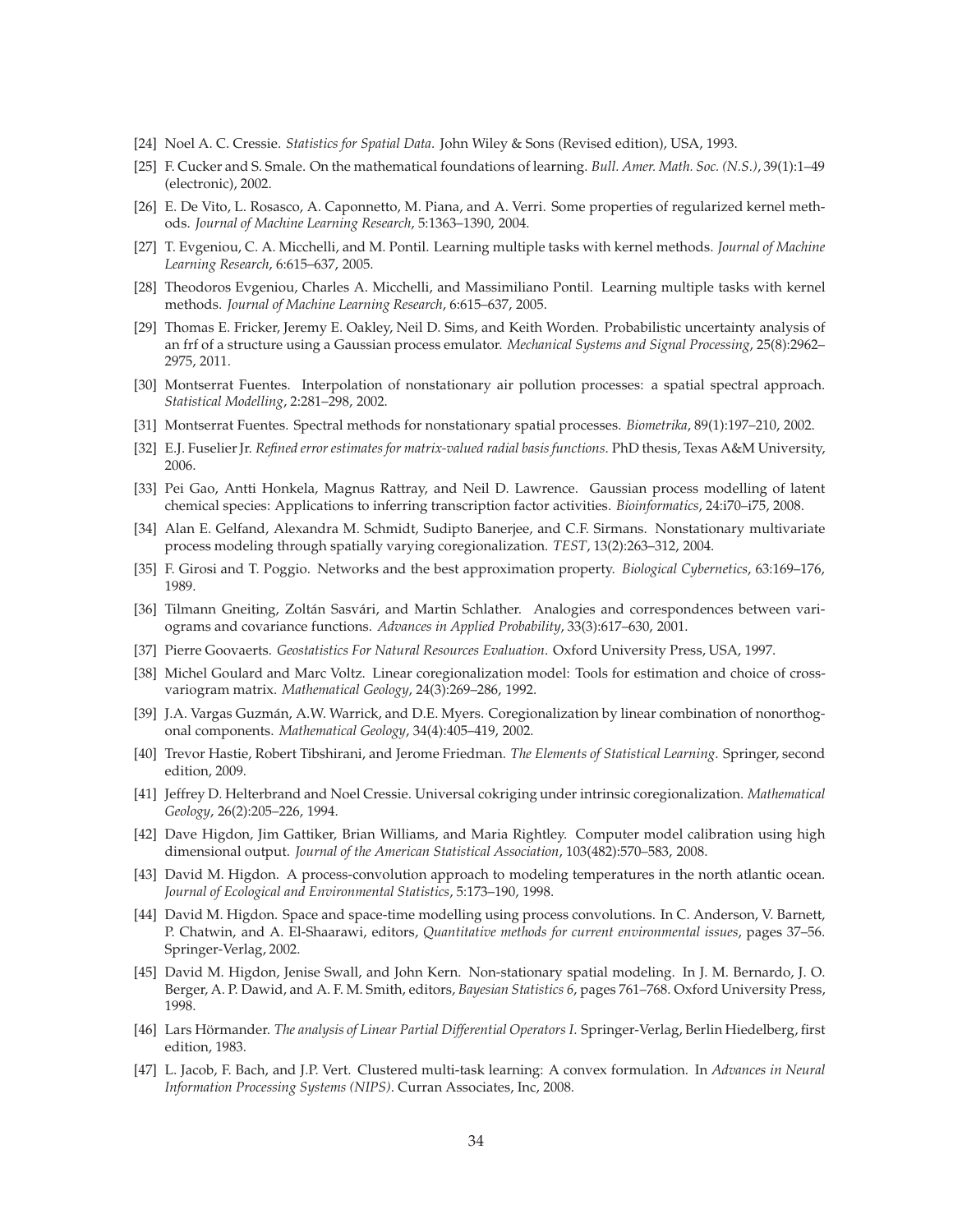[24] Noel A. C. Cressie. *Statistics for Spatial Data*. John Wiley & Sons (Revised edition), USA, 1993.

[25] F. Cucker and S. Smale. On the mathematical foundations of learning. *Bull. Amer. Math. Soc. (N.S.)*, 39(1):1–49 (electronic), 2002.

[26] E. De Vito, L. Rosasco, A. Caponnetto, M. Piana, and A. Verri. Some properties of regularized kernel methods. *Journal of Machine Learning Research*, 5:1363–1390, 2004.

[27] T. Evgeniou, C. A. Micchelli, and M. Pontil. Learning multiple tasks with kernel methods. *Journal of Machine Learning Research*, 6:615–637, 2005.

[28] Theodoros Evgeniou, Charles A. Micchelli, and Massimiliano Pontil. Learning multiple tasks with kernel methods. *Journal of Machine Learning Research*, 6:615–637, 2005.

[29] Thomas E. Fricker, Jeremy E. Oakley, Neil D. Sims, and Keith Worden. Probabilistic uncertainty analysis of an frf of a structure using a Gaussian process emulator. *Mechanical Systems and Signal Processing*, 25(8):2962–2975, 2011.

[30] Montserrat Fuentes. Interpolation of nonstationary air pollution processes: a spatial spectral approach. *Statistical Modelling*, 2:281–298, 2002.

[31] Montserrat Fuentes. Spectral methods for nonstationary spatial processes. *Biometrika*, 89(1):197–210, 2002.

[32] E.J. Fuselier Jr. *Refined error estimates for matrix-valued radial basis functions*. PhD thesis, Texas A&M University, 2006.

[33] Pei Gao, Antti Honkela, Magnus Rattray, and Neil D. Lawrence. Gaussian process modelling of latent chemical species: Applications to inferring transcription factor activities. *Bioinformatics*, 24:i70–i75, 2008.

[34] Alan E. Gelfand, Alexandra M. Schmidt, Sudipto Banerjee, and C.F. Sirmans. Nonstationary multivariate process modeling through spatially varying coregionalization. *TEST*, 13(2):263–312, 2004.

[35] F. Girosi and T. Poggio. Networks and the best approximation property. *Biological Cybernetics*, 63:169–176, 1989.

[36] Tilmann Gneiting, Zoltán Sasvári, and Martin Schlather. Analogies and correspondences between variograms and covariance functions. *Advances in Applied Probability*, 33(3):617–630, 2001.

[37] Pierre Goovaerts. *Geostatistics For Natural Resources Evaluation*. Oxford University Press, USA, 1997.

[38] Michel Goulard and Marc Voltz. Linear coregionalization model: Tools for estimation and choice of cross-variogram matrix. *Mathematical Geology*, 24(3):269–286, 1992.

[39] J.A. Vargas Guzmán, A.W. Warrick, and D.E. Myers. Coregionalization by linear combination of nonorthogonal components. *Mathematical Geology*, 34(4):405–419, 2002.

[40] Trevor Hastie, Robert Tibshirani, and Jerome Friedman. *The Elements of Statistical Learning*. Springer, second edition, 2009.

[41] Jeffrey D. Helterbrand and Noel Cressie. Universal cokriging under intrinsic coregionalization. *Mathematical Geology*, 26(2):205–226, 1994.

[42] Dave Higdon, Jim Gattiker, Brian Williams, and Maria Rightley. Computer model calibration using high dimensional output. *Journal of the American Statistical Association*, 103(482):570–583, 2008.

[43] David M. Higdon. A process-convolution approach to modeling temperatures in the north atlantic ocean. *Journal of Ecological and Environmental Statistics*, 5:173–190, 1998.

[44] David M. Higdon. Space and space-time modelling using process convolutions. In C. Anderson, V. Barnett, P. Chatwin, and A. El-Shaarawi, editors, *Quantitative methods for current environmental issues*, pages 37–56. Springer-Verlag, 2002.

[45] David M. Higdon, Jenise Swall, and John Kern. Non-stationary spatial modeling. In J. M. Bernardo, J. O. Berger, A. P. Dawid, and A. F. M. Smith, editors, *Bayesian Statistics 6*, pages 761–768. Oxford University Press, 1998.

[46] Lars Hörmander. *The analysis of Linear Partial Differential Operators I*. Springer-Verlag, Berlin Hiedelberg, first edition, 1983.

[47] L. Jacob, F. Bach, and J.P. Vert. Clustered multi-task learning: A convex formulation. In *Advances in Neural Information Processing Systems (NIPS)*. Curran Associates, Inc, 2008.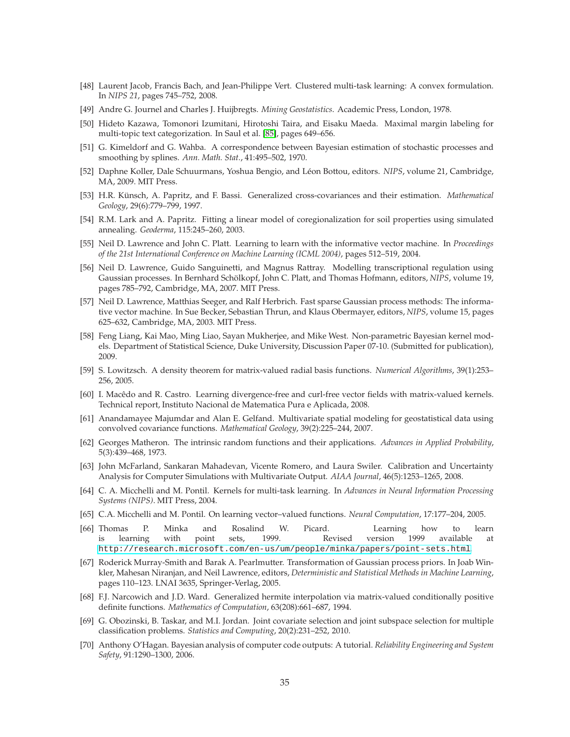[48] Laurent Jacob, Francis Bach, and Jean-Philippe Vert. Clustered multi-task learning: A convex formulation. In *NIPS 21*, pages 745–752, 2008.

[49] Andre G. Journel and Charles J. Huijbregts. *Mining Geostatistics*. Academic Press, London, 1978.

[50] Hideto Kazawa, Tomonori Izumitani, Hirotoshi Taira, and Eisaku Maeda. Maximal margin labeling for multi-topic text categorization. In Saul et al. [85], pages 649–656.

[51] G. Kimeldorf and G. Wahba. A correspondence between Bayesian estimation of stochastic processes and smoothing by splines. *Ann. Math. Stat.*, 41:495–502, 1970.

[52] Daphne Koller, Dale Schuurmans, Yoshua Bengio, and Léon Bottou, editors. *NIPS*, volume 21, Cambridge, MA, 2009. MIT Press.

[53] H.R. Künsch, A. Papritz, and F. Bassi. Generalized cross-covariances and their estimation. *Mathematical Geology*, 29(6):779–799, 1997.

[54] R.M. Lark and A. Papritz. Fitting a linear model of coregionalization for soil properties using simulated annealing. *Geoderma*, 115:245–260, 2003.

[55] Neil D. Lawrence and John C. Platt. Learning to learn with the informative vector machine. In *Proceedings of the 21st International Conference on Machine Learning (ICML 2004)*, pages 512–519, 2004.

[56] Neil D. Lawrence, Guido Sanguinetti, and Magnus Rattray. Modelling transcriptional regulation using Gaussian processes. In Bernhard Schölkopf, John C. Platt, and Thomas Hofmann, editors, *NIPS*, volume 19, pages 785–792, Cambridge, MA, 2007. MIT Press.

[57] Neil D. Lawrence, Matthias Seeger, and Ralf Herbrich. Fast sparse Gaussian process methods: The informative vector machine. In Sue Becker, Sebastian Thrun, and Klaus Obermayer, editors, *NIPS*, volume 15, pages 625–632, Cambridge, MA, 2003. MIT Press.

[58] Feng Liang, Kai Mao, Ming Liao, Sayan Mukherjee, and Mike West. Non-parametric Bayesian kernel models. Department of Statistical Science, Duke University, Discussion Paper 07-10. (Submitted for publication), 2009.

[59] S. Lowitzsch. A density theorem for matrix-valued radial basis functions. *Numerical Algorithms*, 39(1):253–256, 2005.

[60] I. Macêdo and R. Castro. Learning divergence-free and curl-free vector fields with matrix-valued kernels. Technical report, Instituto Nacional de Matematica Pura e Aplicada, 2008.

[61] Anandamayee Majumdar and Alan E. Gelfand. Multivariate spatial modeling for geostatistical data using convolved covariance functions. *Mathematical Geology*, 39(2):225–244, 2007.

[62] Georges Matheron. The intrinsic random functions and their applications. *Advances in Applied Probability*, 5(3):439–468, 1973.

[63] John McFarland, Sankaran Mahadevan, Vicente Romero, and Laura Swiler. Calibration and Uncertainty Analysis for Computer Simulations with Multivariate Output. *AIAA Journal*, 46(5):1253–1265, 2008.

[64] C. A. Micchelli and M. Pontil. Kernels for multi-task learning. In *Advances in Neural Information Processing Systems (NIPS)*. MIT Press, 2004.

[65] C.A. Micchelli and M. Pontil. On learning vector–valued functions. *Neural Computation*, 17:177–204, 2005.

[66] Thomas P. Minka and Rosalind W. Picard. Learning how to learn is learning with point sets, 1999. Revised version 1999 available at http://research.microsoft.com/en-us/um/people/minka/papers/point-sets.html.

[67] Roderick Murray-Smith and Barak A. Pearlmutter. Transformation of Gaussian process priors. In Joab Winkler, Mahesan Niranjan, and Neil Lawrence, editors, *Deterministic and Statistical Methods in Machine Learning*, pages 110–123. LNAI 3635, Springer-Verlag, 2005.

[68] F.J. Narcowich and J.D. Ward. Generalized hermite interpolation via matrix-valued conditionally positive definite functions. *Mathematics of Computation*, 63(208):661–687, 1994.

[69] G. Obozinski, B. Taskar, and M.I. Jordan. Joint covariate selection and joint subspace selection for multiple classification problems. *Statistics and Computing*, 20(2):231–252, 2010.

[70] Anthony O'Hagan. Bayesian analysis of computer code outputs: A tutorial. *Reliability Engineering and System Safety*, 91:1290–1300, 2006.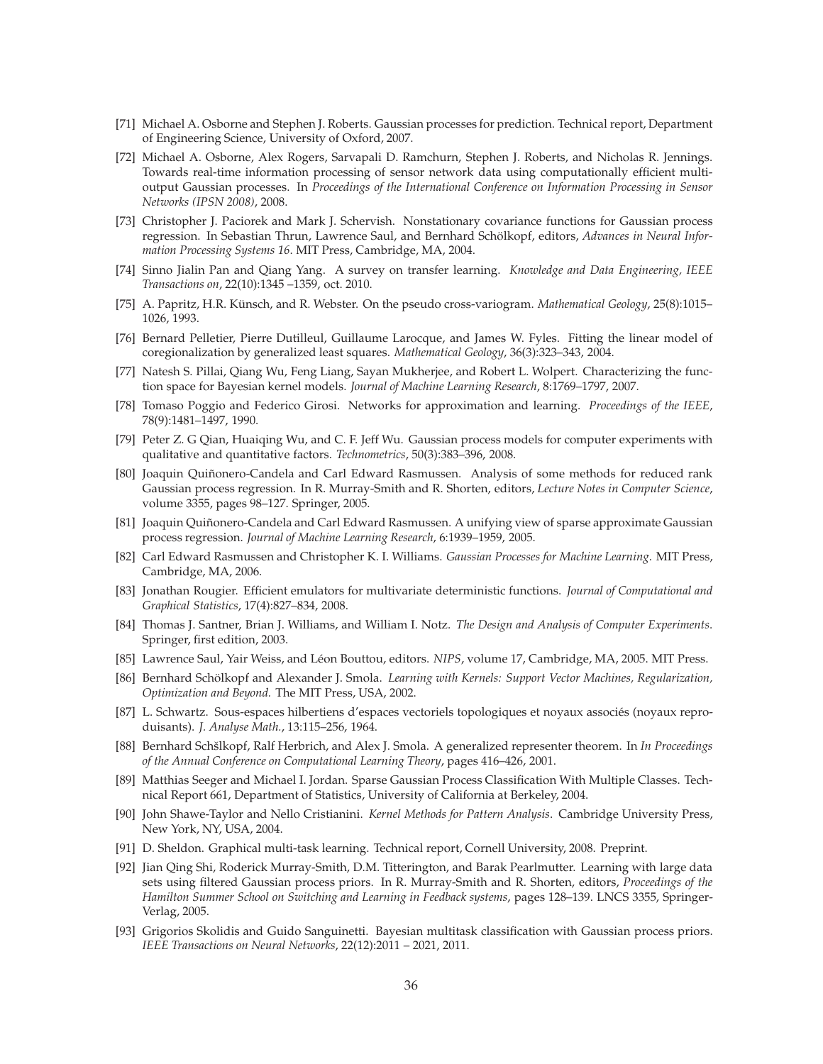[71] Michael A. Osborne and Stephen J. Roberts. Gaussian processes for prediction. Technical report, Department of Engineering Science, University of Oxford, 2007.

[72] Michael A. Osborne, Alex Rogers, Sarvapali D. Ramchurn, Stephen J. Roberts, and Nicholas R. Jennings. Towards real-time information processing of sensor network data using computationally efficient multi-output Gaussian processes. In *Proceedings of the International Conference on Information Processing in Sensor Networks (IPSN 2008)*, 2008.

[73] Christopher J. Paciorek and Mark J. Schervish. Nonstationary covariance functions for Gaussian process regression. In Sebastian Thrun, Lawrence Saul, and Bernhard Schölkopf, editors, *Advances in Neural Information Processing Systems 16*. MIT Press, Cambridge, MA, 2004.

[74] Sinno Jialin Pan and Qiang Yang. A survey on transfer learning. *Knowledge and Data Engineering, IEEE Transactions on*, 22(10):1345 –1359, oct. 2010.

[75] A. Papritz, H.R. Künsch, and R. Webster. On the pseudo cross-variogram. *Mathematical Geology*, 25(8):1015–1026, 1993.

[76] Bernard Pelletier, Pierre Dutilleul, Guillaume Larocque, and James W. Fyles. Fitting the linear model of coregionalization by generalized least squares. *Mathematical Geology*, 36(3):323–343, 2004.

[77] Natesh S. Pillai, Qiang Wu, Feng Liang, Sayan Mukherjee, and Robert L. Wolpert. Characterizing the function space for Bayesian kernel models. *Journal of Machine Learning Research*, 8:1769–1797, 2007.

[78] Tomaso Poggio and Federico Girosi. Networks for approximation and learning. *Proceedings of the IEEE*, 78(9):1481–1497, 1990.

[79] Peter Z. G Qian, Huaiqing Wu, and C. F. Jeff Wu. Gaussian process models for computer experiments with qualitative and quantitative factors. *Technometrics*, 50(3):383–396, 2008.

[80] Joaquin Quiñonero-Candela and Carl Edward Rasmussen. Analysis of some methods for reduced rank Gaussian process regression. In R. Murray-Smith and R. Shorten, editors, *Lecture Notes in Computer Science*, volume 3355, pages 98–127. Springer, 2005.

[81] Joaquin Quiñonero-Candela and Carl Edward Rasmussen. A unifying view of sparse approximate Gaussian process regression. *Journal of Machine Learning Research*, 6:1939–1959, 2005.

[82] Carl Edward Rasmussen and Christopher K. I. Williams. *Gaussian Processes for Machine Learning*. MIT Press, Cambridge, MA, 2006.

[83] Jonathan Rougier. Efficient emulators for multivariate deterministic functions. *Journal of Computational and Graphical Statistics*, 17(4):827–834, 2008.

[84] Thomas J. Santner, Brian J. Williams, and William I. Notz. *The Design and Analysis of Computer Experiments*. Springer, first edition, 2003.

[85] Lawrence Saul, Yair Weiss, and Léon Bouttou, editors. *NIPS*, volume 17, Cambridge, MA, 2005. MIT Press.

[86] Bernhard Schölkopf and Alexander J. Smola. *Learning with Kernels: Support Vector Machines, Regularization, Optimization and Beyond*. The MIT Press, USA, 2002.

[87] L. Schwartz. Sous-espaces hilbertiens d'espaces vectoriels topologiques et noyaux associés (noyaux reproduisants). *J. Analyse Math.*, 13:115–256, 1964.

[88] Bernhard Schšlkopf, Ralf Herbrich, and Alex J. Smola. A generalized representer theorem. In *In Proceedings of the Annual Conference on Computational Learning Theory*, pages 416–426, 2001.

[89] Matthias Seeger and Michael I. Jordan. Sparse Gaussian Process Classification With Multiple Classes. Technical Report 661, Department of Statistics, University of California at Berkeley, 2004.

[90] John Shawe-Taylor and Nello Cristianini. *Kernel Methods for Pattern Analysis*. Cambridge University Press, New York, NY, USA, 2004.

[91] D. Sheldon. Graphical multi-task learning. Technical report, Cornell University, 2008. Preprint.

[92] Jian Qing Shi, Roderick Murray-Smith, D.M. Titterington, and Barak Pearlmutter. Learning with large data sets using filtered Gaussian process priors. In R. Murray-Smith and R. Shorten, editors, *Proceedings of the Hamilton Summer School on Switching and Learning in Feedback systems*, pages 128–139. LNCS 3355, Springer-Verlag, 2005.

[93] Grigorios Skolidis and Guido Sanguinetti. Bayesian multitask classification with Gaussian process priors. *IEEE Transactions on Neural Networks*, 22(12):2011 – 2021, 2011.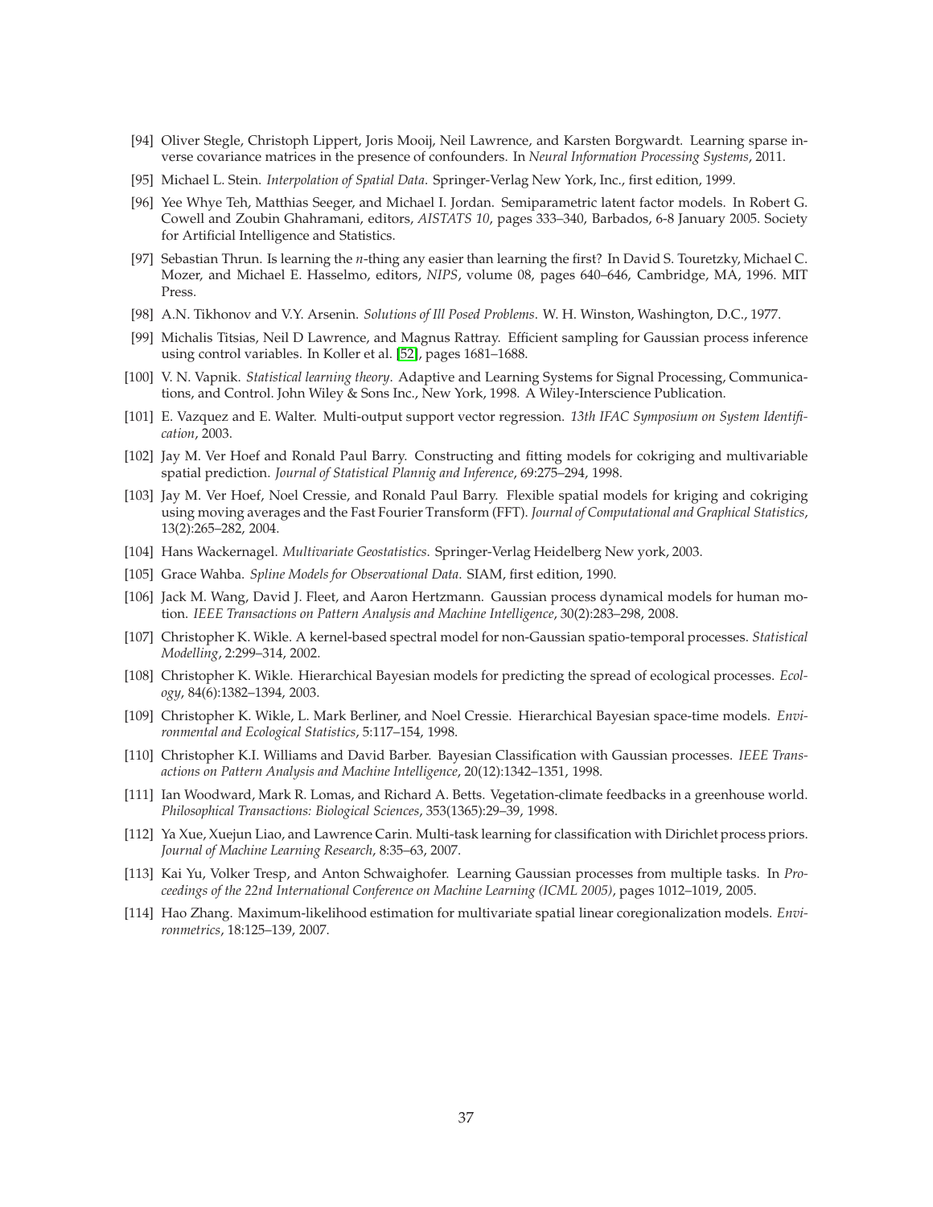- [94] Oliver Stegle, Christoph Lippert, Joris Mooij, Neil Lawrence, and Karsten Borgwardt. Learning sparse inverse covariance matrices in the presence of confounders. In *Neural Information Processing Systems*, 2011.
- [95] Michael L. Stein. *Interpolation of Spatial Data.* Springer-Verlag New York, Inc., first edition, 1999.
- [96] Yee Whye Teh, Matthias Seeger, and Michael I. Jordan. Semiparametric latent factor models. In Robert G. Cowell and Zoubin Ghahramani, editors, *AISTATS 10*, pages 333–340, Barbados, 6-8 January 2005. Society for Artificial Intelligence and Statistics.
- [97] Sebastian Thrun. Is learning the $n$-thing any easier than learning the first? In David S. Touretzky, Michael C. Mozer, and Michael E. Hasselmo, editors, *NIPS*, volume 08, pages 640–646, Cambridge, MA, 1996. MIT Press.
- [98] A.N. Tikhonov and V.Y. Arsenin. *Solutions of Ill Posed Problems.* W. H. Winston, Washington, D.C., 1977.
- [99] Michalis Titsias, Neil D Lawrence, and Magnus Rattray. Efficient sampling for Gaussian process inference using control variables. In Koller et al. [52], pages 1681–1688.
- [100] V. N. Vapnik. *Statistical learning theory*. Adaptive and Learning Systems for Signal Processing, Communications, and Control. John Wiley & Sons Inc., New York, 1998. A Wiley-Interscience Publication.
- [101] E. Vazquez and E. Walter. Multi-output support vector regression. *13th IFAC Symposium on System Identification*, 2003.
- [102] Jay M. Ver Hoef and Ronald Paul Barry. Constructing and fitting models for cokriging and multivariable spatial prediction. *Journal of Statistical Plannig and Inference*, 69:275–294, 1998.
- [103] Jay M. Ver Hoef, Noel Cressie, and Ronald Paul Barry. Flexible spatial models for kriging and cokriging using moving averages and the Fast Fourier Transform (FFT). *Journal of Computational and Graphical Statistics*, 13(2):265–282, 2004.
- [104] Hans Wackernagel. *Multivariate Geostatistics.* Springer-Verlag Heidelberg New york, 2003.
- [105] Grace Wahba. *Spline Models for Observational Data.* SIAM, first edition, 1990.
- [106] Jack M. Wang, David J. Fleet, and Aaron Hertzmann. Gaussian process dynamical models for human motion. *IEEE Transactions on Pattern Analysis and Machine Intelligence*, 30(2):283–298, 2008.
- [107] Christopher K. Wikle. A kernel-based spectral model for non-Gaussian spatio-temporal processes. *Statistical Modelling*, 2:299–314, 2002.
- [108] Christopher K. Wikle. Hierarchical Bayesian models for predicting the spread of ecological processes. *Ecology*, 84(6):1382–1394, 2003.
- [109] Christopher K. Wikle, L. Mark Berliner, and Noel Cressie. Hierarchical Bayesian space-time models. *Environmental and Ecological Statistics*, 5:117–154, 1998.
- [110] Christopher K.I. Williams and David Barber. Bayesian Classification with Gaussian processes. *IEEE Transactions on Pattern Analysis and Machine Intelligence*, 20(12):1342–1351, 1998.
- [111] Ian Woodward, Mark R. Lomas, and Richard A. Betts. Vegetation-climate feedbacks in a greenhouse world. *Philosophical Transactions: Biological Sciences*, 353(1365):29–39, 1998.
- [112] Ya Xue, Xuejun Liao, and Lawrence Carin. Multi-task learning for classification with Dirichlet process priors. *Journal of Machine Learning Research*, 8:35–63, 2007.
- [113] Kai Yu, Volker Tresp, and Anton Schwaighofer. Learning Gaussian processes from multiple tasks. In *Proceedings of the 22nd International Conference on Machine Learning (ICML 2005)*, pages 1012–1019, 2005.
- [114] Hao Zhang. Maximum-likelihood estimation for multivariate spatial linear coregionalization models. *Environmetrics*, 18:125–139, 2007.